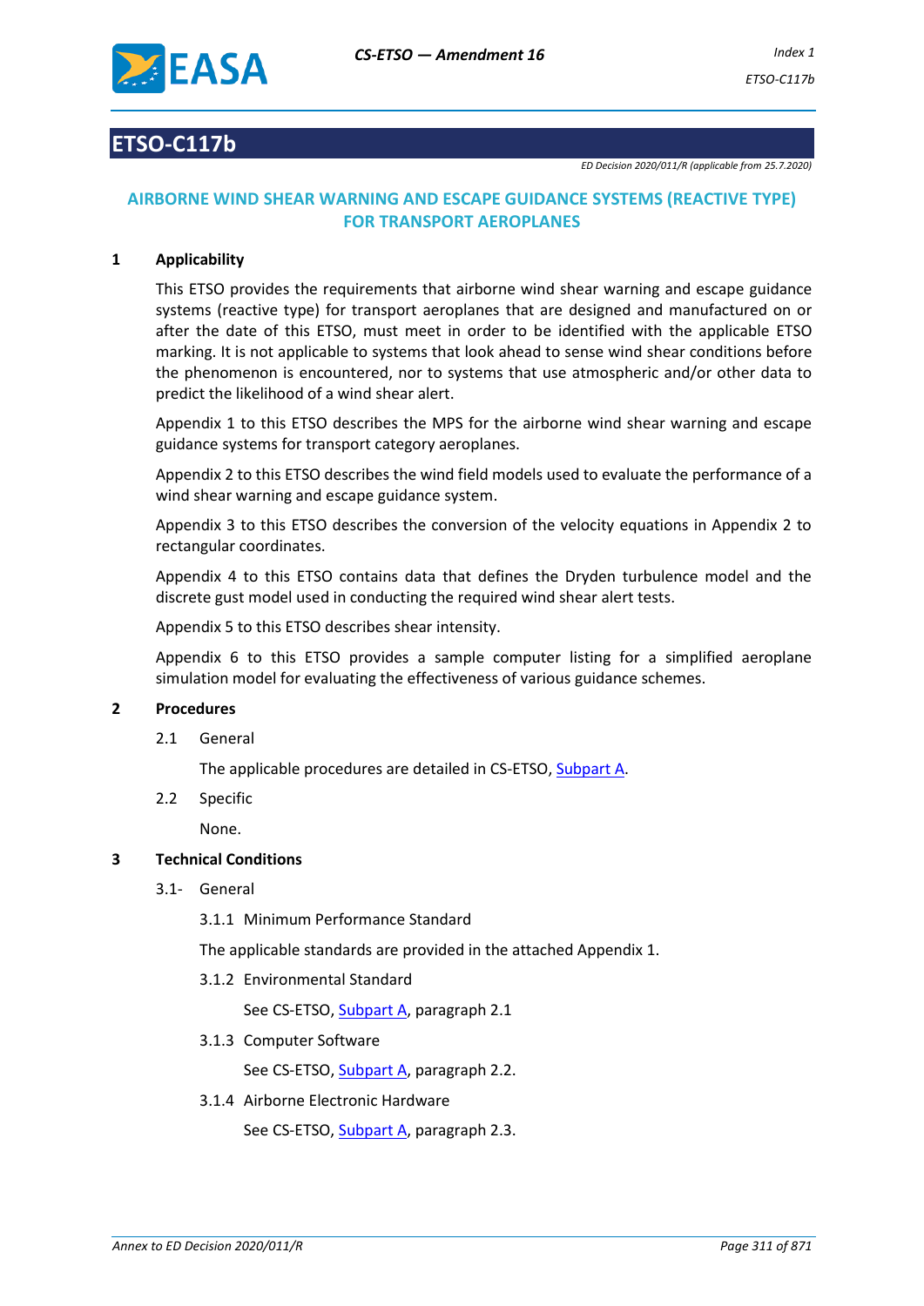# ETSO-C117b

*ED Decision 2020/011/R (applicable from 25.7.2020)*

## AIRBORNE WIND SHEAR WARNING AND ESCAPE GUIDANCE SYSTEMS (REACTIVE TYPE) FOR TRANSPORT AEROPLANES

### 1 Applicability

This ETSO provides the requirements that airborne wind shear warning and escape guidance systems (reactive type) for transport aeroplanes that are designed and manufactured on or after the date of this ETSO, must meet in order to be identified with the applicable ETSO marking. It is not applicable to systems that look ahead to sense wind shear conditions before the phenomenon is encountered, nor to systems that use atmospheric and/or other data to predict the likelihood of a wind shear alert.

Appendix 1 to this ETSO describes the MPS for the airborne wind shear warning and escape guidance systems for transport category aeroplanes.

Appendix 2 to this ETSO describes the wind field models used to evaluate the performance of a wind shear warning and escape guidance system.

Appendix 3 to this ETSO describes the conversion of the velocity equations in Appendix 2 to rectangular coordinates.

Appendix 4 to this ETSO contains data that defines the Dryden turbulence model and the discrete gust model used in conducting the required wind shear alert tests.

Appendix 5 to this ETSO describes shear intensity.

Appendix 6 to this ETSO provides a sample computer listing for a simplified aeroplane simulation model for evaluating the effectiveness of various guidance schemes.

### 2 Procedures

2.1 General

The applicable procedures are detailed in CS-ETSO, Subpart A.

2.2 Specific

None.

### 3 Technical Conditions

3.1- General

3.1.1 Minimum Performance Standard

The applicable standards are provided in the attached Appendix 1.

3.1.2 Environmental Standard

See CS-ETSO, Subpart A, paragraph 2.1

3.1.3 Computer Software

See CS-ETSO, Subpart A, paragraph 2.2.

3.1.4 Airborne Electronic Hardware

See CS-ETSO, Subpart A, paragraph 2.3.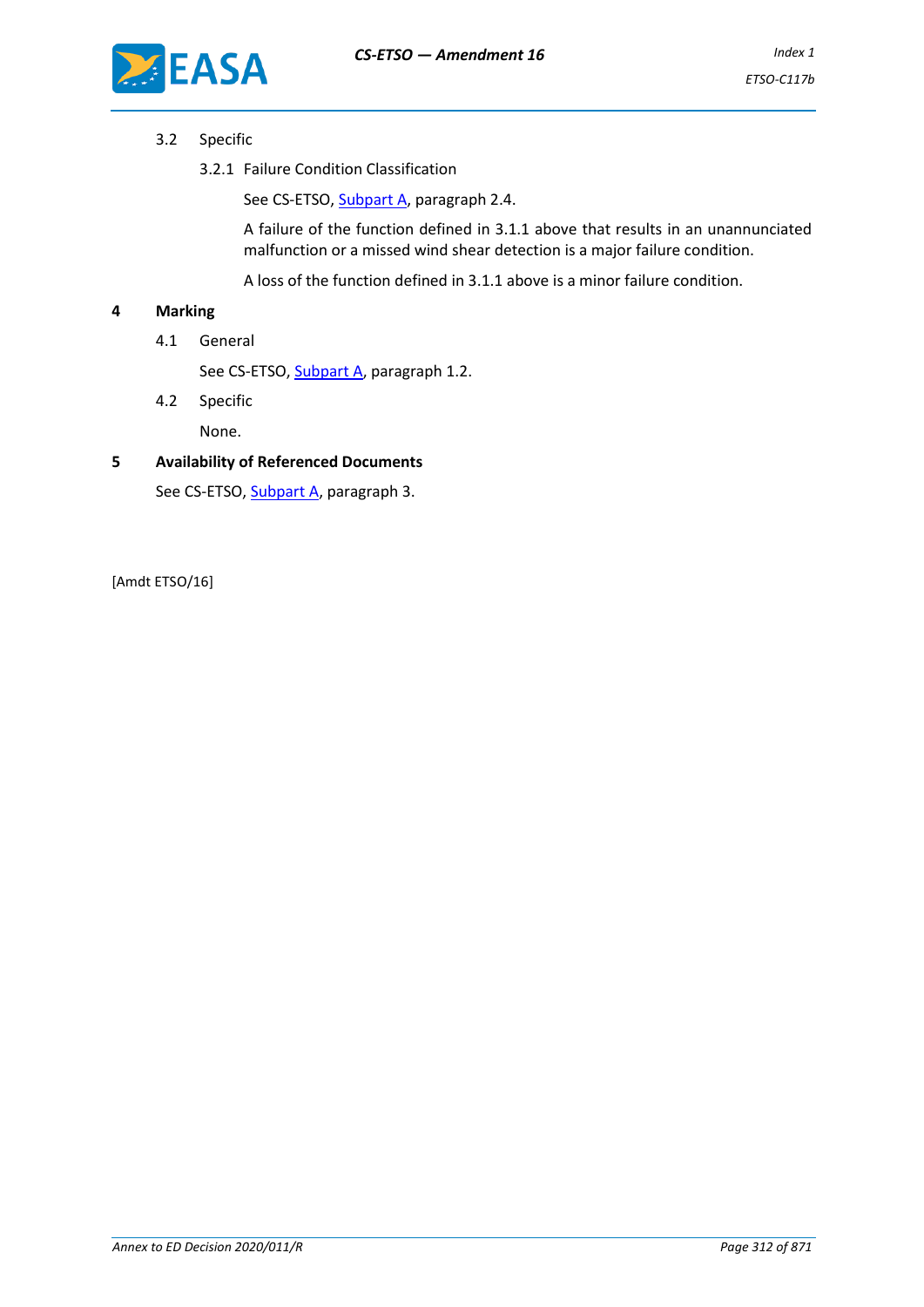3.2 Specific

3.2.1 Failure Condition Classification

See CS-ETSO, Subpart A, paragraph 2.4.

A failure of the function defined in 3.1.1 above that results in an unannunciated malfunction or a missed wind shear detection is a major failure condition.

A loss of the function defined in 3.1.1 above is a minor failure condition.

## 4 Marking

4.1 General

See CS-ETSO, Subpart A, paragraph 1.2.

4.2 Specific

None.

## 5 Availability of Referenced Documents

See CS-ETSO, Subpart A, paragraph 3.

[Amdt ETSO/16]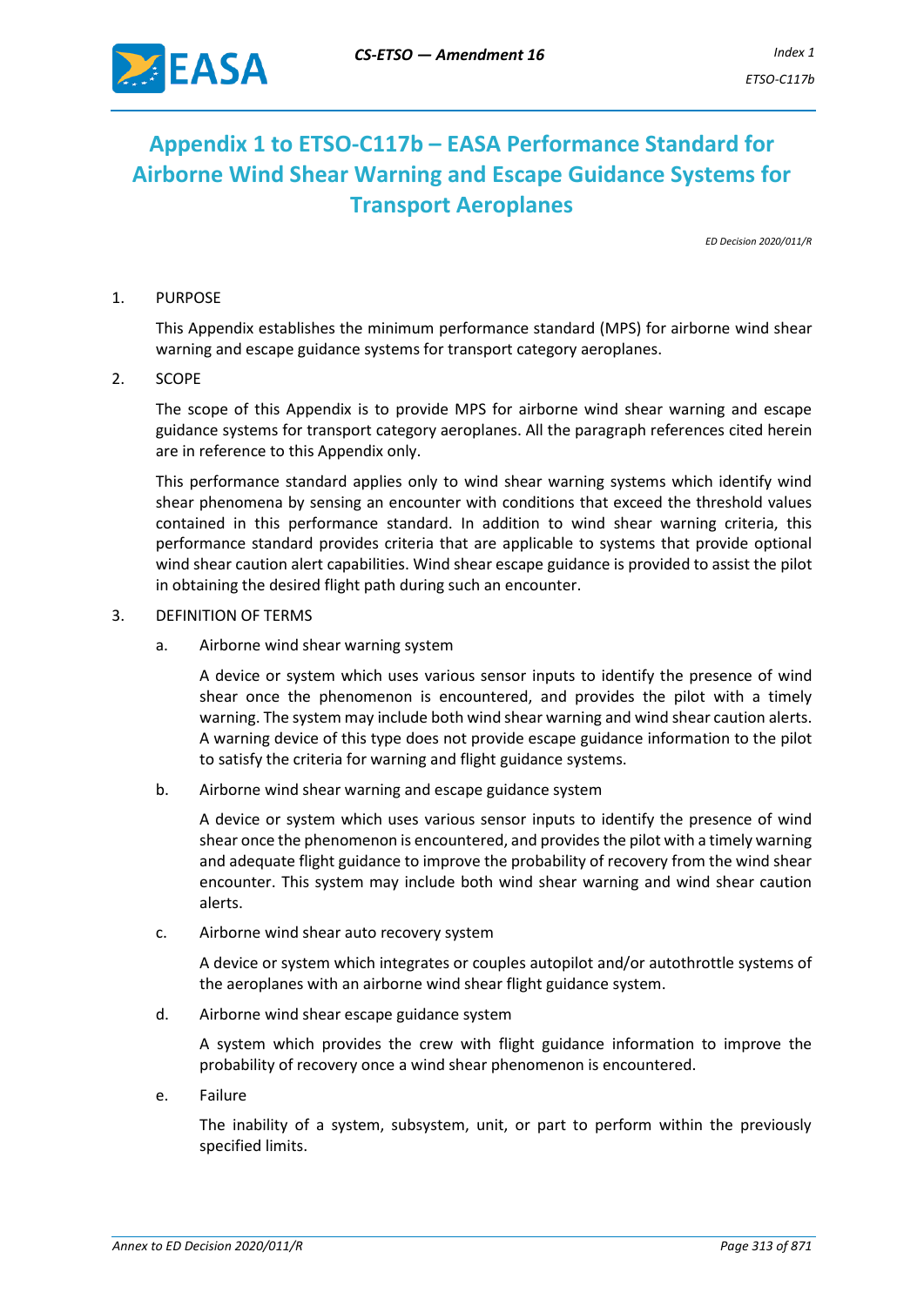# Appendix 1 to ETSO-C117b – EASA Performance Standard for Airborne Wind Shear Warning and Escape Guidance Systems for Transport Aeroplanes

*ED Decision 2020/011/R*

1. PURPOSE

   This Appendix establishes the minimum performance standard (MPS) for airborne wind shear warning and escape guidance systems for transport category aeroplanes.

2. SCOPE

   The scope of this Appendix is to provide MPS for airborne wind shear warning and escape guidance systems for transport category aeroplanes. All the paragraph references cited herein are in reference to this Appendix only.

   This performance standard applies only to wind shear warning systems which identify wind shear phenomena by sensing an encounter with conditions that exceed the threshold values contained in this performance standard. In addition to wind shear warning criteria, this performance standard provides criteria that are applicable to systems that provide optional wind shear caution alert capabilities. Wind shear escape guidance is provided to assist the pilot in obtaining the desired flight path during such an encounter.

3. DEFINITION OF TERMS

   a. Airborne wind shear warning system

      A device or system which uses various sensor inputs to identify the presence of wind shear once the phenomenon is encountered, and provides the pilot with a timely warning. The system may include both wind shear warning and wind shear caution alerts. A warning device of this type does not provide escape guidance information to the pilot to satisfy the criteria for warning and flight guidance systems.

   b. Airborne wind shear warning and escape guidance system

      A device or system which uses various sensor inputs to identify the presence of wind shear once the phenomenon is encountered, and provides the pilot with a timely warning and adequate flight guidance to improve the probability of recovery from the wind shear encounter. This system may include both wind shear warning and wind shear caution alerts.

   c. Airborne wind shear auto recovery system

      A device or system which integrates or couples autopilot and/or autothrottle systems of the aeroplanes with an airborne wind shear flight guidance system.

   d. Airborne wind shear escape guidance system

      A system which provides the crew with flight guidance information to improve the probability of recovery once a wind shear phenomenon is encountered.

   e. Failure

      The inability of a system, subsystem, unit, or part to perform within the previously specified limits.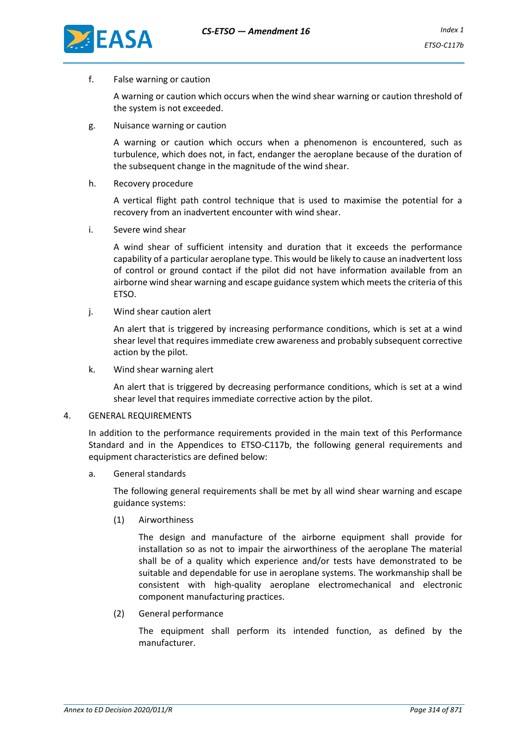f. False warning or caution

A warning or caution which occurs when the wind shear warning or caution threshold of the system is not exceeded.

g. Nuisance warning or caution

A warning or caution which occurs when a phenomenon is encountered, such as turbulence, which does not, in fact, endanger the aeroplane because of the duration of the subsequent change in the magnitude of the wind shear.

h. Recovery procedure

A vertical flight path control technique that is used to maximise the potential for a recovery from an inadvertent encounter with wind shear.

i. Severe wind shear

A wind shear of sufficient intensity and duration that it exceeds the performance capability of a particular aeroplane type. This would be likely to cause an inadvertent loss of control or ground contact if the pilot did not have information available from an airborne wind shear warning and escape guidance system which meets the criteria of this ETSO.

j. Wind shear caution alert

An alert that is triggered by increasing performance conditions, which is set at a wind shear level that requires immediate crew awareness and probably subsequent corrective action by the pilot.

k. Wind shear warning alert

An alert that is triggered by decreasing performance conditions, which is set at a wind shear level that requires immediate corrective action by the pilot.

4. GENERAL REQUIREMENTS

In addition to the performance requirements provided in the main text of this Performance Standard and in the Appendices to ETSO-C117b, the following general requirements and equipment characteristics are defined below:

a. General standards

The following general requirements shall be met by all wind shear warning and escape guidance systems:

(1) Airworthiness

The design and manufacture of the airborne equipment shall provide for installation so as not to impair the airworthiness of the aeroplane The material shall be of a quality which experience and/or tests have demonstrated to be suitable and dependable for use in aeroplane systems. The workmanship shall be consistent with high-quality aeroplane electromechanical and electronic component manufacturing practices.

(2) General performance

The equipment shall perform its intended function, as defined by the manufacturer.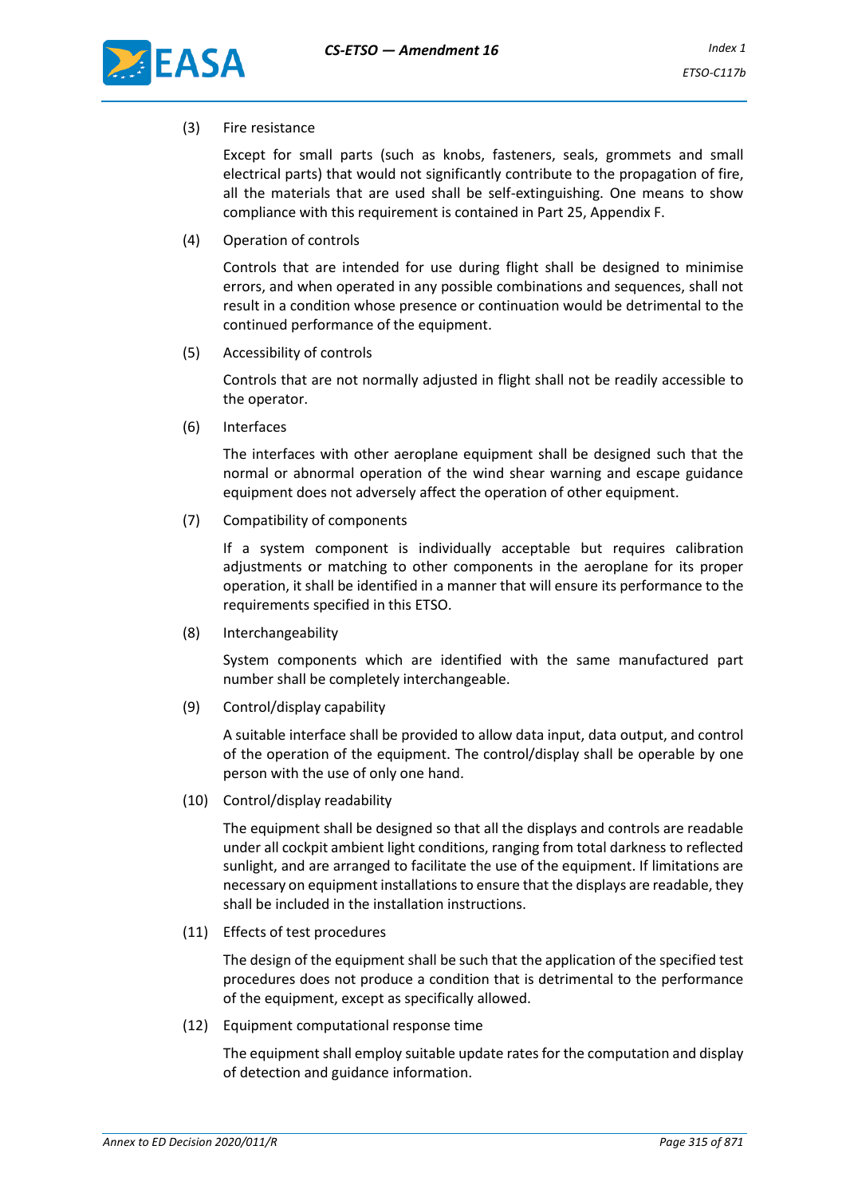(3) Fire resistance

Except for small parts (such as knobs, fasteners, seals, grommets and small electrical parts) that would not significantly contribute to the propagation of fire, all the materials that are used shall be self-extinguishing. One means to show compliance with this requirement is contained in Part 25, Appendix F.

(4) Operation of controls

Controls that are intended for use during flight shall be designed to minimise errors, and when operated in any possible combinations and sequences, shall not result in a condition whose presence or continuation would be detrimental to the continued performance of the equipment.

(5) Accessibility of controls

Controls that are not normally adjusted in flight shall not be readily accessible to the operator.

(6) Interfaces

The interfaces with other aeroplane equipment shall be designed such that the normal or abnormal operation of the wind shear warning and escape guidance equipment does not adversely affect the operation of other equipment.

(7) Compatibility of components

If a system component is individually acceptable but requires calibration adjustments or matching to other components in the aeroplane for its proper operation, it shall be identified in a manner that will ensure its performance to the requirements specified in this ETSO.

(8) Interchangeability

System components which are identified with the same manufactured part number shall be completely interchangeable.

(9) Control/display capability

A suitable interface shall be provided to allow data input, data output, and control of the operation of the equipment. The control/display shall be operable by one person with the use of only one hand.

(10) Control/display readability

The equipment shall be designed so that all the displays and controls are readable under all cockpit ambient light conditions, ranging from total darkness to reflected sunlight, and are arranged to facilitate the use of the equipment. If limitations are necessary on equipment installations to ensure that the displays are readable, they shall be included in the installation instructions.

(11) Effects of test procedures

The design of the equipment shall be such that the application of the specified test procedures does not produce a condition that is detrimental to the performance of the equipment, except as specifically allowed.

(12) Equipment computational response time

The equipment shall employ suitable update rates for the computation and display of detection and guidance information.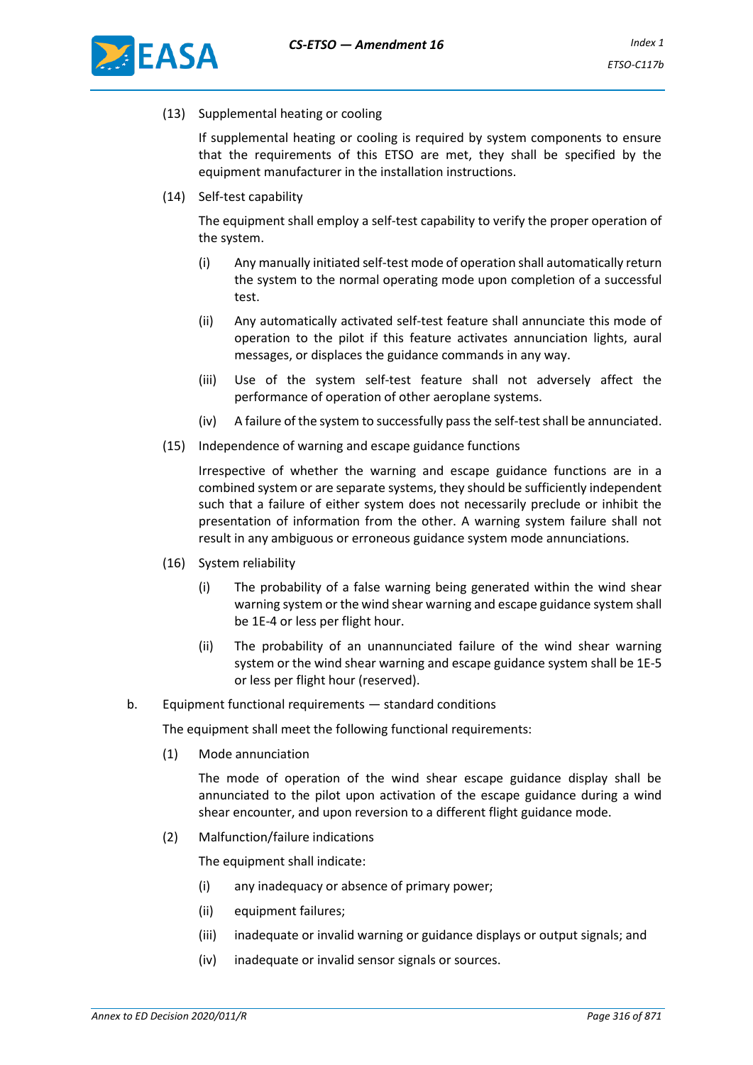(13) Supplemental heating or cooling

If supplemental heating or cooling is required by system components to ensure that the requirements of this ETSO are met, they shall be specified by the equipment manufacturer in the installation instructions.

(14) Self-test capability

The equipment shall employ a self-test capability to verify the proper operation of the system.

(i) Any manually initiated self-test mode of operation shall automatically return the system to the normal operating mode upon completion of a successful test.

(ii) Any automatically activated self-test feature shall annunciate this mode of operation to the pilot if this feature activates annunciation lights, aural messages, or displaces the guidance commands in any way.

(iii) Use of the system self-test feature shall not adversely affect the performance of operation of other aeroplane systems.

(iv) A failure of the system to successfully pass the self-test shall be annunciated.

(15) Independence of warning and escape guidance functions

Irrespective of whether the warning and escape guidance functions are in a combined system or are separate systems, they should be sufficiently independent such that a failure of either system does not necessarily preclude or inhibit the presentation of information from the other. A warning system failure shall not result in any ambiguous or erroneous guidance system mode annunciations.

(16) System reliability

(i) The probability of a false warning being generated within the wind shear warning system or the wind shear warning and escape guidance system shall be 1E-4 or less per flight hour.

(ii) The probability of an unannunciated failure of the wind shear warning system or the wind shear warning and escape guidance system shall be 1E-5 or less per flight hour (reserved).

b. Equipment functional requirements — standard conditions

The equipment shall meet the following functional requirements:

(1) Mode annunciation

The mode of operation of the wind shear escape guidance display shall be annunciated to the pilot upon activation of the escape guidance during a wind shear encounter, and upon reversion to a different flight guidance mode.

(2) Malfunction/failure indications

The equipment shall indicate:

(i) any inadequacy or absence of primary power;

(ii) equipment failures;

(iii) inadequate or invalid warning or guidance displays or output signals; and

(iv) inadequate or invalid sensor signals or sources.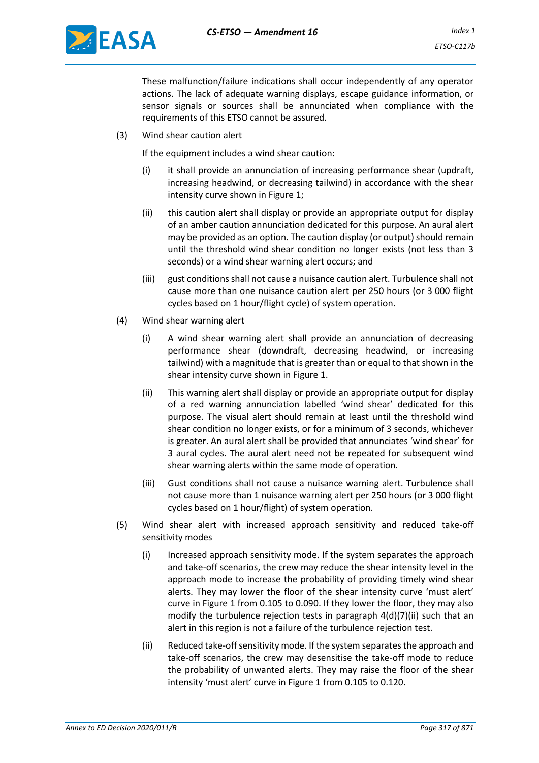These malfunction/failure indications shall occur independently of any operator actions. The lack of adequate warning displays, escape guidance information, or sensor signals or sources shall be annunciated when compliance with the requirements of this ETSO cannot be assured.

(3) Wind shear caution alert

If the equipment includes a wind shear caution:

(i) it shall provide an annunciation of increasing performance shear (updraft, increasing headwind, or decreasing tailwind) in accordance with the shear intensity curve shown in Figure 1;

(ii) this caution alert shall display or provide an appropriate output for display of an amber caution annunciation dedicated for this purpose. An aural alert may be provided as an option. The caution display (or output) should remain until the threshold wind shear condition no longer exists (not less than 3 seconds) or a wind shear warning alert occurs; and

(iii) gust conditions shall not cause a nuisance caution alert. Turbulence shall not cause more than one nuisance caution alert per 250 hours (or 3 000 flight cycles based on 1 hour/flight cycle) of system operation.

(4) Wind shear warning alert

(i) A wind shear warning alert shall provide an annunciation of decreasing performance shear (downdraft, decreasing headwind, or increasing tailwind) with a magnitude that is greater than or equal to that shown in the shear intensity curve shown in Figure 1.

(ii) This warning alert shall display or provide an appropriate output for display of a red warning annunciation labelled 'wind shear' dedicated for this purpose. The visual alert should remain at least until the threshold wind shear condition no longer exists, or for a minimum of 3 seconds, whichever is greater. An aural alert shall be provided that annunciates 'wind shear' for 3 aural cycles. The aural alert need not be repeated for subsequent wind shear warning alerts within the same mode of operation.

(iii) Gust conditions shall not cause a nuisance warning alert. Turbulence shall not cause more than 1 nuisance warning alert per 250 hours (or 3 000 flight cycles based on 1 hour/flight) of system operation.

(5) Wind shear alert with increased approach sensitivity and reduced take-off sensitivity modes

(i) Increased approach sensitivity mode. If the system separates the approach and take-off scenarios, the crew may reduce the shear intensity level in the approach mode to increase the probability of providing timely wind shear alerts. They may lower the floor of the shear intensity curve 'must alert' curve in Figure 1 from 0.105 to 0.090. If they lower the floor, they may also modify the turbulence rejection tests in paragraph 4(d)(7)(ii) such that an alert in this region is not a failure of the turbulence rejection test.

(ii) Reduced take-off sensitivity mode. If the system separates the approach and take-off scenarios, the crew may desensitise the take-off mode to reduce the probability of unwanted alerts. They may raise the floor of the shear intensity 'must alert' curve in Figure 1 from 0.105 to 0.120.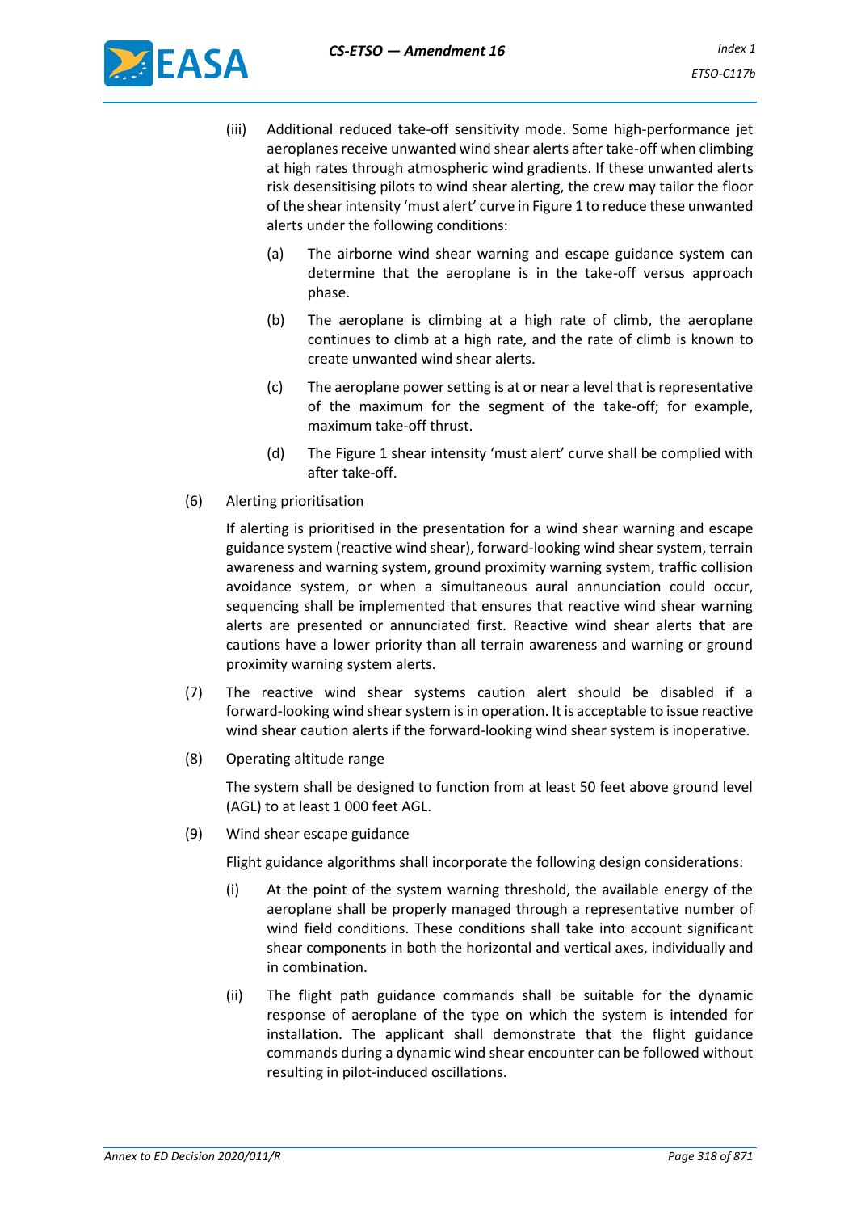(iii) Additional reduced take-off sensitivity mode. Some high-performance jet aeroplanes receive unwanted wind shear alerts after take-off when climbing at high rates through atmospheric wind gradients. If these unwanted alerts risk desensitising pilots to wind shear alerting, the crew may tailor the floor of the shear intensity 'must alert' curve in Figure 1 to reduce these unwanted alerts under the following conditions:

  (a) The airborne wind shear warning and escape guidance system can determine that the aeroplane is in the take-off versus approach phase.

  (b) The aeroplane is climbing at a high rate of climb, the aeroplane continues to climb at a high rate, and the rate of climb is known to create unwanted wind shear alerts.

  (c) The aeroplane power setting is at or near a level that is representative of the maximum for the segment of the take-off; for example, maximum take-off thrust.

  (d) The Figure 1 shear intensity 'must alert' curve shall be complied with after take-off.

(6) Alerting prioritisation

If alerting is prioritised in the presentation for a wind shear warning and escape guidance system (reactive wind shear), forward-looking wind shear system, terrain awareness and warning system, ground proximity warning system, traffic collision avoidance system, or when a simultaneous aural annunciation could occur, sequencing shall be implemented that ensures that reactive wind shear warning alerts are presented or annunciated first. Reactive wind shear alerts that are cautions have a lower priority than all terrain awareness and warning or ground proximity warning system alerts.

(7) The reactive wind shear systems caution alert should be disabled if a forward-looking wind shear system is in operation. It is acceptable to issue reactive wind shear caution alerts if the forward-looking wind shear system is inoperative.

(8) Operating altitude range

The system shall be designed to function from at least 50 feet above ground level (AGL) to at least 1 000 feet AGL.

(9) Wind shear escape guidance

Flight guidance algorithms shall incorporate the following design considerations:

(i) At the point of the system warning threshold, the available energy of the aeroplane shall be properly managed through a representative number of wind field conditions. These conditions shall take into account significant shear components in both the horizontal and vertical axes, individually and in combination.

(ii) The flight path guidance commands shall be suitable for the dynamic response of aeroplane of the type on which the system is intended for installation. The applicant shall demonstrate that the flight guidance commands during a dynamic wind shear encounter can be followed without resulting in pilot-induced oscillations.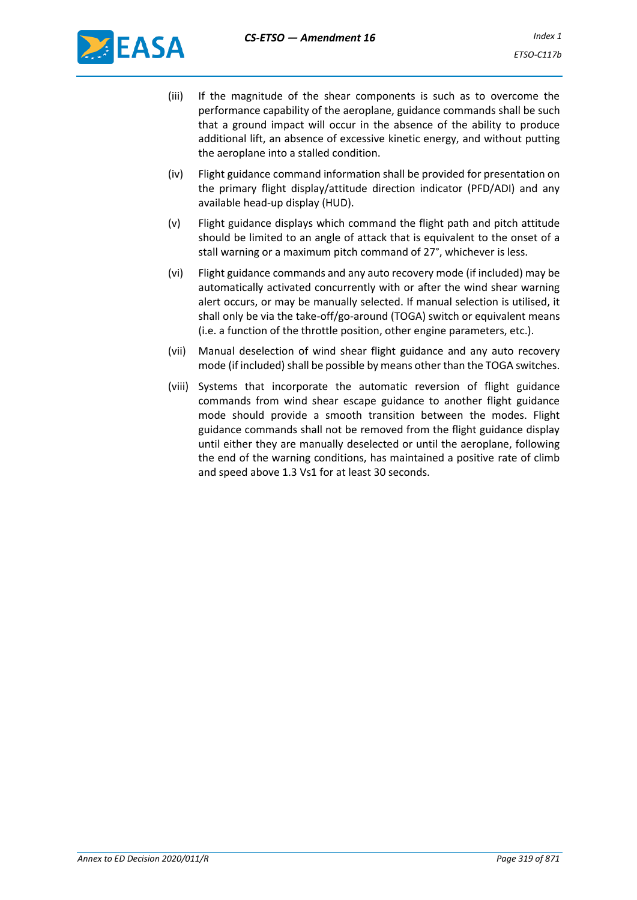(iii) If the magnitude of the shear components is such as to overcome the performance capability of the aeroplane, guidance commands shall be such that a ground impact will occur in the absence of the ability to produce additional lift, an absence of excessive kinetic energy, and without putting the aeroplane into a stalled condition.

(iv) Flight guidance command information shall be provided for presentation on the primary flight display/attitude direction indicator (PFD/ADI) and any available head-up display (HUD).

(v) Flight guidance displays which command the flight path and pitch attitude should be limited to an angle of attack that is equivalent to the onset of a stall warning or a maximum pitch command of 27°, whichever is less.

(vi) Flight guidance commands and any auto recovery mode (if included) may be automatically activated concurrently with or after the wind shear warning alert occurs, or may be manually selected. If manual selection is utilised, it shall only be via the take-off/go-around (TOGA) switch or equivalent means (i.e. a function of the throttle position, other engine parameters, etc.).

(vii) Manual deselection of wind shear flight guidance and any auto recovery mode (if included) shall be possible by means other than the TOGA switches.

(viii) Systems that incorporate the automatic reversion of flight guidance commands from wind shear escape guidance to another flight guidance mode should provide a smooth transition between the modes. Flight guidance commands shall not be removed from the flight guidance display until either they are manually deselected or until the aeroplane, following the end of the warning conditions, has maintained a positive rate of climb and speed above 1.3 Vs1 for at least 30 seconds.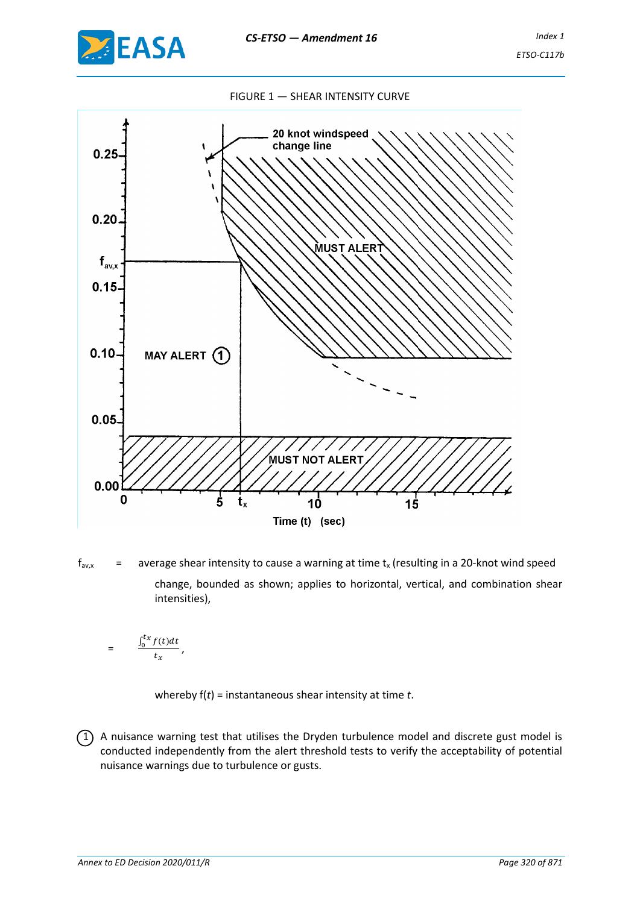FIGURE 1 — SHEAR INTENSITY CURVE

$f_{av,x}$ = average shear intensity to cause a warning at time $t_x$ (resulting in a 20-knot wind speed change, bounded as shown; applies to horizontal, vertical, and combination shear intensities),

$$= \frac{\int_0^{t_x} f(t)dt}{t_x},$$

whereby f($t$) = instantaneous shear intensity at time $t$.

① A nuisance warning test that utilises the Dryden turbulence model and discrete gust model is conducted independently from the alert threshold tests to verify the acceptability of potential nuisance warnings due to turbulence or gusts.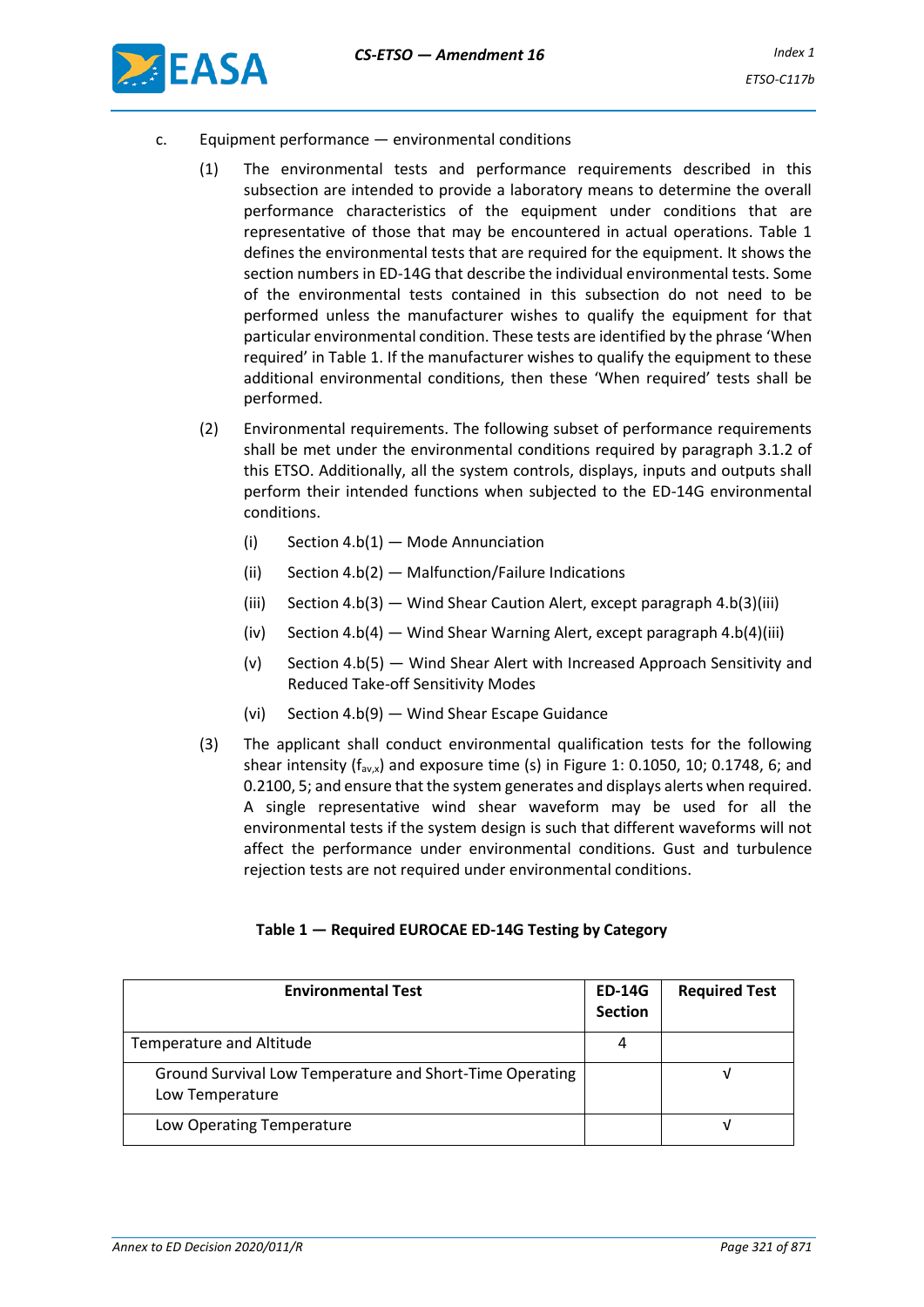c. Equipment performance — environmental conditions

(1) The environmental tests and performance requirements described in this subsection are intended to provide a laboratory means to determine the overall performance characteristics of the equipment under conditions that are representative of those that may be encountered in actual operations. Table 1 defines the environmental tests that are required for the equipment. It shows the section numbers in ED-14G that describe the individual environmental tests. Some of the environmental tests contained in this subsection do not need to be performed unless the manufacturer wishes to qualify the equipment for that particular environmental condition. These tests are identified by the phrase 'When required' in Table 1. If the manufacturer wishes to qualify the equipment to these additional environmental conditions, then these 'When required' tests shall be performed.

(2) Environmental requirements. The following subset of performance requirements shall be met under the environmental conditions required by paragraph 3.1.2 of this ETSO. Additionally, all the system controls, displays, inputs and outputs shall perform their intended functions when subjected to the ED-14G environmental conditions.

(i) Section 4.b(1) — Mode Annunciation

(ii) Section 4.b(2) — Malfunction/Failure Indications

(iii) Section 4.b(3) — Wind Shear Caution Alert, except paragraph 4.b(3)(iii)

(iv) Section 4.b(4) — Wind Shear Warning Alert, except paragraph 4.b(4)(iii)

(v) Section 4.b(5) — Wind Shear Alert with Increased Approach Sensitivity and Reduced Take-off Sensitivity Modes

(vi) Section 4.b(9) — Wind Shear Escape Guidance

(3) The applicant shall conduct environmental qualification tests for the following shear intensity ($f_{av,x}$) and exposure time (s) in Figure 1: 0.1050, 10; 0.1748, 6; and 0.2100, 5; and ensure that the system generates and displays alerts when required. A single representative wind shear waveform may be used for all the environmental tests if the system design is such that different waveforms will not affect the performance under environmental conditions. Gust and turbulence rejection tests are not required under environmental conditions.

**Table 1 — Required EUROCAE ED-14G Testing by Category**

| Environmental Test | ED-14G Section | Required Test |
|---|---|---|
| Temperature and Altitude | 4 | |
| Ground Survival Low Temperature and Short-Time Operating Low Temperature | | √ |
| Low Operating Temperature | | √ |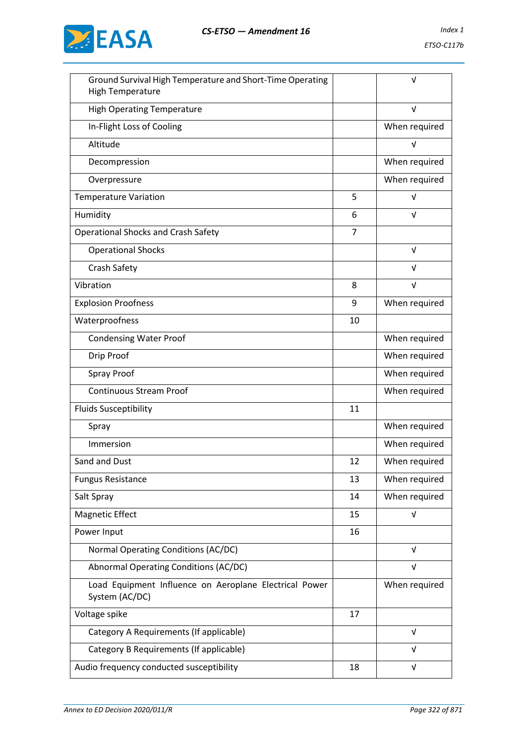| | | |
|---|---|---|
| Ground Survival High Temperature and Short-Time Operating High Temperature | | √ |
| High Operating Temperature | | √ |
| In-Flight Loss of Cooling | | When required |
| Altitude | | √ |
| Decompression | | When required |
| Overpressure | | When required |
| Temperature Variation | 5 | √ |
| Humidity | 6 | √ |
| Operational Shocks and Crash Safety | 7 | |
| Operational Shocks | | √ |
| Crash Safety | | √ |
| Vibration | 8 | √ |
| Explosion Proofness | 9 | When required |
| Waterproofness | 10 | |
| Condensing Water Proof | | When required |
| Drip Proof | | When required |
| Spray Proof | | When required |
| Continuous Stream Proof | | When required |
| Fluids Susceptibility | 11 | |
| Spray | | When required |
| Immersion | | When required |
| Sand and Dust | 12 | When required |
| Fungus Resistance | 13 | When required |
| Salt Spray | 14 | When required |
| Magnetic Effect | 15 | √ |
| Power Input | 16 | |
| Normal Operating Conditions (AC/DC) | | √ |
| Abnormal Operating Conditions (AC/DC) | | √ |
| Load Equipment Influence on Aeroplane Electrical Power System (AC/DC) | | When required |
| Voltage spike | 17 | |
| Category A Requirements (If applicable) | | √ |
| Category B Requirements (If applicable) | | √ |
| Audio frequency conducted susceptibility | 18 | √ |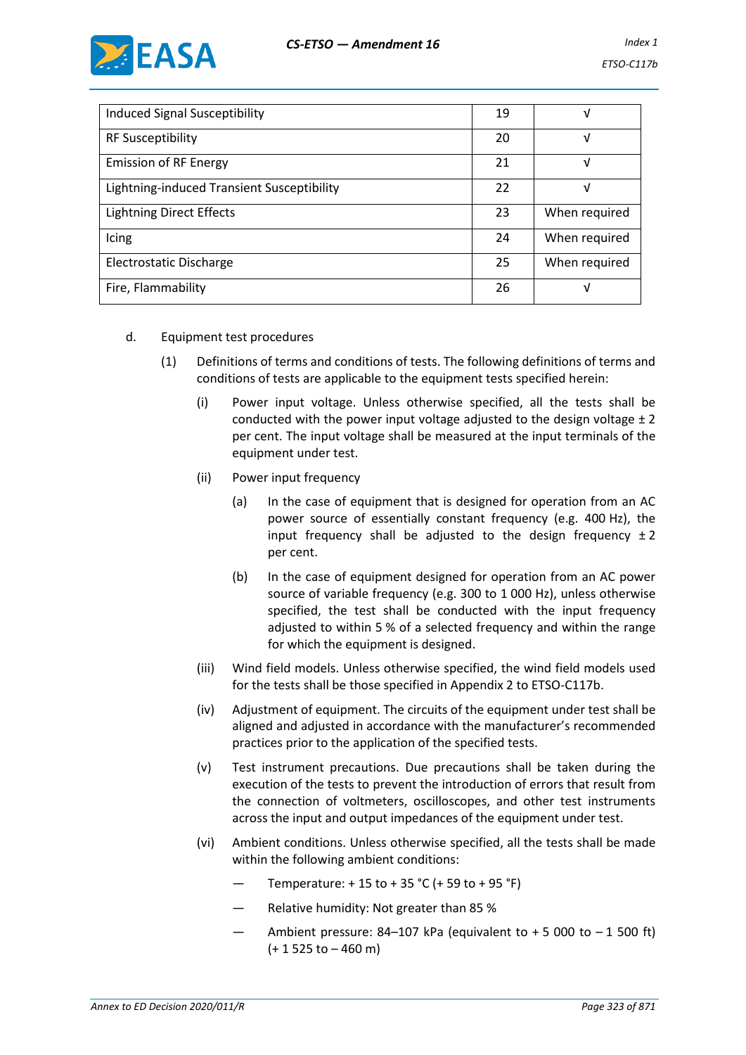| | | |
|---|---|---|
| Induced Signal Susceptibility | 19 | √ |
| RF Susceptibility | 20 | √ |
| Emission of RF Energy | 21 | √ |
| Lightning-induced Transient Susceptibility | 22 | √ |
| Lightning Direct Effects | 23 | When required |
| Icing | 24 | When required |
| Electrostatic Discharge | 25 | When required |
| Fire, Flammability | 26 | √ |

d. Equipment test procedures

(1) Definitions of terms and conditions of tests. The following definitions of terms and conditions of tests are applicable to the equipment tests specified herein:

(i) Power input voltage. Unless otherwise specified, all the tests shall be conducted with the power input voltage adjusted to the design voltage ± 2 per cent. The input voltage shall be measured at the input terminals of the equipment under test.

(ii) Power input frequency

(a) In the case of equipment that is designed for operation from an AC power source of essentially constant frequency (e.g. 400 Hz), the input frequency shall be adjusted to the design frequency ± 2 per cent.

(b) In the case of equipment designed for operation from an AC power source of variable frequency (e.g. 300 to 1 000 Hz), unless otherwise specified, the test shall be conducted with the input frequency adjusted to within 5 % of a selected frequency and within the range for which the equipment is designed.

(iii) Wind field models. Unless otherwise specified, the wind field models used for the tests shall be those specified in Appendix 2 to ETSO-C117b.

(iv) Adjustment of equipment. The circuits of the equipment under test shall be aligned and adjusted in accordance with the manufacturer's recommended practices prior to the application of the specified tests.

(v) Test instrument precautions. Due precautions shall be taken during the execution of the tests to prevent the introduction of errors that result from the connection of voltmeters, oscilloscopes, and other test instruments across the input and output impedances of the equipment under test.

(vi) Ambient conditions. Unless otherwise specified, all the tests shall be made within the following ambient conditions:

— Temperature: + 15 to + 35 °C (+ 59 to + 95 °F)

— Relative humidity: Not greater than 85 %

— Ambient pressure: 84–107 kPa (equivalent to + 5 000 to – 1 500 ft) (+ 1 525 to – 460 m)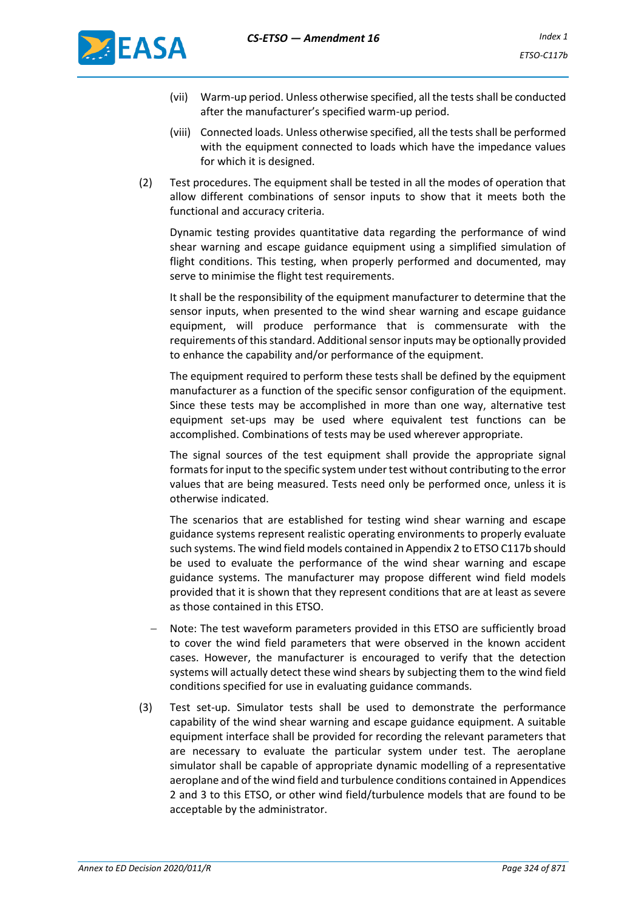(vii) Warm-up period. Unless otherwise specified, all the tests shall be conducted after the manufacturer's specified warm-up period.

(viii) Connected loads. Unless otherwise specified, all the tests shall be performed with the equipment connected to loads which have the impedance values for which it is designed.

(2) Test procedures. The equipment shall be tested in all the modes of operation that allow different combinations of sensor inputs to show that it meets both the functional and accuracy criteria.

Dynamic testing provides quantitative data regarding the performance of wind shear warning and escape guidance equipment using a simplified simulation of flight conditions. This testing, when properly performed and documented, may serve to minimise the flight test requirements.

It shall be the responsibility of the equipment manufacturer to determine that the sensor inputs, when presented to the wind shear warning and escape guidance equipment, will produce performance that is commensurate with the requirements of this standard. Additional sensor inputs may be optionally provided to enhance the capability and/or performance of the equipment.

The equipment required to perform these tests shall be defined by the equipment manufacturer as a function of the specific sensor configuration of the equipment. Since these tests may be accomplished in more than one way, alternative test equipment set-ups may be used where equivalent test functions can be accomplished. Combinations of tests may be used wherever appropriate.

The signal sources of the test equipment shall provide the appropriate signal formats for input to the specific system under test without contributing to the error values that are being measured. Tests need only be performed once, unless it is otherwise indicated.

The scenarios that are established for testing wind shear warning and escape guidance systems represent realistic operating environments to properly evaluate such systems. The wind field models contained in Appendix 2 to ETSO C117b should be used to evaluate the performance of the wind shear warning and escape guidance systems. The manufacturer may propose different wind field models provided that it is shown that they represent conditions that are at least as severe as those contained in this ETSO.

– Note: The test waveform parameters provided in this ETSO are sufficiently broad to cover the wind field parameters that were observed in the known accident cases. However, the manufacturer is encouraged to verify that the detection systems will actually detect these wind shears by subjecting them to the wind field conditions specified for use in evaluating guidance commands.

(3) Test set-up. Simulator tests shall be used to demonstrate the performance capability of the wind shear warning and escape guidance equipment. A suitable equipment interface shall be provided for recording the relevant parameters that are necessary to evaluate the particular system under test. The aeroplane simulator shall be capable of appropriate dynamic modelling of a representative aeroplane and of the wind field and turbulence conditions contained in Appendices 2 and 3 to this ETSO, or other wind field/turbulence models that are found to be acceptable by the administrator.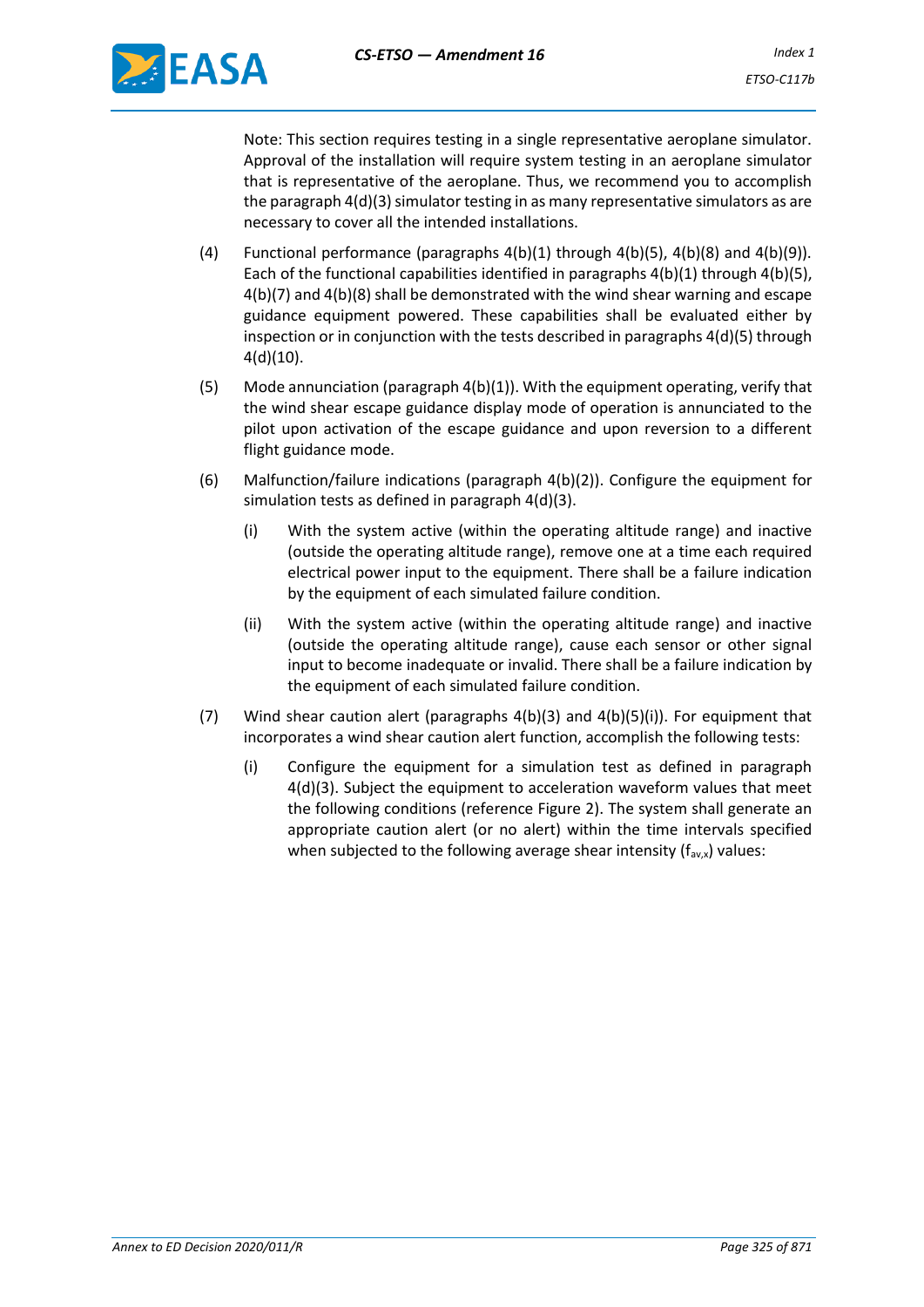Note: This section requires testing in a single representative aeroplane simulator. Approval of the installation will require system testing in an aeroplane simulator that is representative of the aeroplane. Thus, we recommend you to accomplish the paragraph 4(d)(3) simulator testing in as many representative simulators as are necessary to cover all the intended installations.

(4) Functional performance (paragraphs 4(b)(1) through 4(b)(5), 4(b)(8) and 4(b)(9)). Each of the functional capabilities identified in paragraphs 4(b)(1) through 4(b)(5), 4(b)(7) and 4(b)(8) shall be demonstrated with the wind shear warning and escape guidance equipment powered. These capabilities shall be evaluated either by inspection or in conjunction with the tests described in paragraphs 4(d)(5) through 4(d)(10).

(5) Mode annunciation (paragraph 4(b)(1)). With the equipment operating, verify that the wind shear escape guidance display mode of operation is annunciated to the pilot upon activation of the escape guidance and upon reversion to a different flight guidance mode.

(6) Malfunction/failure indications (paragraph 4(b)(2)). Configure the equipment for simulation tests as defined in paragraph 4(d)(3).

(i) With the system active (within the operating altitude range) and inactive (outside the operating altitude range), remove one at a time each required electrical power input to the equipment. There shall be a failure indication by the equipment of each simulated failure condition.

(ii) With the system active (within the operating altitude range) and inactive (outside the operating altitude range), cause each sensor or other signal input to become inadequate or invalid. There shall be a failure indication by the equipment of each simulated failure condition.

(7) Wind shear caution alert (paragraphs 4(b)(3) and 4(b)(5)(i)). For equipment that incorporates a wind shear caution alert function, accomplish the following tests:

(i) Configure the equipment for a simulation test as defined in paragraph 4(d)(3). Subject the equipment to acceleration waveform values that meet the following conditions (reference Figure 2). The system shall generate an appropriate caution alert (or no alert) within the time intervals specified when subjected to the following average shear intensity ($f_{av,x}$) values: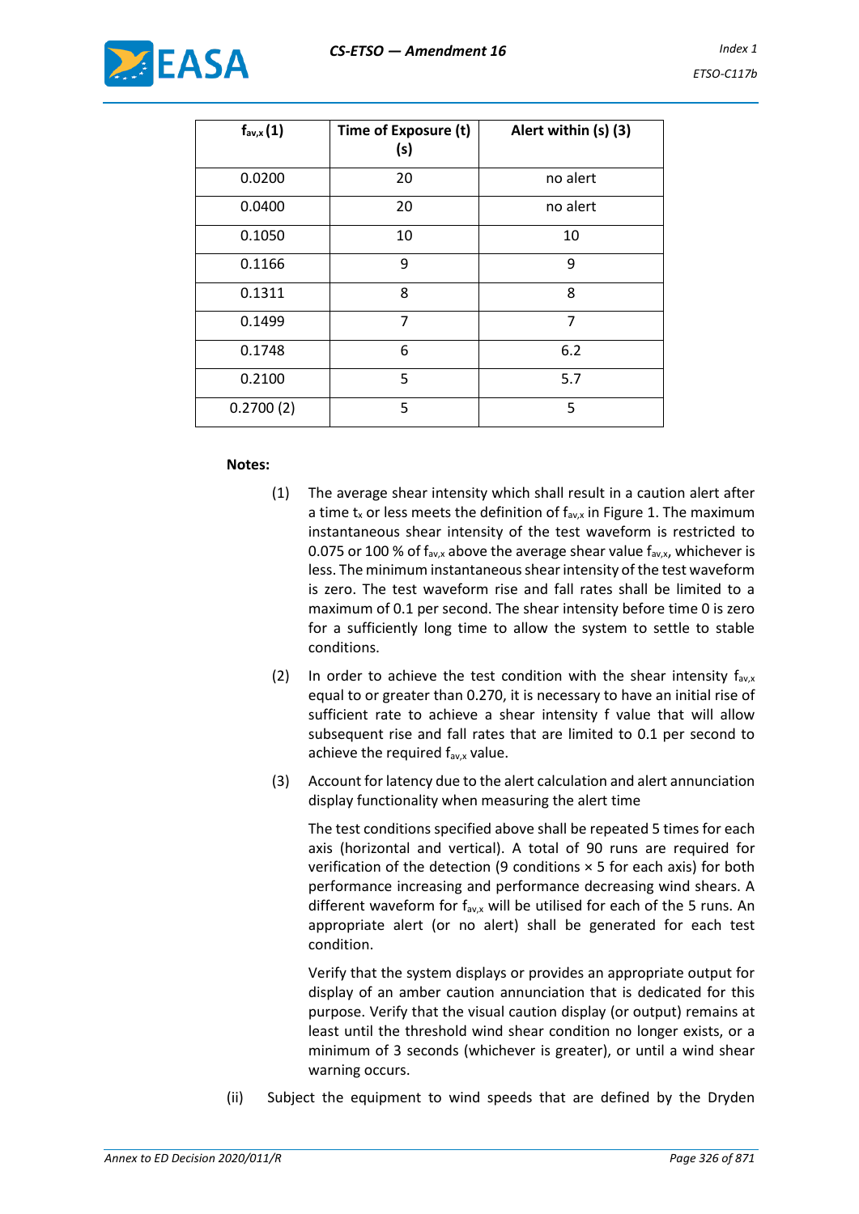| $f_{av,x}$ (1) | Time of Exposure (t) (s) | Alert within (s) (3) |
|---|---|---|
| 0.0200 | 20 | no alert |
| 0.0400 | 20 | no alert |
| 0.1050 | 10 | 10 |
| 0.1166 | 9 | 9 |
| 0.1311 | 8 | 8 |
| 0.1499 | 7 | 7 |
| 0.1748 | 6 | 6.2 |
| 0.2100 | 5 | 5.7 |
| 0.2700 (2) | 5 | 5 |

**Notes:**

(1) The average shear intensity which shall result in a caution alert after a time $t_x$ or less meets the definition of $f_{av,x}$ in Figure 1. The maximum instantaneous shear intensity of the test waveform is restricted to 0.075 or 100 % of $f_{av,x}$ above the average shear value $f_{av,x}$, whichever is less. The minimum instantaneous shear intensity of the test waveform is zero. The test waveform rise and fall rates shall be limited to a maximum of 0.1 per second. The shear intensity before time 0 is zero for a sufficiently long time to allow the system to settle to stable conditions.

(2) In order to achieve the test condition with the shear intensity $f_{av,x}$ equal to or greater than 0.270, it is necessary to have an initial rise of sufficient rate to achieve a shear intensity f value that will allow subsequent rise and fall rates that are limited to 0.1 per second to achieve the required $f_{av,x}$ value.

(3) Account for latency due to the alert calculation and alert annunciation display functionality when measuring the alert time

The test conditions specified above shall be repeated 5 times for each axis (horizontal and vertical). A total of 90 runs are required for verification of the detection (9 conditions × 5 for each axis) for both performance increasing and performance decreasing wind shears. A different waveform for $f_{av,x}$ will be utilised for each of the 5 runs. An appropriate alert (or no alert) shall be generated for each test condition.

Verify that the system displays or provides an appropriate output for display of an amber caution annunciation that is dedicated for this purpose. Verify that the visual caution display (or output) remains at least until the threshold wind shear condition no longer exists, or a minimum of 3 seconds (whichever is greater), or until a wind shear warning occurs.

(ii) Subject the equipment to wind speeds that are defined by the Dryden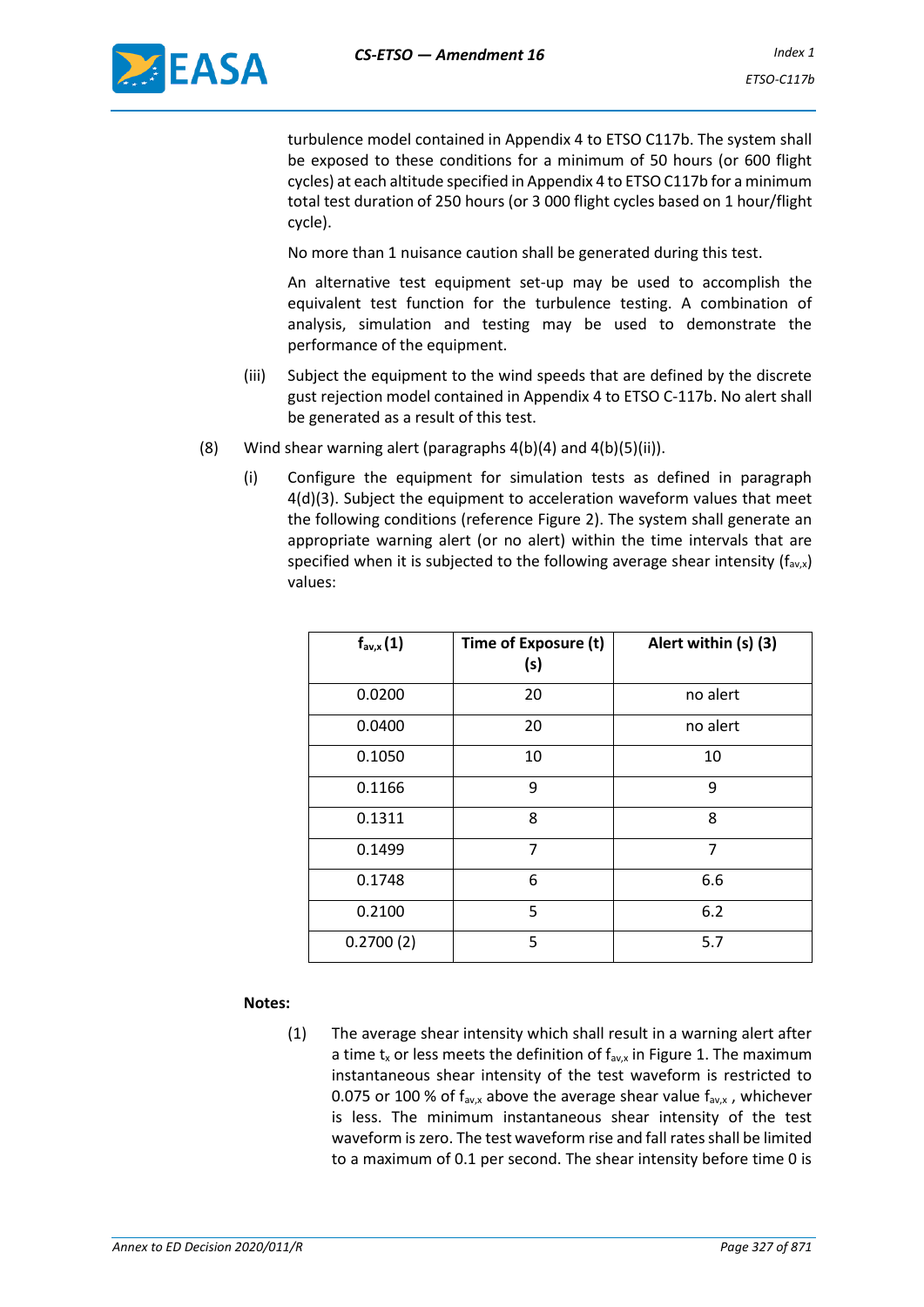turbulence model contained in Appendix 4 to ETSO C117b. The system shall be exposed to these conditions for a minimum of 50 hours (or 600 flight cycles) at each altitude specified in Appendix 4 to ETSO C117b for a minimum total test duration of 250 hours (or 3 000 flight cycles based on 1 hour/flight cycle).

No more than 1 nuisance caution shall be generated during this test.

An alternative test equipment set-up may be used to accomplish the equivalent test function for the turbulence testing. A combination of analysis, simulation and testing may be used to demonstrate the performance of the equipment.

(iii) Subject the equipment to the wind speeds that are defined by the discrete gust rejection model contained in Appendix 4 to ETSO C-117b. No alert shall be generated as a result of this test.

(8) Wind shear warning alert (paragraphs 4(b)(4) and 4(b)(5)(ii)).

(i) Configure the equipment for simulation tests as defined in paragraph 4(d)(3). Subject the equipment to acceleration waveform values that meet the following conditions (reference Figure 2). The system shall generate an appropriate warning alert (or no alert) within the time intervals that are specified when it is subjected to the following average shear intensity ($f_{av,x}$) values:

| $f_{av,x}$ (1) | Time of Exposure (t) (s) | Alert within (s) (3) |
|---|---|---|
| 0.0200 | 20 | no alert |
| 0.0400 | 20 | no alert |
| 0.1050 | 10 | 10 |
| 0.1166 | 9 | 9 |
| 0.1311 | 8 | 8 |
| 0.1499 | 7 | 7 |
| 0.1748 | 6 | 6.6 |
| 0.2100 | 5 | 6.2 |
| 0.2700 (2) | 5 | 5.7 |

**Notes:**

(1) The average shear intensity which shall result in a warning alert after a time $t_x$ or less meets the definition of $f_{av,x}$ in Figure 1. The maximum instantaneous shear intensity of the test waveform is restricted to 0.075 or 100 % of $f_{av,x}$ above the average shear value $f_{av,x}$ , whichever is less. The minimum instantaneous shear intensity of the test waveform is zero. The test waveform rise and fall rates shall be limited to a maximum of 0.1 per second. The shear intensity before time 0 is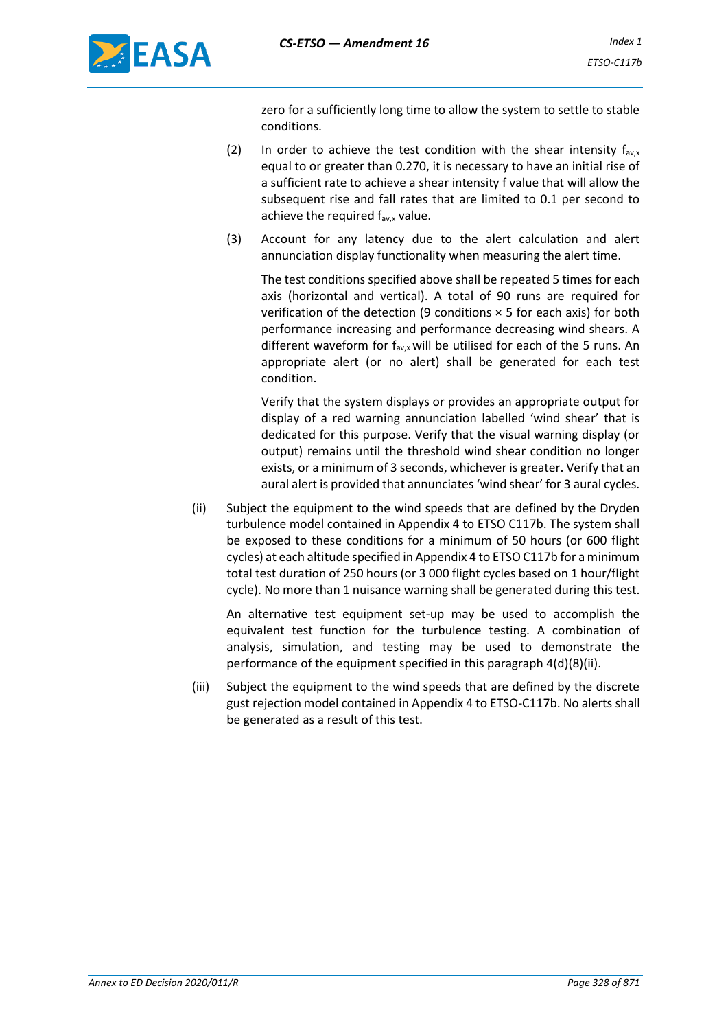zero for a sufficiently long time to allow the system to settle to stable conditions.

(2) In order to achieve the test condition with the shear intensity $f_{av,x}$ equal to or greater than 0.270, it is necessary to have an initial rise of a sufficient rate to achieve a shear intensity f value that will allow the subsequent rise and fall rates that are limited to 0.1 per second to achieve the required $f_{av,x}$ value.

(3) Account for any latency due to the alert calculation and alert annunciation display functionality when measuring the alert time.

The test conditions specified above shall be repeated 5 times for each axis (horizontal and vertical). A total of 90 runs are required for verification of the detection (9 conditions × 5 for each axis) for both performance increasing and performance decreasing wind shears. A different waveform for $f_{av,x}$ will be utilised for each of the 5 runs. An appropriate alert (or no alert) shall be generated for each test condition.

Verify that the system displays or provides an appropriate output for display of a red warning annunciation labelled 'wind shear' that is dedicated for this purpose. Verify that the visual warning display (or output) remains until the threshold wind shear condition no longer exists, or a minimum of 3 seconds, whichever is greater. Verify that an aural alert is provided that annunciates 'wind shear' for 3 aural cycles.

(ii) Subject the equipment to the wind speeds that are defined by the Dryden turbulence model contained in Appendix 4 to ETSO C117b. The system shall be exposed to these conditions for a minimum of 50 hours (or 600 flight cycles) at each altitude specified in Appendix 4 to ETSO C117b for a minimum total test duration of 250 hours (or 3 000 flight cycles based on 1 hour/flight cycle). No more than 1 nuisance warning shall be generated during this test.

An alternative test equipment set-up may be used to accomplish the equivalent test function for the turbulence testing. A combination of analysis, simulation, and testing may be used to demonstrate the performance of the equipment specified in this paragraph 4(d)(8)(ii).

(iii) Subject the equipment to the wind speeds that are defined by the discrete gust rejection model contained in Appendix 4 to ETSO-C117b. No alerts shall be generated as a result of this test.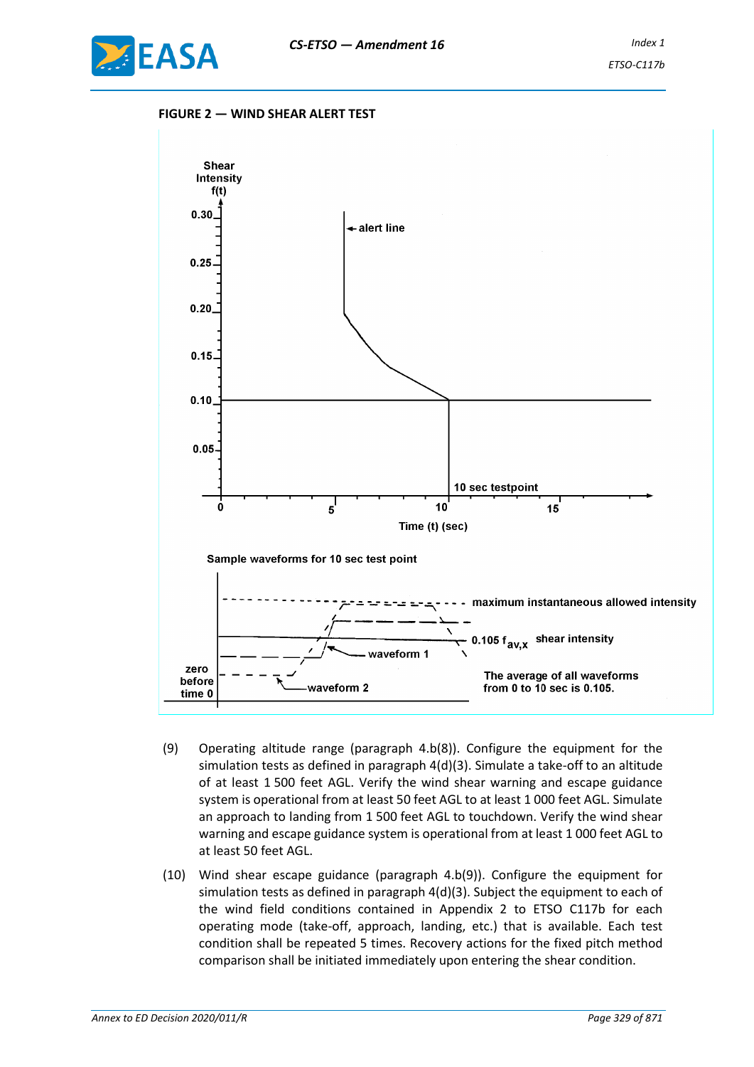**FIGURE 2 — WIND SHEAR ALERT TEST**

Shear Intensity f(t)

0.30, 0.25, 0.20, 0.15, 0.10, 0.05

alert line

10 sec testpoint

0 5 10 15

Time (t) (sec)

Sample waveforms for 10 sec test point

maximum instantaneous allowed intensity

$0.105\ f_{av,x}$ shear intensity

waveform 1

zero before time 0

waveform 2

The average of all waveforms from 0 to 10 sec is 0.105.

(9) Operating altitude range (paragraph 4.b(8)). Configure the equipment for the simulation tests as defined in paragraph 4(d)(3). Simulate a take-off to an altitude of at least 1 500 feet AGL. Verify the wind shear warning and escape guidance system is operational from at least 50 feet AGL to at least 1 000 feet AGL. Simulate an approach to landing from 1 500 feet AGL to touchdown. Verify the wind shear warning and escape guidance system is operational from at least 1 000 feet AGL to at least 50 feet AGL.

(10) Wind shear escape guidance (paragraph 4.b(9)). Configure the equipment for simulation tests as defined in paragraph 4(d)(3). Subject the equipment to each of the wind field conditions contained in Appendix 2 to ETSO C117b for each operating mode (take-off, approach, landing, etc.) that is available. Each test condition shall be repeated 5 times. Recovery actions for the fixed pitch method comparison shall be initiated immediately upon entering the shear condition.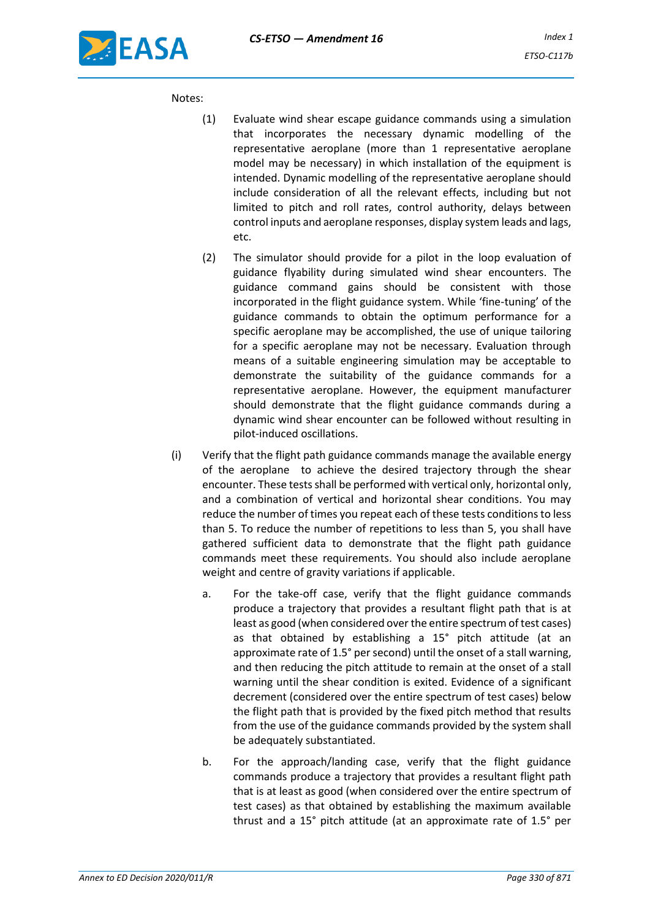Notes:

(1) Evaluate wind shear escape guidance commands using a simulation that incorporates the necessary dynamic modelling of the representative aeroplane (more than 1 representative aeroplane model may be necessary) in which installation of the equipment is intended. Dynamic modelling of the representative aeroplane should include consideration of all the relevant effects, including but not limited to pitch and roll rates, control authority, delays between control inputs and aeroplane responses, display system leads and lags, etc.

(2) The simulator should provide for a pilot in the loop evaluation of guidance flyability during simulated wind shear encounters. The guidance command gains should be consistent with those incorporated in the flight guidance system. While 'fine-tuning' of the guidance commands to obtain the optimum performance for a specific aeroplane may be accomplished, the use of unique tailoring for a specific aeroplane may not be necessary. Evaluation through means of a suitable engineering simulation may be acceptable to demonstrate the suitability of the guidance commands for a representative aeroplane. However, the equipment manufacturer should demonstrate that the flight guidance commands during a dynamic wind shear encounter can be followed without resulting in pilot-induced oscillations.

(i) Verify that the flight path guidance commands manage the available energy of the aeroplane to achieve the desired trajectory through the shear encounter. These tests shall be performed with vertical only, horizontal only, and a combination of vertical and horizontal shear conditions. You may reduce the number of times you repeat each of these tests conditions to less than 5. To reduce the number of repetitions to less than 5, you shall have gathered sufficient data to demonstrate that the flight path guidance commands meet these requirements. You should also include aeroplane weight and centre of gravity variations if applicable.

a. For the take-off case, verify that the flight guidance commands produce a trajectory that provides a resultant flight path that is at least as good (when considered over the entire spectrum of test cases) as that obtained by establishing a 15° pitch attitude (at an approximate rate of 1.5° per second) until the onset of a stall warning, and then reducing the pitch attitude to remain at the onset of a stall warning until the shear condition is exited. Evidence of a significant decrement (considered over the entire spectrum of test cases) below the flight path that is provided by the fixed pitch method that results from the use of the guidance commands provided by the system shall be adequately substantiated.

b. For the approach/landing case, verify that the flight guidance commands produce a trajectory that provides a resultant flight path that is at least as good (when considered over the entire spectrum of test cases) as that obtained by establishing the maximum available thrust and a 15° pitch attitude (at an approximate rate of 1.5° per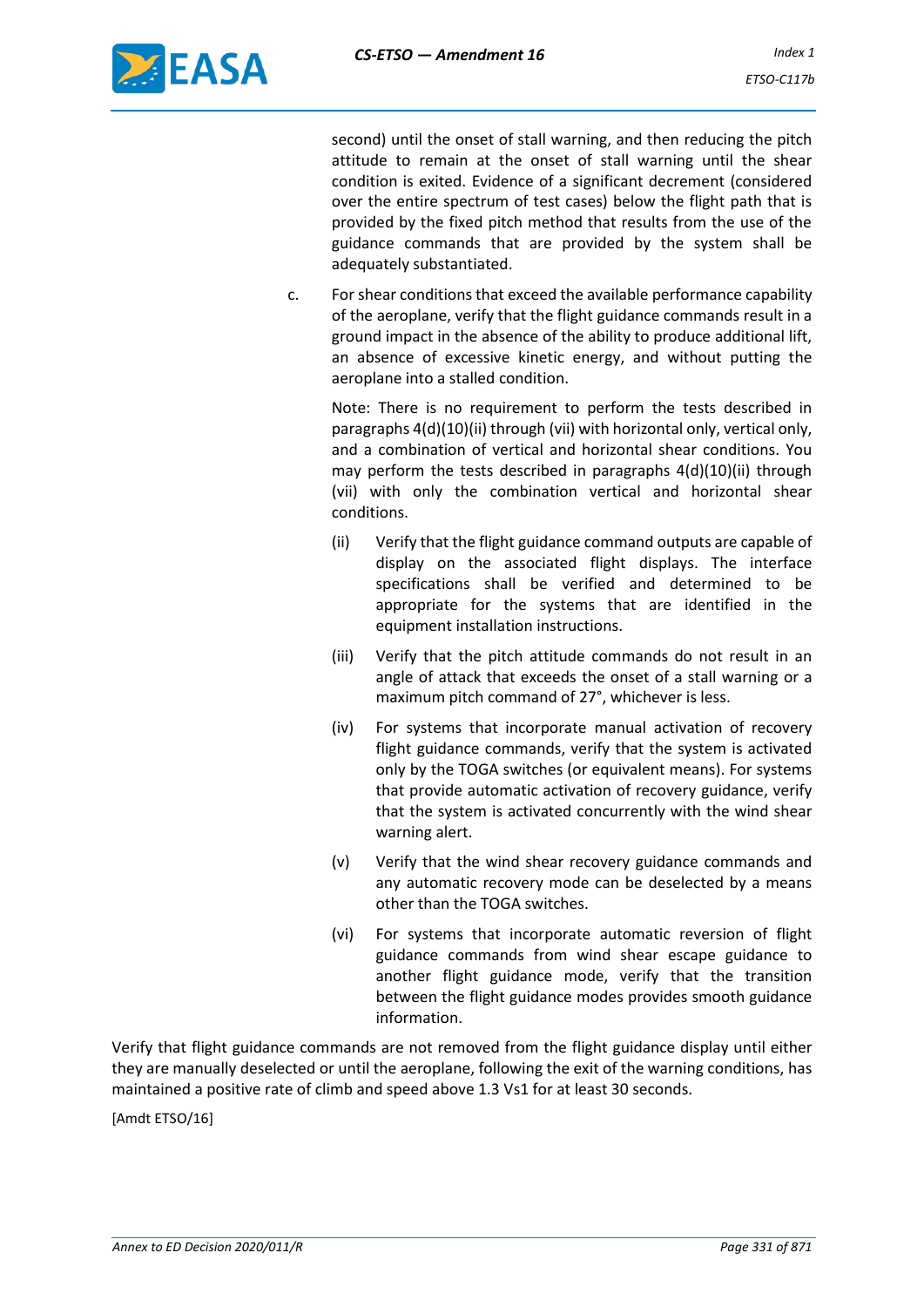second) until the onset of stall warning, and then reducing the pitch attitude to remain at the onset of stall warning until the shear condition is exited. Evidence of a significant decrement (considered over the entire spectrum of test cases) below the flight path that is provided by the fixed pitch method that results from the use of the guidance commands that are provided by the system shall be adequately substantiated.

c. For shear conditions that exceed the available performance capability of the aeroplane, verify that the flight guidance commands result in a ground impact in the absence of the ability to produce additional lift, an absence of excessive kinetic energy, and without putting the aeroplane into a stalled condition.

   Note: There is no requirement to perform the tests described in paragraphs 4(d)(10)(ii) through (vii) with horizontal only, vertical only, and a combination of vertical and horizontal shear conditions. You may perform the tests described in paragraphs 4(d)(10)(ii) through (vii) with only the combination vertical and horizontal shear conditions.

   (ii) Verify that the flight guidance command outputs are capable of display on the associated flight displays. The interface specifications shall be verified and determined to be appropriate for the systems that are identified in the equipment installation instructions.

   (iii) Verify that the pitch attitude commands do not result in an angle of attack that exceeds the onset of a stall warning or a maximum pitch command of 27°, whichever is less.

   (iv) For systems that incorporate manual activation of recovery flight guidance commands, verify that the system is activated only by the TOGA switches (or equivalent means). For systems that provide automatic activation of recovery guidance, verify that the system is activated concurrently with the wind shear warning alert.

   (v) Verify that the wind shear recovery guidance commands and any automatic recovery mode can be deselected by a means other than the TOGA switches.

   (vi) For systems that incorporate automatic reversion of flight guidance commands from wind shear escape guidance to another flight guidance mode, verify that the transition between the flight guidance modes provides smooth guidance information.

Verify that flight guidance commands are not removed from the flight guidance display until either they are manually deselected or until the aeroplane, following the exit of the warning conditions, has maintained a positive rate of climb and speed above 1.3 $V_{s1}$ for at least 30 seconds.

[Amdt ETSO/16]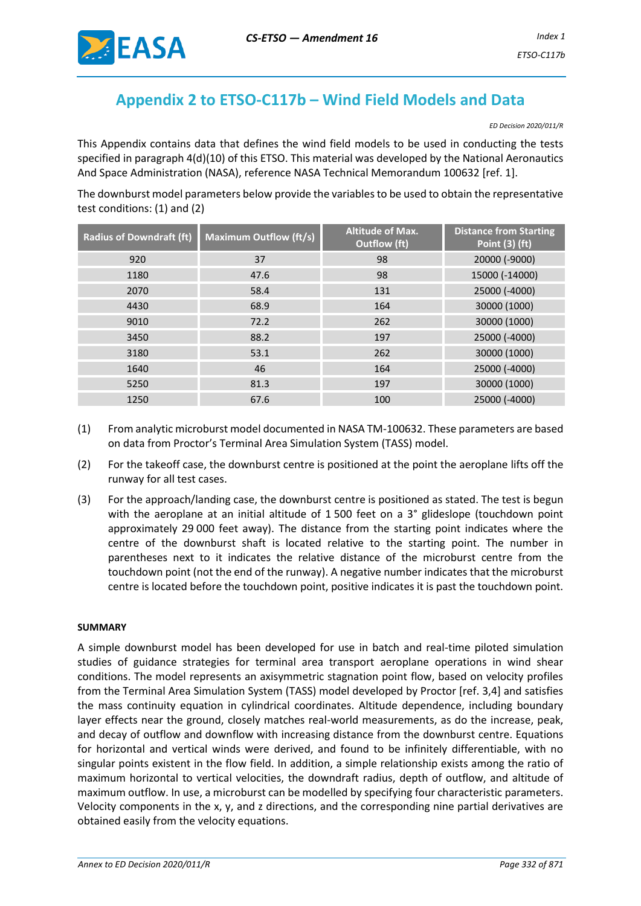# Appendix 2 to ETSO-C117b – Wind Field Models and Data

*ED Decision 2020/011/R*

This Appendix contains data that defines the wind field models to be used in conducting the tests specified in paragraph 4(d)(10) of this ETSO. This material was developed by the National Aeronautics And Space Administration (NASA), reference NASA Technical Memorandum 100632 [ref. 1].

The downburst model parameters below provide the variables to be used to obtain the representative test conditions: (1) and (2)

| Radius of Downdraft (ft) | Maximum Outflow (ft/s) | Altitude of Max. Outflow (ft) | Distance from Starting Point (3) (ft) |
|---|---|---|---|
| 920 | 37 | 98 | 20000 (-9000) |
| 1180 | 47.6 | 98 | 15000 (-14000) |
| 2070 | 58.4 | 131 | 25000 (-4000) |
| 4430 | 68.9 | 164 | 30000 (1000) |
| 9010 | 72.2 | 262 | 30000 (1000) |
| 3450 | 88.2 | 197 | 25000 (-4000) |
| 3180 | 53.1 | 262 | 30000 (1000) |
| 1640 | 46 | 164 | 25000 (-4000) |
| 5250 | 81.3 | 197 | 30000 (1000) |
| 1250 | 67.6 | 100 | 25000 (-4000) |

(1) From analytic microburst model documented in NASA TM-100632. These parameters are based on data from Proctor's Terminal Area Simulation System (TASS) model.

(2) For the takeoff case, the downburst centre is positioned at the point the aeroplane lifts off the runway for all test cases.

(3) For the approach/landing case, the downburst centre is positioned as stated. The test is begun with the aeroplane at an initial altitude of 1 500 feet on a 3° glideslope (touchdown point approximately 29 000 feet away). The distance from the starting point indicates where the centre of the downburst shaft is located relative to the starting point. The number in parentheses next to it indicates the relative distance of the microburst centre from the touchdown point (not the end of the runway). A negative number indicates that the microburst centre is located before the touchdown point, positive indicates it is past the touchdown point.

**SUMMARY**

A simple downburst model has been developed for use in batch and real-time piloted simulation studies of guidance strategies for terminal area transport aeroplane operations in wind shear conditions. The model represents an axisymmetric stagnation point flow, based on velocity profiles from the Terminal Area Simulation System (TASS) model developed by Proctor [ref. 3,4] and satisfies the mass continuity equation in cylindrical coordinates. Altitude dependence, including boundary layer effects near the ground, closely matches real-world measurements, as do the increase, peak, and decay of outflow and downflow with increasing distance from the downburst centre. Equations for horizontal and vertical winds were derived, and found to be infinitely differentiable, with no singular points existent in the flow field. In addition, a simple relationship exists among the ratio of maximum horizontal to vertical velocities, the downdraft radius, depth of outflow, and altitude of maximum outflow. In use, a microburst can be modelled by specifying four characteristic parameters. Velocity components in the x, y, and z directions, and the corresponding nine partial derivatives are obtained easily from the velocity equations.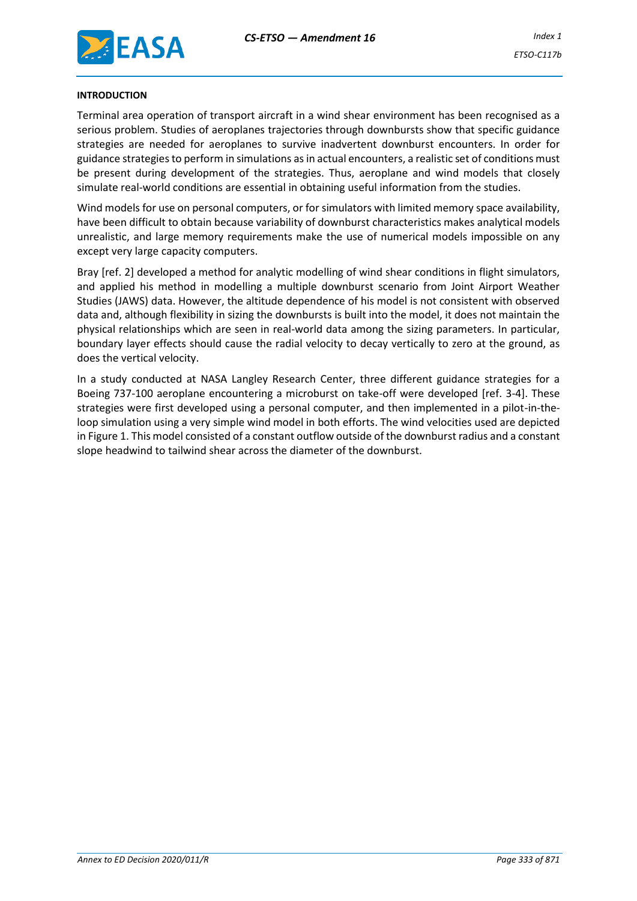**INTRODUCTION**

Terminal area operation of transport aircraft in a wind shear environment has been recognised as a serious problem. Studies of aeroplanes trajectories through downbursts show that specific guidance strategies are needed for aeroplanes to survive inadvertent downburst encounters. In order for guidance strategies to perform in simulations as in actual encounters, a realistic set of conditions must be present during development of the strategies. Thus, aeroplane and wind models that closely simulate real-world conditions are essential in obtaining useful information from the studies.

Wind models for use on personal computers, or for simulators with limited memory space availability, have been difficult to obtain because variability of downburst characteristics makes analytical models unrealistic, and large memory requirements make the use of numerical models impossible on any except very large capacity computers.

Bray [ref. 2] developed a method for analytic modelling of wind shear conditions in flight simulators, and applied his method in modelling a multiple downburst scenario from Joint Airport Weather Studies (JAWS) data. However, the altitude dependence of his model is not consistent with observed data and, although flexibility in sizing the downbursts is built into the model, it does not maintain the physical relationships which are seen in real-world data among the sizing parameters. In particular, boundary layer effects should cause the radial velocity to decay vertically to zero at the ground, as does the vertical velocity.

In a study conducted at NASA Langley Research Center, three different guidance strategies for a Boeing 737-100 aeroplane encountering a microburst on take-off were developed [ref. 3-4]. These strategies were first developed using a personal computer, and then implemented in a pilot-in-the-loop simulation using a very simple wind model in both efforts. The wind velocities used are depicted in Figure 1. This model consisted of a constant outflow outside of the downburst radius and a constant slope headwind to tailwind shear across the diameter of the downburst.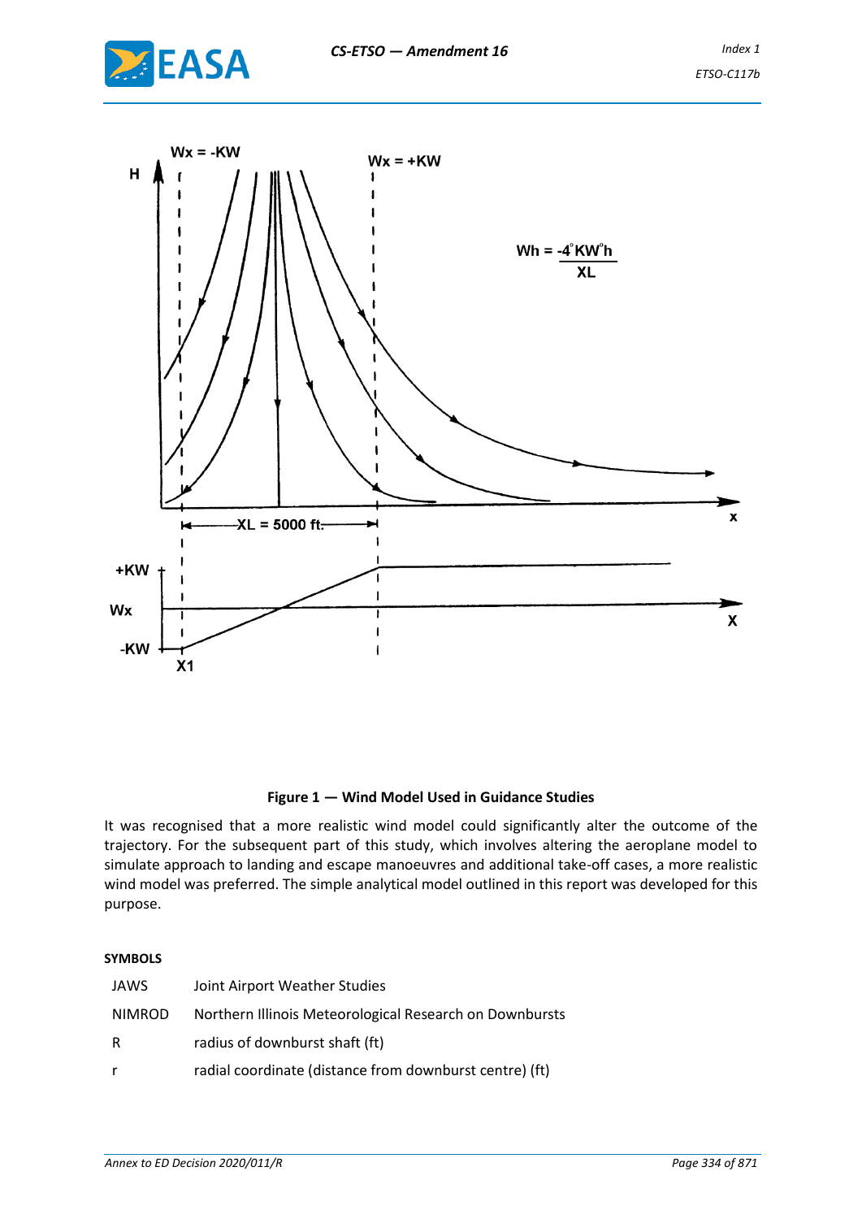**Figure 1 — Wind Model Used in Guidance Studies**

It was recognised that a more realistic wind model could significantly alter the outcome of the trajectory. For the subsequent part of this study, which involves altering the aeroplane model to simulate approach to landing and escape manoeuvres and additional take-off cases, a more realistic wind model was preferred. The simple analytical model outlined in this report was developed for this purpose.

**SYMBOLS**

| | |
|---|---|
| JAWS | Joint Airport Weather Studies |
| NIMROD | Northern Illinois Meteorological Research on Downbursts |
| R | radius of downburst shaft (ft) |
| r | radial coordinate (distance from downburst centre) (ft) |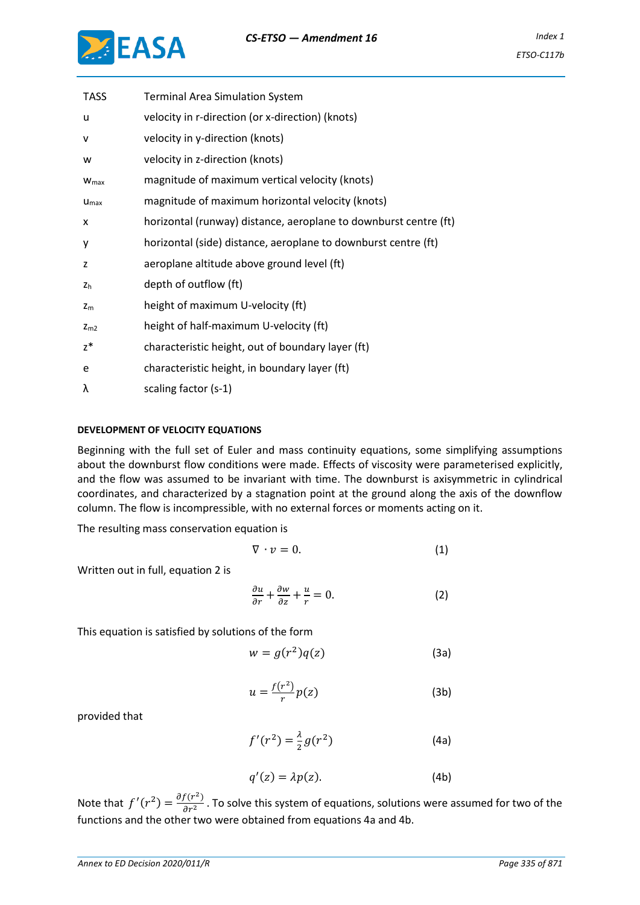| | |
|---|---|
| TASS | Terminal Area Simulation System |
| u | velocity in r-direction (or x-direction) (knots) |
| v | velocity in y-direction (knots) |
| w | velocity in z-direction (knots) |
| $w_{max}$ | magnitude of maximum vertical velocity (knots) |
| $u_{max}$ | magnitude of maximum horizontal velocity (knots) |
| x | horizontal (runway) distance, aeroplane to downburst centre (ft) |
| y | horizontal (side) distance, aeroplane to downburst centre (ft) |
| z | aeroplane altitude above ground level (ft) |
| $z_h$ | depth of outflow (ft) |
| $z_m$ | height of maximum U-velocity (ft) |
| $z_{m2}$ | height of half-maximum U-velocity (ft) |
| z* | characteristic height, out of boundary layer (ft) |
| e | characteristic height, in boundary layer (ft) |
| λ | scaling factor ($s^{-1}$) |

**DEVELOPMENT OF VELOCITY EQUATIONS**

Beginning with the full set of Euler and mass continuity equations, some simplifying assumptions about the downburst flow conditions were made. Effects of viscosity were parameterised explicitly, and the flow was assumed to be invariant with time. The downburst is axisymmetric in cylindrical coordinates, and characterized by a stagnation point at the ground along the axis of the downflow column. The flow is incompressible, with no external forces or moments acting on it.

The resulting mass conservation equation is

$$\nabla \cdot v = 0. \quad (1)$$

Written out in full, equation 2 is

$$\frac{\partial u}{\partial r} + \frac{\partial w}{\partial z} + \frac{u}{r} = 0. \quad (2)$$

This equation is satisfied by solutions of the form

$$w = g(r^2)q(z) \quad (3a)$$

$$u = \frac{f(r^2)}{r}p(z) \quad (3b)$$

provided that

$$f'(r^2) = \frac{\lambda}{2}g(r^2) \quad (4a)$$

$$q'(z) = \lambda p(z). \quad (4b)$$

Note that $f'(r^2) = \frac{\partial f(r^2)}{\partial r^2}$. To solve this system of equations, solutions were assumed for two of the functions and the other two were obtained from equations 4a and 4b.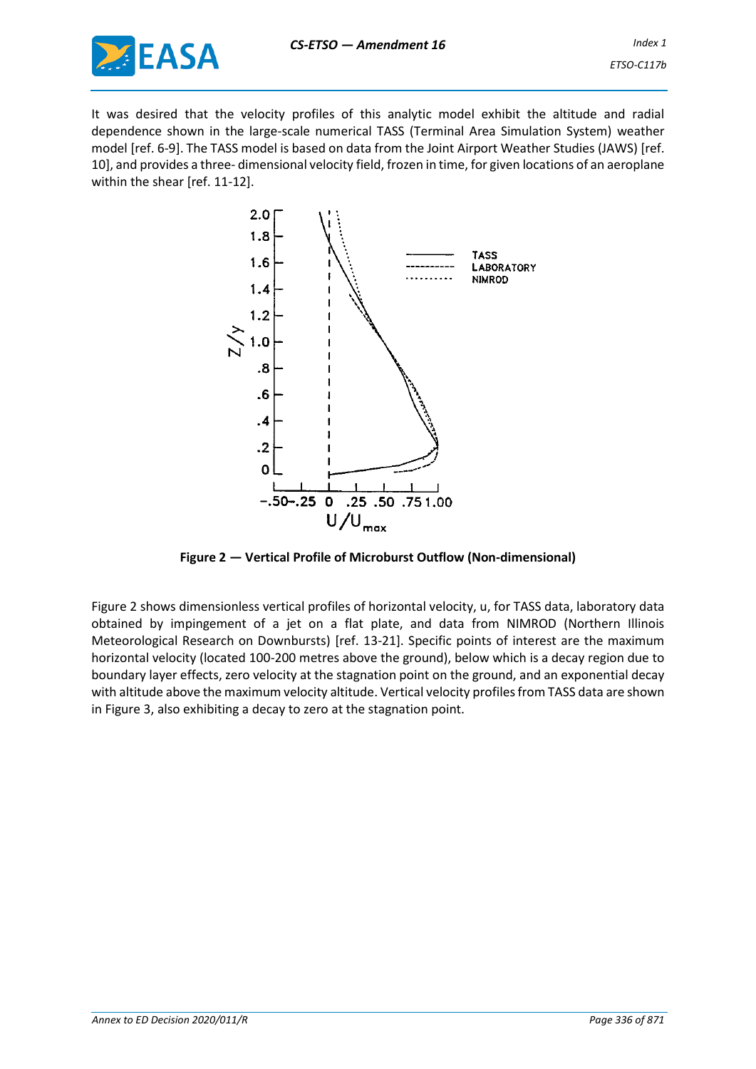It was desired that the velocity profiles of this analytic model exhibit the altitude and radial dependence shown in the large-scale numerical TASS (Terminal Area Simulation System) weather model [ref. 6-9]. The TASS model is based on data from the Joint Airport Weather Studies (JAWS) [ref. 10], and provides a three- dimensional velocity field, frozen in time, for given locations of an aeroplane within the shear [ref. 11-12].

**Figure 2 — Vertical Profile of Microburst Outflow (Non-dimensional)**

Figure 2 shows dimensionless vertical profiles of horizontal velocity, u, for TASS data, laboratory data obtained by impingement of a jet on a flat plate, and data from NIMROD (Northern Illinois Meteorological Research on Downbursts) [ref. 13-21]. Specific points of interest are the maximum horizontal velocity (located 100-200 metres above the ground), below which is a decay region due to boundary layer effects, zero velocity at the stagnation point on the ground, and an exponential decay with altitude above the maximum velocity altitude. Vertical velocity profiles from TASS data are shown in Figure 3, also exhibiting a decay to zero at the stagnation point.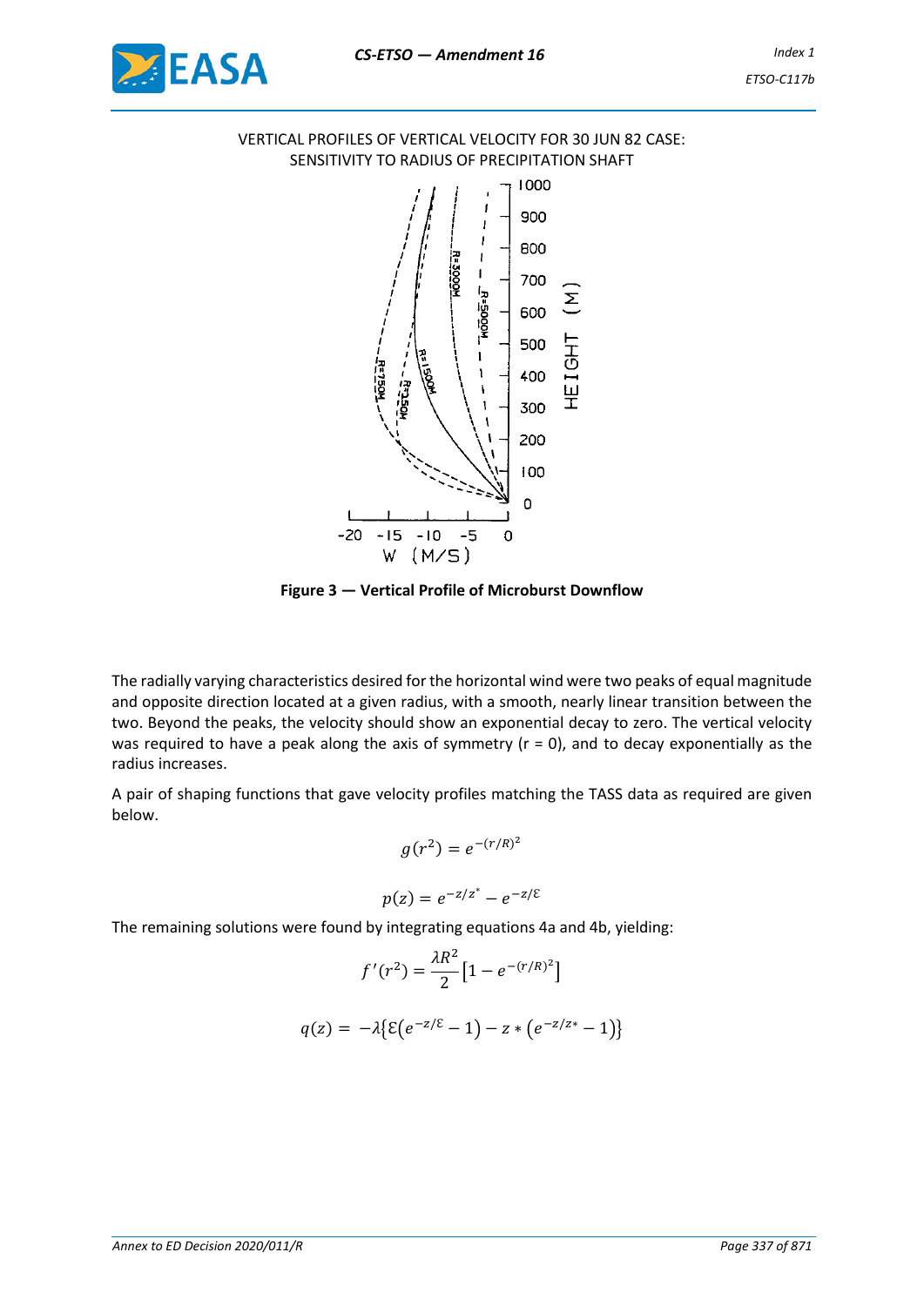VERTICAL PROFILES OF VERTICAL VELOCITY FOR 30 JUN 82 CASE:
SENSITIVITY TO RADIUS OF PRECIPITATION SHAFT

**Figure 3 — Vertical Profile of Microburst Downflow**

The radially varying characteristics desired for the horizontal wind were two peaks of equal magnitude and opposite direction located at a given radius, with a smooth, nearly linear transition between the two. Beyond the peaks, the velocity should show an exponential decay to zero. The vertical velocity was required to have a peak along the axis of symmetry (r = 0), and to decay exponentially as the radius increases.

A pair of shaping functions that gave velocity profiles matching the TASS data as required are given below.

$$g(r^2) = e^{-(r/R)^2}$$

$$p(z) = e^{-z/z^*} - e^{-z/\mathcal{E}}$$

The remaining solutions were found by integrating equations 4a and 4b, yielding:

$$f'(r^2) = \frac{\lambda R^2}{2}\left[1 - e^{-(r/R)^2}\right]$$

$$q(z) = -\lambda\left\{\mathcal{E}\left(e^{-z/\mathcal{E}} - 1\right) - z*\left(e^{-z/z*} - 1\right)\right\}$$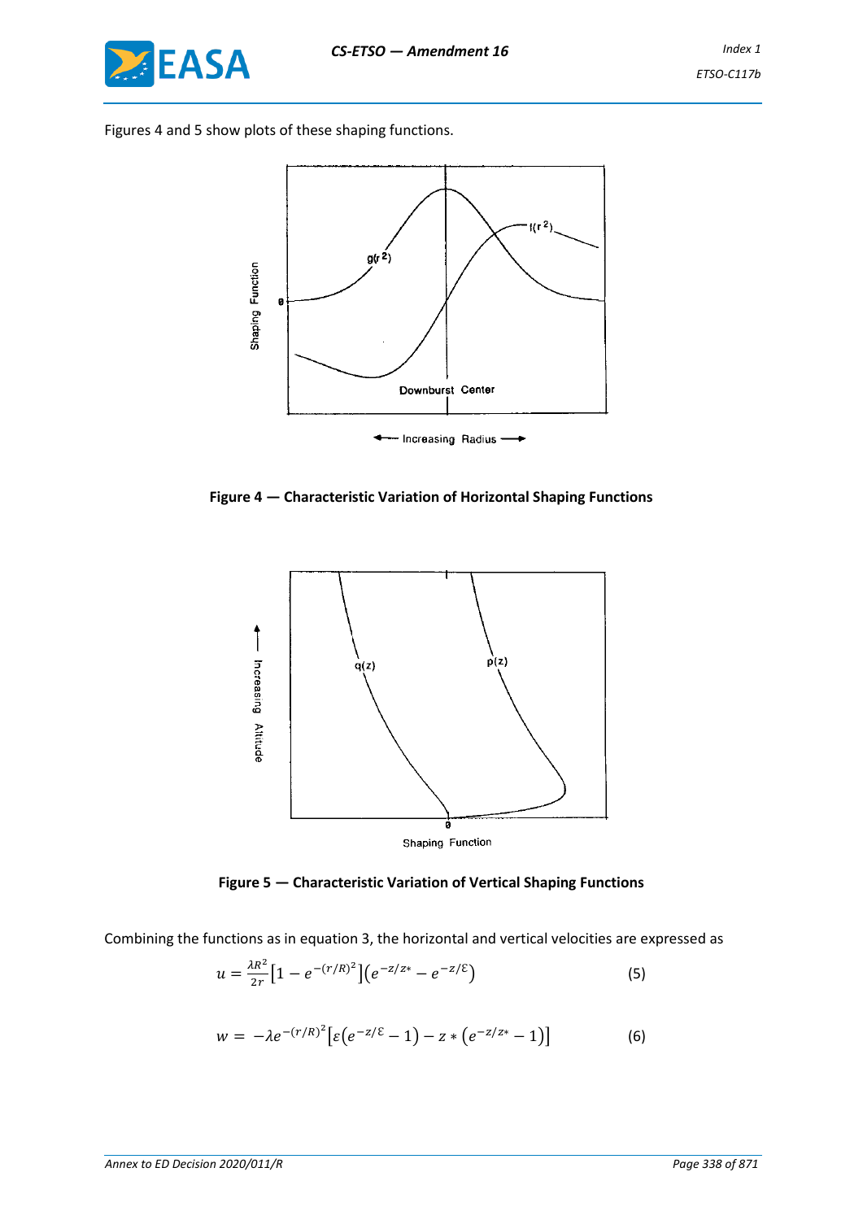Figures 4 and 5 show plots of these shaping functions.

**Figure 4 — Characteristic Variation of Horizontal Shaping Functions**

**Figure 5 — Characteristic Variation of Vertical Shaping Functions**

Combining the functions as in equation 3, the horizontal and vertical velocities are expressed as

$$u = \frac{\lambda R^2}{2r}\left[1 - e^{-(r/R)^2}\right]\left(e^{-z/z*} - e^{-z/\varepsilon}\right) \qquad (5)$$

$$w = -\lambda e^{-(r/R)^2}\left[\varepsilon\left(e^{-z/\varepsilon} - 1\right) - z * \left(e^{-z/z*} - 1\right)\right] \qquad (6)$$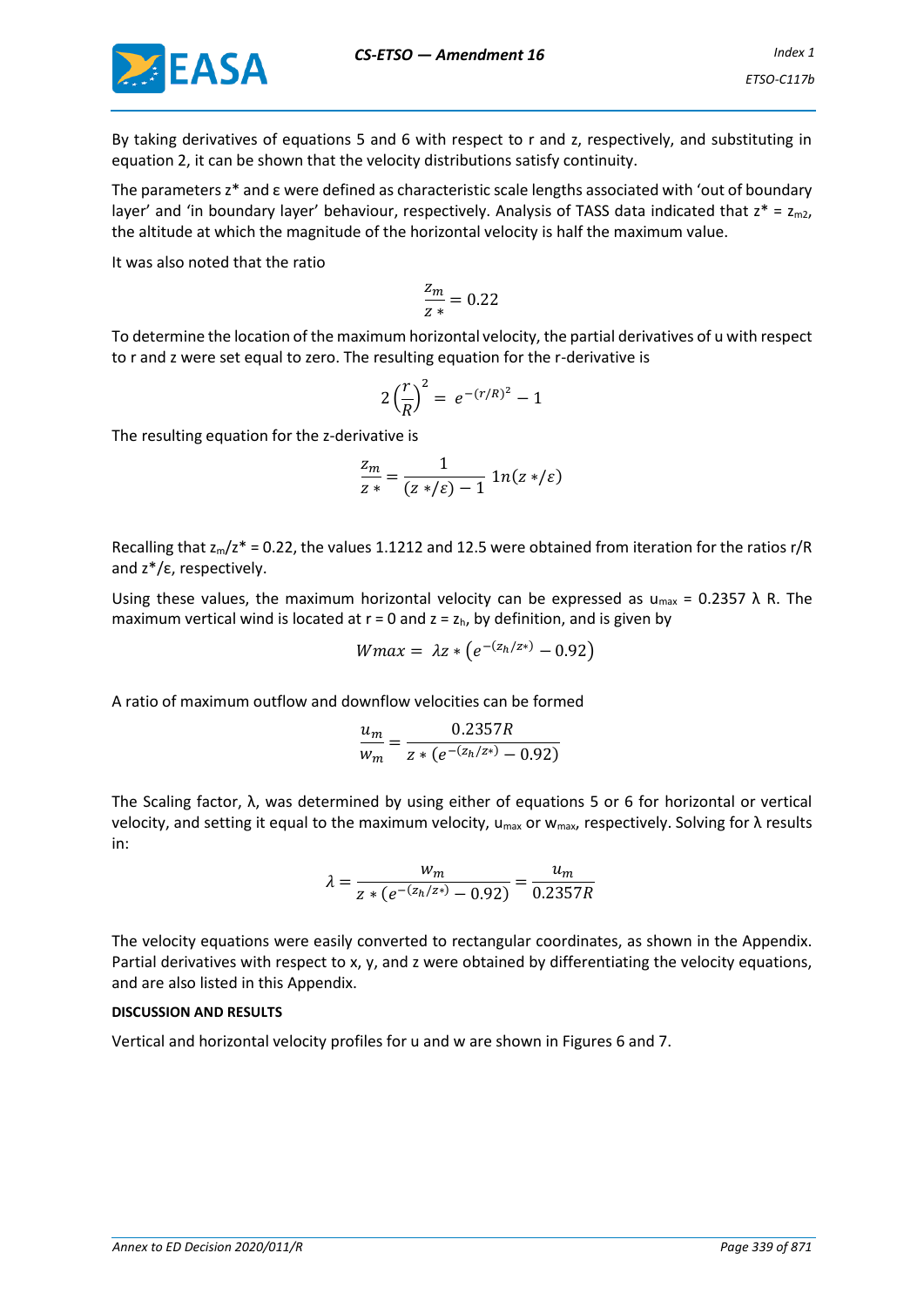By taking derivatives of equations 5 and 6 with respect to r and z, respectively, and substituting in equation 2, it can be shown that the velocity distributions satisfy continuity.

The parameters z* and ε were defined as characteristic scale lengths associated with 'out of boundary layer' and 'in boundary layer' behaviour, respectively. Analysis of TASS data indicated that $z^* = z_{m2}$, the altitude at which the magnitude of the horizontal velocity is half the maximum value.

It was also noted that the ratio

$$\frac{z_m}{z*} = 0.22$$

To determine the location of the maximum horizontal velocity, the partial derivatives of u with respect to r and z were set equal to zero. The resulting equation for the r-derivative is

$$2\left(\frac{r}{R}\right)^2 = e^{-(r/R)^2} - 1$$

The resulting equation for the z-derivative is

$$\frac{z_m}{z*} = \frac{1}{(z*/\varepsilon) - 1} \, 1n(z*/\varepsilon)$$

Recalling that $z_m/z^* = 0.22$, the values 1.1212 and 12.5 were obtained from iteration for the ratios r/R and z*/ε, respectively.

Using these values, the maximum horizontal velocity can be expressed as $u_{max} = 0.2357\ \lambda\ R$. The maximum vertical wind is located at r = 0 and $z = z_h$, by definition, and is given by

$$Wmax = \lambda z * \left(e^{-(z_h/z*)} - 0.92\right)$$

A ratio of maximum outflow and downflow velocities can be formed

$$\frac{u_m}{w_m} = \frac{0.2357R}{z * (e^{-(z_h/z*)} - 0.92)}$$

The Scaling factor, λ, was determined by using either of equations 5 or 6 for horizontal or vertical velocity, and setting it equal to the maximum velocity, $u_{max}$ or $w_{max}$, respectively. Solving for λ results in:

$$\lambda = \frac{w_m}{z * (e^{-(z_h/z*)} - 0.92)} = \frac{u_m}{0.2357R}$$

The velocity equations were easily converted to rectangular coordinates, as shown in the Appendix. Partial derivatives with respect to x, y, and z were obtained by differentiating the velocity equations, and are also listed in this Appendix.

**DISCUSSION AND RESULTS**

Vertical and horizontal velocity profiles for u and w are shown in Figures 6 and 7.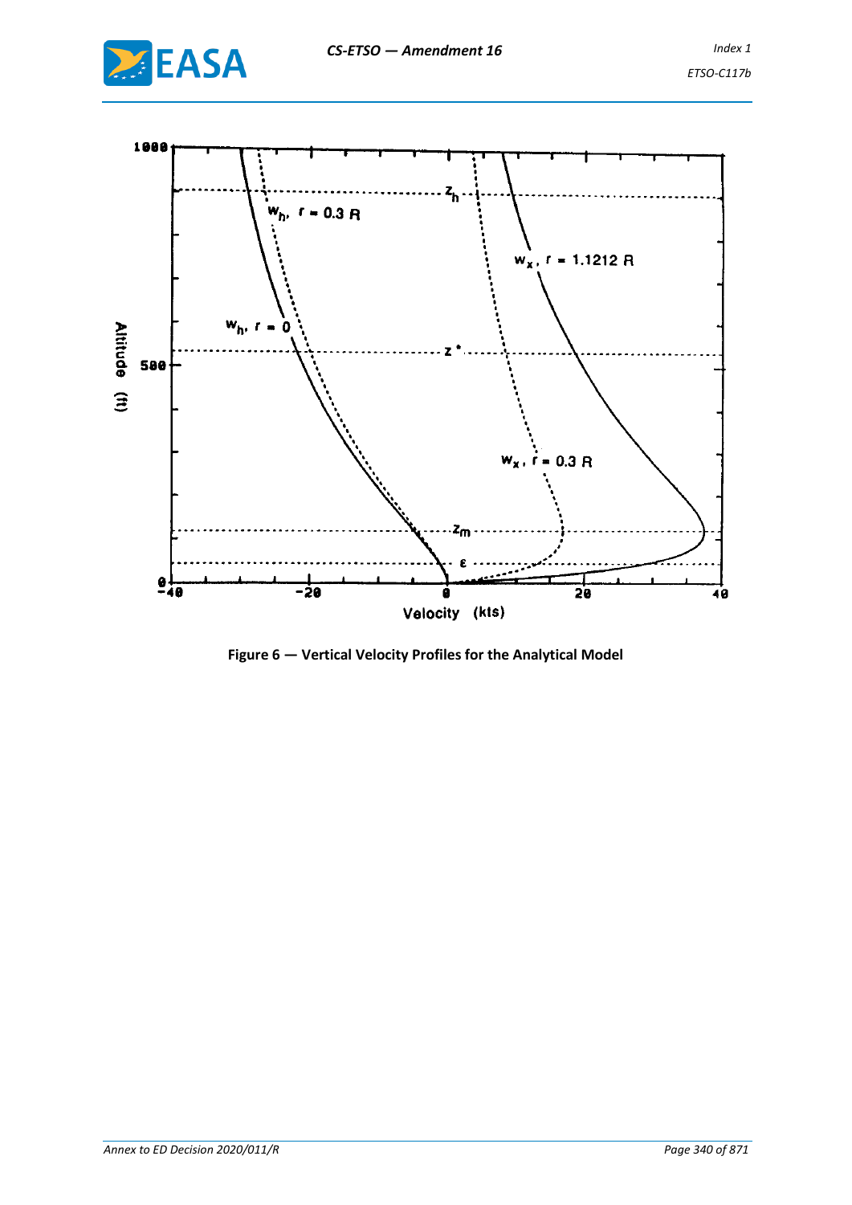Figure 6 — Vertical Velocity Profiles for the Analytical Model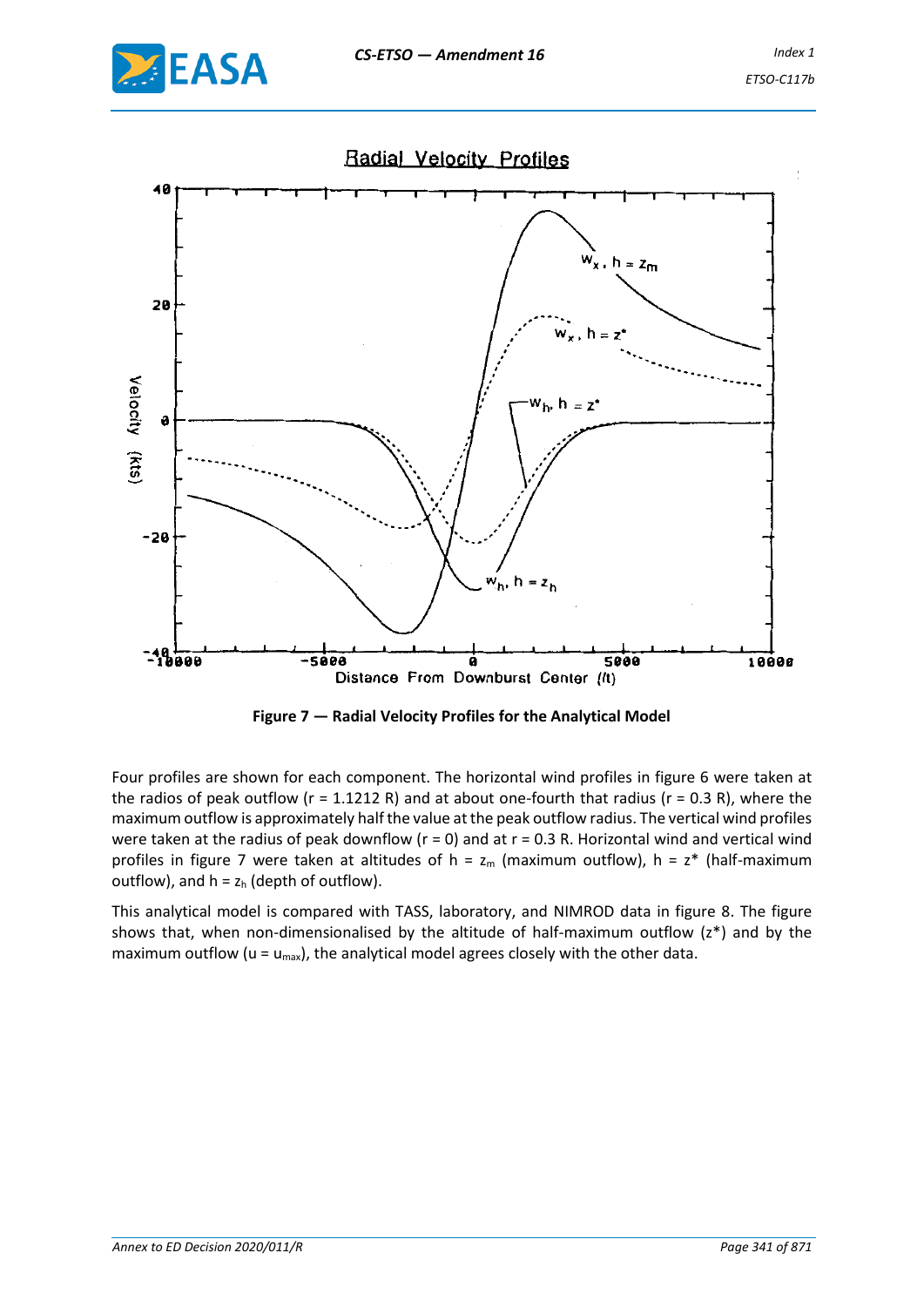**Figure 7 — Radial Velocity Profiles for the Analytical Model**

Four profiles are shown for each component. The horizontal wind profiles in figure 6 were taken at the radios of peak outflow (r = 1.1212 R) and at about one-fourth that radius (r = 0.3 R), where the maximum outflow is approximately half the value at the peak outflow radius. The vertical wind profiles were taken at the radius of peak downflow (r = 0) and at r = 0.3 R. Horizontal wind and vertical wind profiles in figure 7 were taken at altitudes of h = $z_m$ (maximum outflow), h = z* (half-maximum outflow), and h = $z_h$ (depth of outflow).

This analytical model is compared with TASS, laboratory, and NIMROD data in figure 8. The figure shows that, when non-dimensionalised by the altitude of half-maximum outflow (z*) and by the maximum outflow (u = $u_{max}$), the analytical model agrees closely with the other data.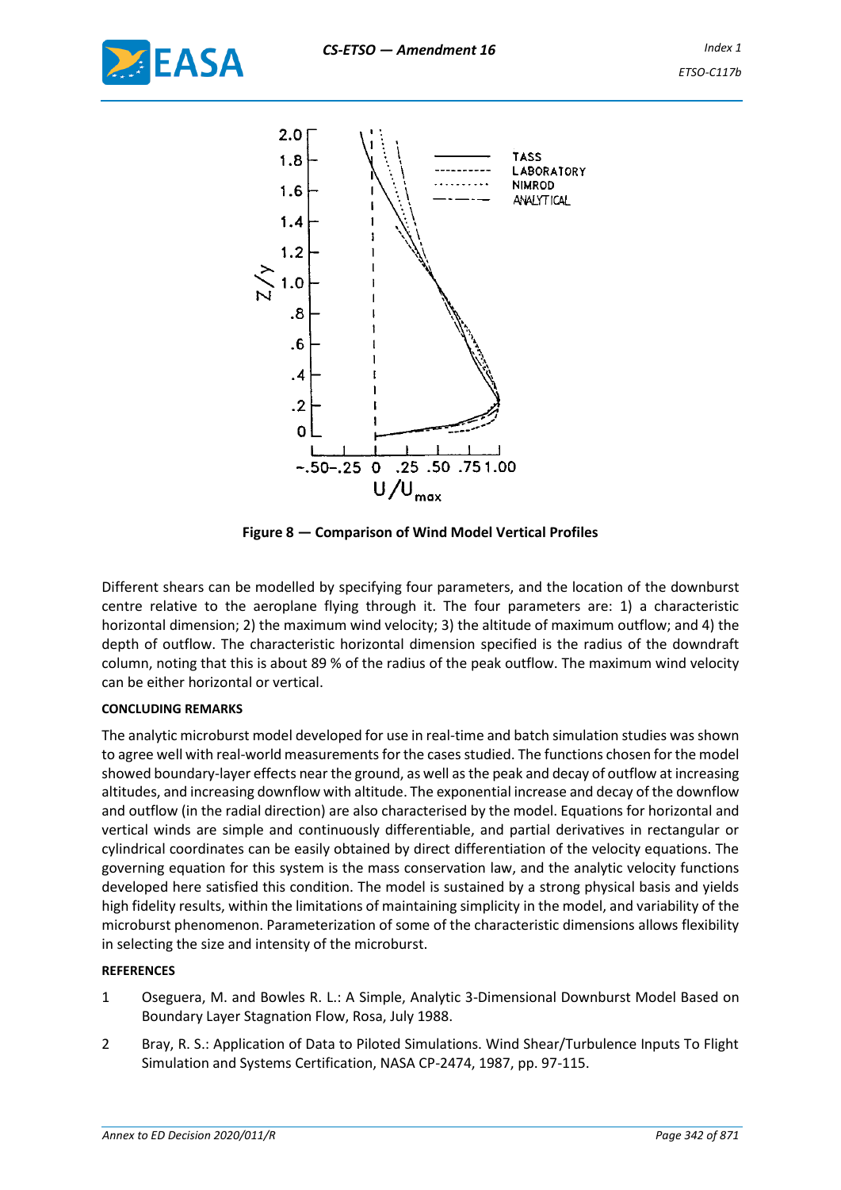Figure 8 — Comparison of Wind Model Vertical Profiles

Different shears can be modelled by specifying four parameters, and the location of the downburst centre relative to the aeroplane flying through it. The four parameters are: 1) a characteristic horizontal dimension; 2) the maximum wind velocity; 3) the altitude of maximum outflow; and 4) the depth of outflow. The characteristic horizontal dimension specified is the radius of the downdraft column, noting that this is about 89 % of the radius of the peak outflow. The maximum wind velocity can be either horizontal or vertical.

**CONCLUDING REMARKS**

The analytic microburst model developed for use in real-time and batch simulation studies was shown to agree well with real-world measurements for the cases studied. The functions chosen for the model showed boundary-layer effects near the ground, as well as the peak and decay of outflow at increasing altitudes, and increasing downflow with altitude. The exponential increase and decay of the downflow and outflow (in the radial direction) are also characterised by the model. Equations for horizontal and vertical winds are simple and continuously differentiable, and partial derivatives in rectangular or cylindrical coordinates can be easily obtained by direct differentiation of the velocity equations. The governing equation for this system is the mass conservation law, and the analytic velocity functions developed here satisfied this condition. The model is sustained by a strong physical basis and yields high fidelity results, within the limitations of maintaining simplicity in the model, and variability of the microburst phenomenon. Parameterization of some of the characteristic dimensions allows flexibility in selecting the size and intensity of the microburst.

**REFERENCES**

1. Oseguera, M. and Bowles R. L.: A Simple, Analytic 3-Dimensional Downburst Model Based on Boundary Layer Stagnation Flow, Rosa, July 1988.
2. Bray, R. S.: Application of Data to Piloted Simulations. Wind Shear/Turbulence Inputs To Flight Simulation and Systems Certification, NASA CP-2474, 1987, pp. 97-115.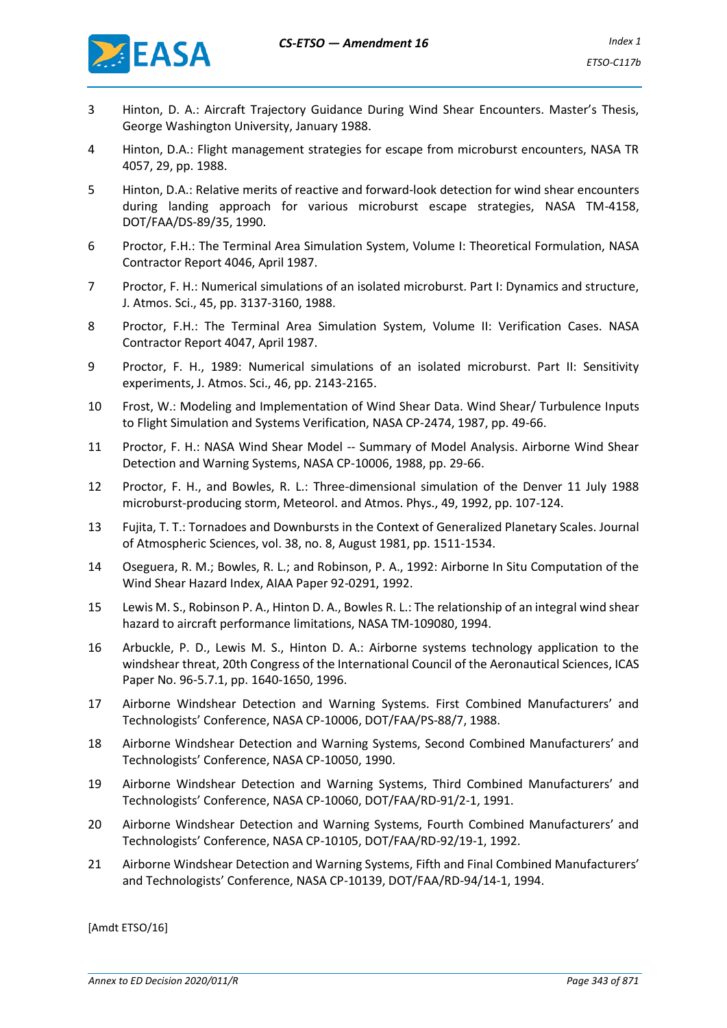3 Hinton, D. A.: Aircraft Trajectory Guidance During Wind Shear Encounters. Master's Thesis, George Washington University, January 1988.

4 Hinton, D.A.: Flight management strategies for escape from microburst encounters, NASA TR 4057, 29, pp. 1988.

5 Hinton, D.A.: Relative merits of reactive and forward-look detection for wind shear encounters during landing approach for various microburst escape strategies, NASA TM-4158, DOT/FAA/DS-89/35, 1990.

6 Proctor, F.H.: The Terminal Area Simulation System, Volume I: Theoretical Formulation, NASA Contractor Report 4046, April 1987.

7 Proctor, F. H.: Numerical simulations of an isolated microburst. Part I: Dynamics and structure, J. Atmos. Sci., 45, pp. 3137-3160, 1988.

8 Proctor, F.H.: The Terminal Area Simulation System, Volume II: Verification Cases. NASA Contractor Report 4047, April 1987.

9 Proctor, F. H., 1989: Numerical simulations of an isolated microburst. Part II: Sensitivity experiments, J. Atmos. Sci., 46, pp. 2143-2165.

10 Frost, W.: Modeling and Implementation of Wind Shear Data. Wind Shear/ Turbulence Inputs to Flight Simulation and Systems Verification, NASA CP-2474, 1987, pp. 49-66.

11 Proctor, F. H.: NASA Wind Shear Model -- Summary of Model Analysis. Airborne Wind Shear Detection and Warning Systems, NASA CP-10006, 1988, pp. 29-66.

12 Proctor, F. H., and Bowles, R. L.: Three-dimensional simulation of the Denver 11 July 1988 microburst-producing storm, Meteorol. and Atmos. Phys., 49, 1992, pp. 107-124.

13 Fujita, T. T.: Tornadoes and Downbursts in the Context of Generalized Planetary Scales. Journal of Atmospheric Sciences, vol. 38, no. 8, August 1981, pp. 1511-1534.

14 Oseguera, R. M.; Bowles, R. L.; and Robinson, P. A., 1992: Airborne In Situ Computation of the Wind Shear Hazard Index, AIAA Paper 92-0291, 1992.

15 Lewis M. S., Robinson P. A., Hinton D. A., Bowles R. L.: The relationship of an integral wind shear hazard to aircraft performance limitations, NASA TM-109080, 1994.

16 Arbuckle, P. D., Lewis M. S., Hinton D. A.: Airborne systems technology application to the windshear threat, 20th Congress of the International Council of the Aeronautical Sciences, ICAS Paper No. 96-5.7.1, pp. 1640-1650, 1996.

17 Airborne Windshear Detection and Warning Systems. First Combined Manufacturers' and Technologists' Conference, NASA CP-10006, DOT/FAA/PS-88/7, 1988.

18 Airborne Windshear Detection and Warning Systems, Second Combined Manufacturers' and Technologists' Conference, NASA CP-10050, 1990.

19 Airborne Windshear Detection and Warning Systems, Third Combined Manufacturers' and Technologists' Conference, NASA CP-10060, DOT/FAA/RD-91/2-1, 1991.

20 Airborne Windshear Detection and Warning Systems, Fourth Combined Manufacturers' and Technologists' Conference, NASA CP-10105, DOT/FAA/RD-92/19-1, 1992.

21 Airborne Windshear Detection and Warning Systems, Fifth and Final Combined Manufacturers' and Technologists' Conference, NASA CP-10139, DOT/FAA/RD-94/14-1, 1994.

[Amdt ETSO/16]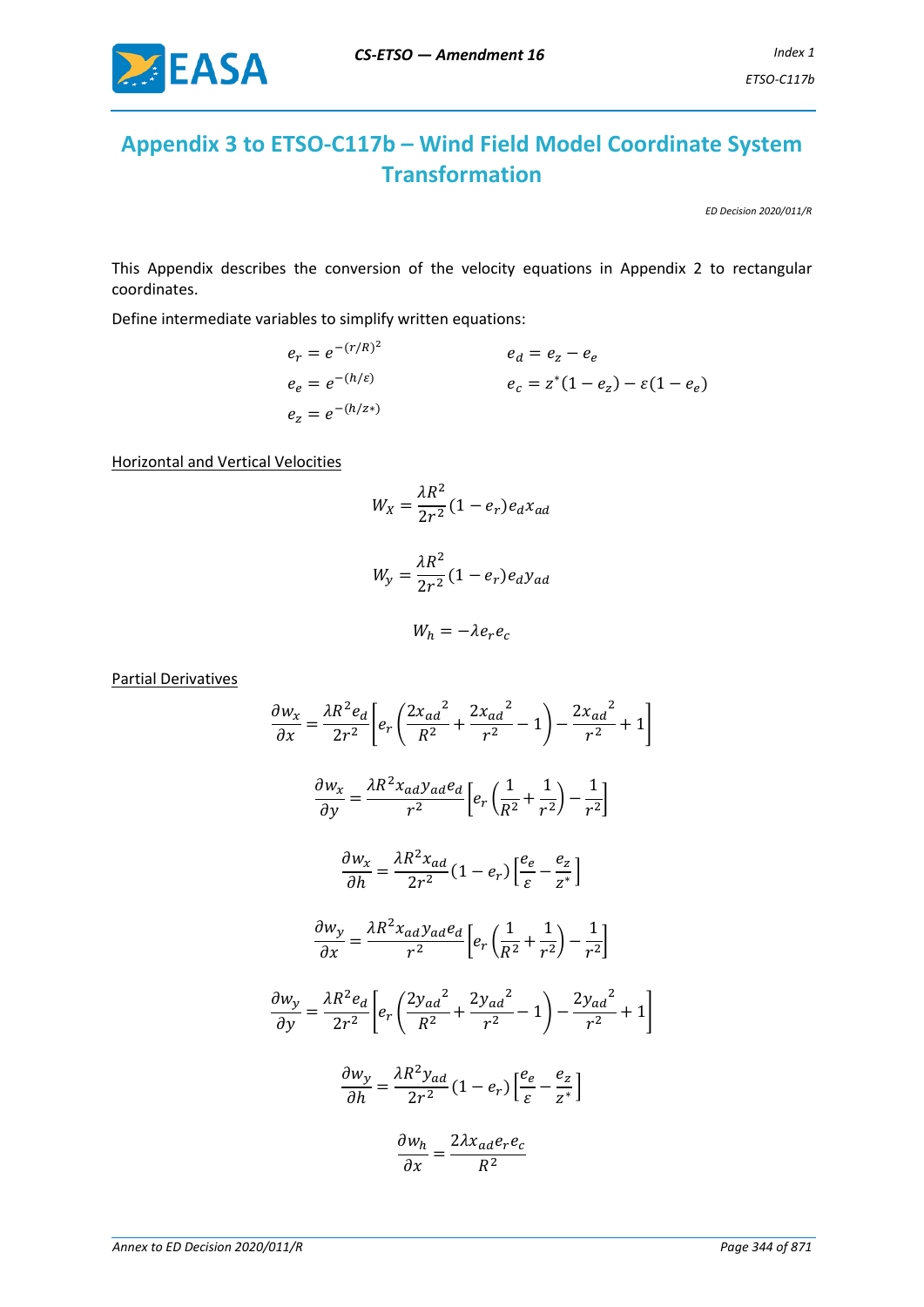# Appendix 3 to ETSO-C117b – Wind Field Model Coordinate System Transformation

*ED Decision 2020/011/R*

This Appendix describes the conversion of the velocity equations in Appendix 2 to rectangular coordinates.

Define intermediate variables to simplify written equations:

$$e_r = e^{-(r/R)^2} \qquad e_d = e_z - e_e$$

$$e_e = e^{-(h/\varepsilon)} \qquad e_c = z^*(1 - e_z) - \varepsilon(1 - e_e)$$

$$e_z = e^{-(h/z*)}$$

<u>Horizontal and Vertical Velocities</u>

$$W_X = \frac{\lambda R^2}{2r^2}(1 - e_r)e_d x_{ad}$$

$$W_y = \frac{\lambda R^2}{2r^2}(1 - e_r)e_d y_{ad}$$

$$W_h = -\lambda e_r e_c$$

<u>Partial Derivatives</u>

$$\frac{\partial w_x}{\partial x} = \frac{\lambda R^2 e_d}{2r^2}\left[e_r\left(\frac{2{x_{ad}}^2}{R^2} + \frac{2{x_{ad}}^2}{r^2} - 1\right) - \frac{2{x_{ad}}^2}{r^2} + 1\right]$$

$$\frac{\partial w_x}{\partial y} = \frac{\lambda R^2 x_{ad} y_{ad} e_d}{r^2}\left[e_r\left(\frac{1}{R^2} + \frac{1}{r^2}\right) - \frac{1}{r^2}\right]$$

$$\frac{\partial w_x}{\partial h} = \frac{\lambda R^2 x_{ad}}{2r^2}(1 - e_r)\left[\frac{e_e}{\varepsilon} - \frac{e_z}{z^*}\right]$$

$$\frac{\partial w_y}{\partial x} = \frac{\lambda R^2 x_{ad} y_{ad} e_d}{r^2}\left[e_r\left(\frac{1}{R^2} + \frac{1}{r^2}\right) - \frac{1}{r^2}\right]$$

$$\frac{\partial w_y}{\partial y} = \frac{\lambda R^2 e_d}{2r^2}\left[e_r\left(\frac{2{y_{ad}}^2}{R^2} + \frac{2{y_{ad}}^2}{r^2} - 1\right) - \frac{2{y_{ad}}^2}{r^2} + 1\right]$$

$$\frac{\partial w_y}{\partial h} = \frac{\lambda R^2 y_{ad}}{2r^2}(1 - e_r)\left[\frac{e_e}{\varepsilon} - \frac{e_z}{z^*}\right]$$

$$\frac{\partial w_h}{\partial x} = \frac{2\lambda x_{ad} e_r e_c}{R^2}$$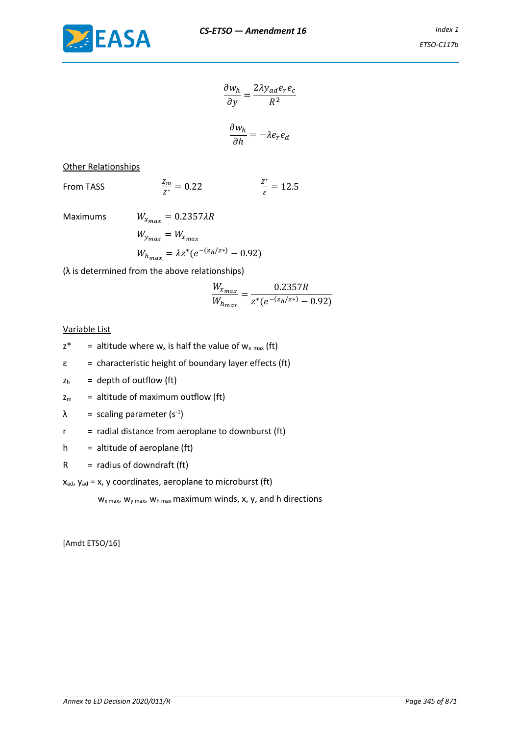$$\frac{\partial w_h}{\partial y} = \frac{2\lambda y_{ad} e_r e_c}{R^2}$$

$$\frac{\partial w_h}{\partial h} = -\lambda e_r e_d$$

Other Relationships

From TASS $\quad \frac{z_m}{z^*} = 0.22 \qquad \frac{z^*}{\varepsilon} = 12.5$

Maximums

$$W_{x_{max}} = 0.2357\lambda R$$

$$W_{y_{max}} = W_{x_{max}}$$

$$W_{h_{max}} = \lambda z^* (e^{-(z_h/z^*)} - 0.92)$$

(λ is determined from the above relationships)

$$\frac{W_{x_{max}}}{W_{h_{max}}} = \frac{0.2357R}{z^*(e^{-(z_h/z^*)} - 0.92)}$$

Variable List

$z^*$ = altitude where $w_x$ is half the value of $w_{x\ max}$ (ft)

$\varepsilon$ = characteristic height of boundary layer effects (ft)

$z_h$ = depth of outflow (ft)

$z_m$ = altitude of maximum outflow (ft)

$\lambda$ = scaling parameter ($s^{-1}$)

$r$ = radial distance from aeroplane to downburst (ft)

$h$ = altitude of aeroplane (ft)

$R$ = radius of downdraft (ft)

$x_{ad}$, $y_{ad}$ = x, y coordinates, aeroplane to microburst (ft)

$w_{x\ max}$, $w_{y\ max}$, $w_{h\ max}$ maximum winds, x, y, and h directions

[Amdt ETSO/16]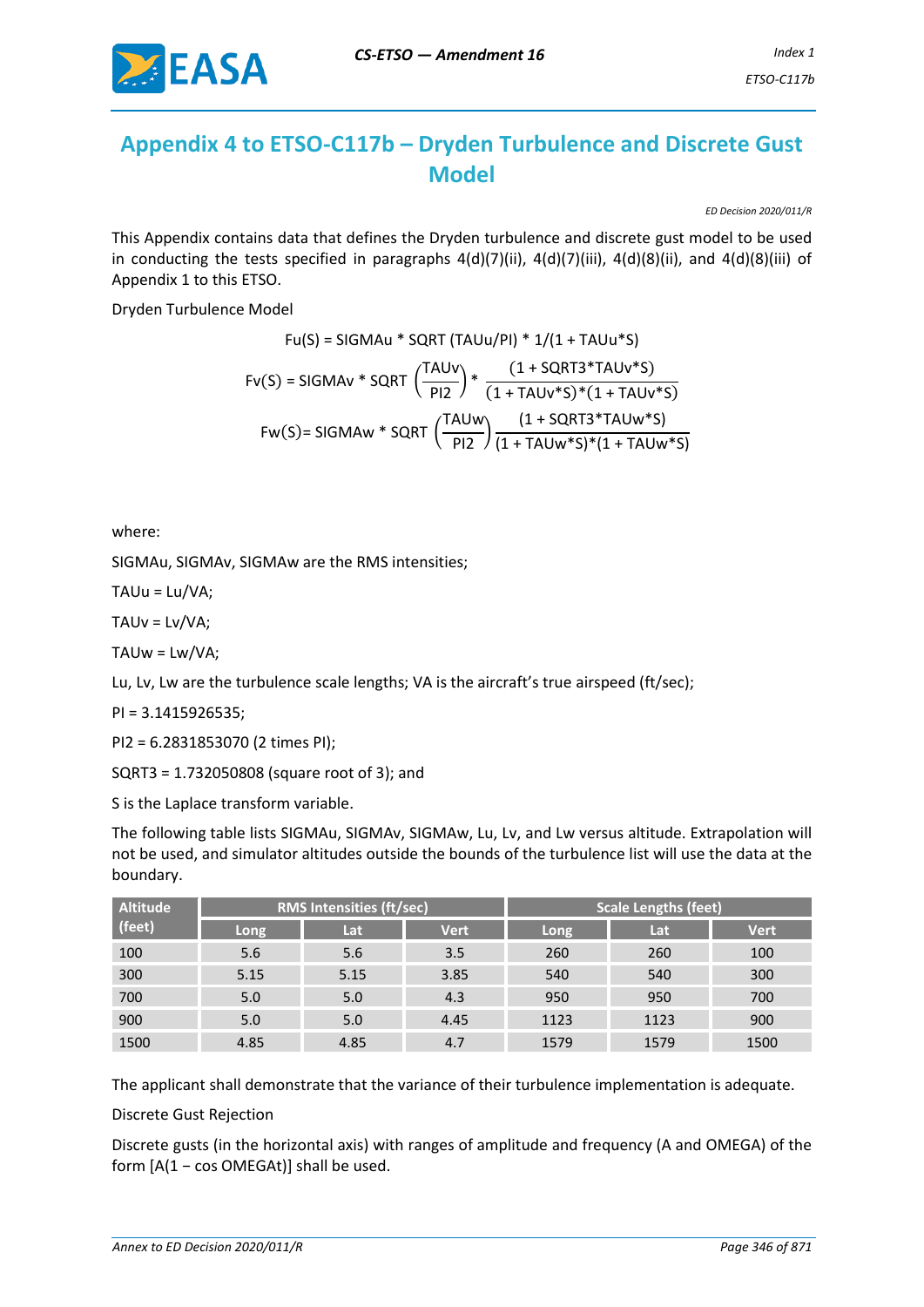## Appendix 4 to ETSO-C117b – Dryden Turbulence and Discrete Gust Model

*ED Decision 2020/011/R*

This Appendix contains data that defines the Dryden turbulence and discrete gust model to be used in conducting the tests specified in paragraphs 4(d)(7)(ii), 4(d)(7)(iii), 4(d)(8)(ii), and 4(d)(8)(iii) of Appendix 1 to this ETSO.

Dryden Turbulence Model

$$Fu(S) = SIGMAu * SQRT\ (TAUu/PI) * 1/(1 + TAUu*S)$$

$$Fv(S) = SIGMAv * SQRT\left(\frac{TAUv}{PI2}\right) * \frac{(1 + SQRT3*TAUv*S)}{(1 + TAUv*S)*(1 + TAUv*S)}$$

$$Fw(S) = SIGMAw * SQRT\left(\frac{TAUw}{PI2}\right) \frac{(1 + SQRT3*TAUw*S)}{(1 + TAUw*S)*(1 + TAUw*S)}$$

where:

SIGMAu, SIGMAv, SIGMAw are the RMS intensities;

TAUu = Lu/VA;

TAUv = Lv/VA;

TAUw = Lw/VA;

Lu, Lv, Lw are the turbulence scale lengths; VA is the aircraft's true airspeed (ft/sec);

PI = 3.1415926535;

PI2 = 6.2831853070 (2 times PI);

SQRT3 = 1.732050808 (square root of 3); and

S is the Laplace transform variable.

The following table lists SIGMAu, SIGMAv, SIGMAw, Lu, Lv, and Lw versus altitude. Extrapolation will not be used, and simulator altitudes outside the bounds of the turbulence list will use the data at the boundary.

| Altitude (feet) | RMS Intensities (ft/sec) | | | Scale Lengths (feet) | | |
|---|---|---|---|---|---|---|
| | Long | Lat | Vert | Long | Lat | Vert |
| 100 | 5.6 | 5.6 | 3.5 | 260 | 260 | 100 |
| 300 | 5.15 | 5.15 | 3.85 | 540 | 540 | 300 |
| 700 | 5.0 | 5.0 | 4.3 | 950 | 950 | 700 |
| 900 | 5.0 | 5.0 | 4.45 | 1123 | 1123 | 900 |
| 1500 | 4.85 | 4.85 | 4.7 | 1579 | 1579 | 1500 |

The applicant shall demonstrate that the variance of their turbulence implementation is adequate.

Discrete Gust Rejection

Discrete gusts (in the horizontal axis) with ranges of amplitude and frequency (A and OMEGA) of the form [A(1 − cos OMEGAt)] shall be used.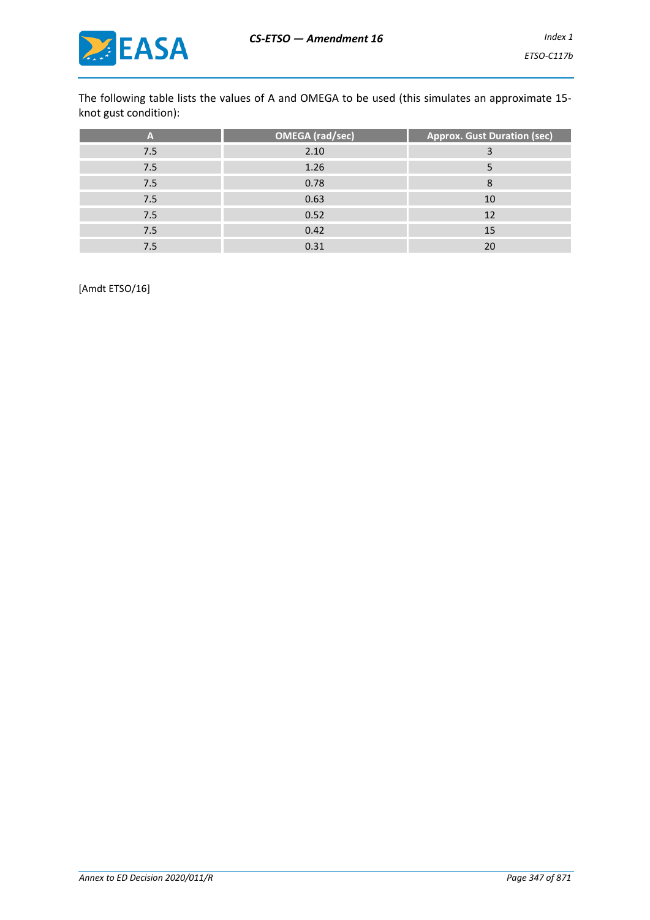The following table lists the values of A and OMEGA to be used (this simulates an approximate 15-knot gust condition):

| A | OMEGA (rad/sec) | Approx. Gust Duration (sec) |
|---|---|---|
| 7.5 | 2.10 | 3 |
| 7.5 | 1.26 | 5 |
| 7.5 | 0.78 | 8 |
| 7.5 | 0.63 | 10 |
| 7.5 | 0.52 | 12 |
| 7.5 | 0.42 | 15 |
| 7.5 | 0.31 | 20 |

[Amdt ETSO/16]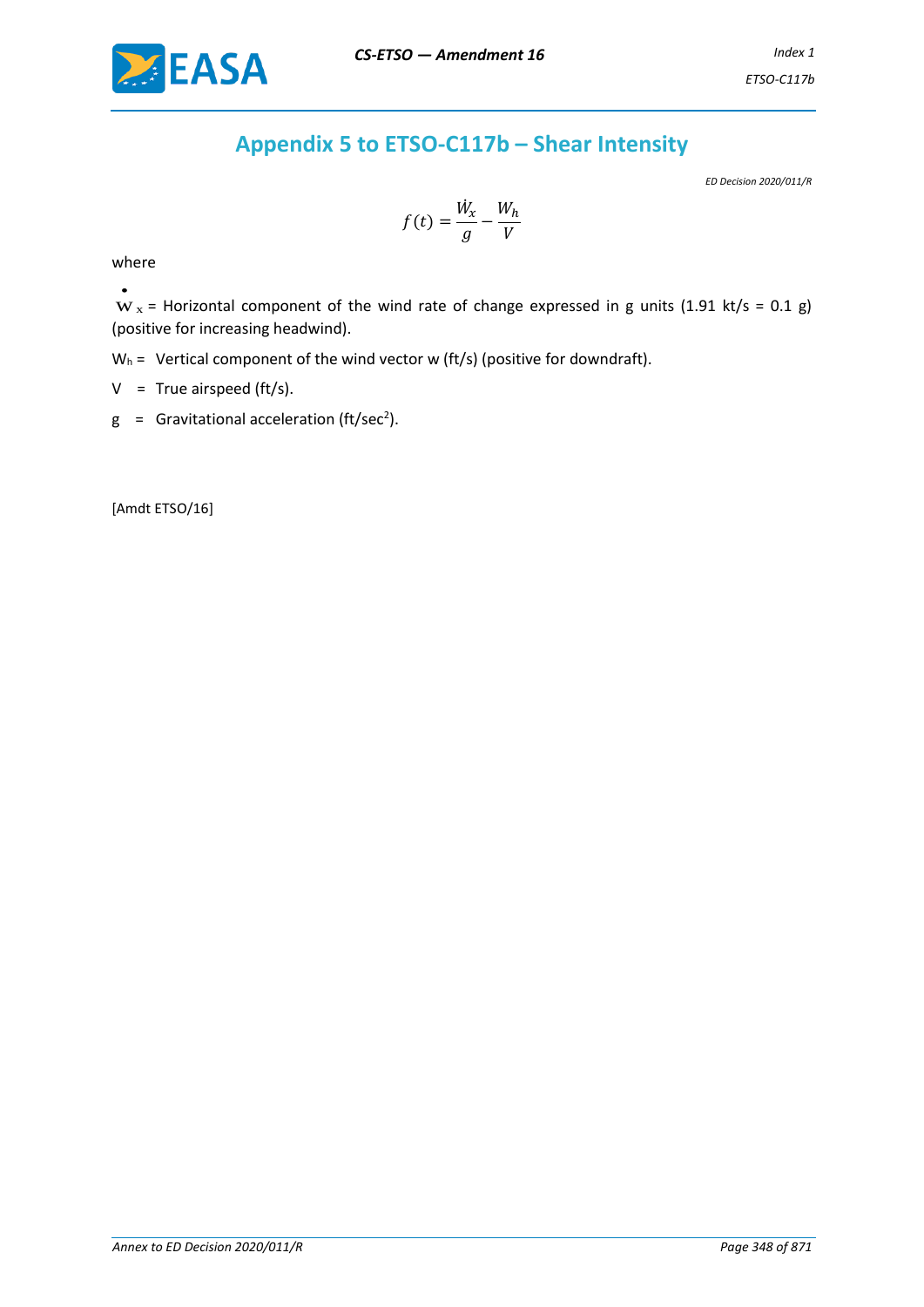# Appendix 5 to ETSO-C117b – Shear Intensity

*ED Decision 2020/011/R*

$$f(t) = \frac{\dot{W}_x}{g} - \frac{W_h}{V}$$

where

$\dot{W}_x$ = Horizontal component of the wind rate of change expressed in g units (1.91 kt/s = 0.1 g) (positive for increasing headwind).

$W_h$ = Vertical component of the wind vector w (ft/s) (positive for downdraft).

V = True airspeed (ft/s).

g = Gravitational acceleration (ft/sec$^2$).

[Amdt ETSO/16]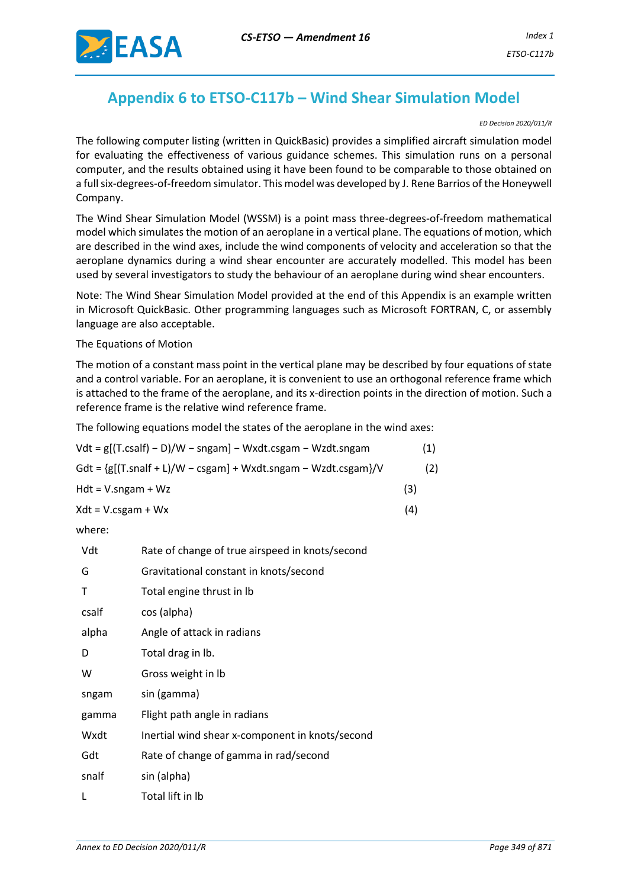## Appendix 6 to ETSO-C117b – Wind Shear Simulation Model

*ED Decision 2020/011/R*

The following computer listing (written in QuickBasic) provides a simplified aircraft simulation model for evaluating the effectiveness of various guidance schemes. This simulation runs on a personal computer, and the results obtained using it have been found to be comparable to those obtained on a full six-degrees-of-freedom simulator. This model was developed by J. Rene Barrios of the Honeywell Company.

The Wind Shear Simulation Model (WSSM) is a point mass three-degrees-of-freedom mathematical model which simulates the motion of an aeroplane in a vertical plane. The equations of motion, which are described in the wind axes, include the wind components of velocity and acceleration so that the aeroplane dynamics during a wind shear encounter are accurately modelled. This model has been used by several investigators to study the behaviour of an aeroplane during wind shear encounters.

Note: The Wind Shear Simulation Model provided at the end of this Appendix is an example written in Microsoft QuickBasic. Other programming languages such as Microsoft FORTRAN, C, or assembly language are also acceptable.

The Equations of Motion

The motion of a constant mass point in the vertical plane may be described by four equations of state and a control variable. For an aeroplane, it is convenient to use an orthogonal reference frame which is attached to the frame of the aeroplane, and its x-direction points in the direction of motion. Such a reference frame is the relative wind reference frame.

The following equations model the states of the aeroplane in the wind axes:

$$Vdt = g[(T.csalf) - D)/W - sngam] - Wxdt.csgam - Wzdt.sngam \quad (1)$$

$$Gdt = \{g[(T.snalf + L)/W - csgam] + Wxdt.sngam - Wzdt.csgam\}/V \quad (2)$$

$$Hdt = V.sngam + Wz \quad (3)$$

$$Xdt = V.csgam + Wx \quad (4)$$

where:

| | |
|---|---|
| Vdt | Rate of change of true airspeed in knots/second |
| G | Gravitational constant in knots/second |
| T | Total engine thrust in lb |
| csalf | cos (alpha) |
| alpha | Angle of attack in radians |
| D | Total drag in lb. |
| W | Gross weight in lb |
| sngam | sin (gamma) |
| gamma | Flight path angle in radians |
| Wxdt | Inertial wind shear x-component in knots/second |
| Gdt | Rate of change of gamma in rad/second |
| snalf | sin (alpha) |
| L | Total lift in lb |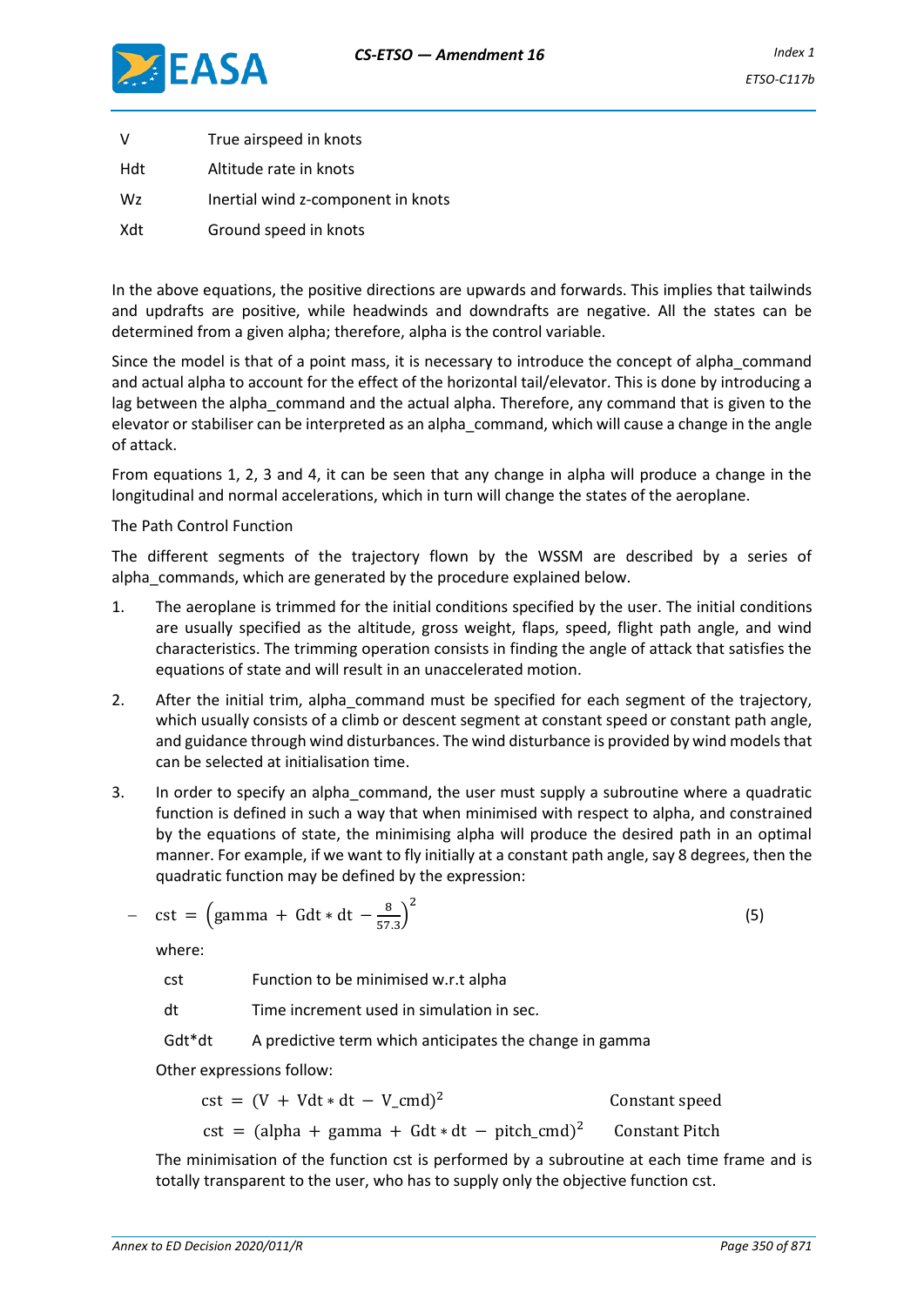| | |
|---|---|
| V | True airspeed in knots |
| Hdt | Altitude rate in knots |
| Wz | Inertial wind z-component in knots |
| Xdt | Ground speed in knots |

In the above equations, the positive directions are upwards and forwards. This implies that tailwinds and updrafts are positive, while headwinds and downdrafts are negative. All the states can be determined from a given alpha; therefore, alpha is the control variable.

Since the model is that of a point mass, it is necessary to introduce the concept of alpha_command and actual alpha to account for the effect of the horizontal tail/elevator. This is done by introducing a lag between the alpha_command and the actual alpha. Therefore, any command that is given to the elevator or stabiliser can be interpreted as an alpha_command, which will cause a change in the angle of attack.

From equations 1, 2, 3 and 4, it can be seen that any change in alpha will produce a change in the longitudinal and normal accelerations, which in turn will change the states of the aeroplane.

The Path Control Function

The different segments of the trajectory flown by the WSSM are described by a series of alpha_commands, which are generated by the procedure explained below.

1. The aeroplane is trimmed for the initial conditions specified by the user. The initial conditions are usually specified as the altitude, gross weight, flaps, speed, flight path angle, and wind characteristics. The trimming operation consists in finding the angle of attack that satisfies the equations of state and will result in an unaccelerated motion.

2. After the initial trim, alpha_command must be specified for each segment of the trajectory, which usually consists of a climb or descent segment at constant speed or constant path angle, and guidance through wind disturbances. The wind disturbance is provided by wind models that can be selected at initialisation time.

3. In order to specify an alpha_command, the user must supply a subroutine where a quadratic function is defined in such a way that when minimised with respect to alpha, and constrained by the equations of state, the minimising alpha will produce the desired path in an optimal manner. For example, if we want to fly initially at a constant path angle, say 8 degrees, then the quadratic function may be defined by the expression:

– $$\mathrm{cst} = \left(\mathrm{gamma} + \mathrm{Gdt} * \mathrm{dt} - \frac{8}{57.3}\right)^2 \qquad (5)$$

where:

| | |
|---|---|
| cst | Function to be minimised w.r.t alpha |
| dt | Time increment used in simulation in sec. |
| Gdt*dt | A predictive term which anticipates the change in gamma |

Other expressions follow:

$$\mathrm{cst} = (\mathrm{V} + \mathrm{Vdt} * \mathrm{dt} - \mathrm{V\_cmd})^2 \qquad \text{Constant speed}$$

$$\mathrm{cst} = (\mathrm{alpha} + \mathrm{gamma} + \mathrm{Gdt} * \mathrm{dt} - \mathrm{pitch\_cmd})^2 \qquad \text{Constant Pitch}$$

The minimisation of the function cst is performed by a subroutine at each time frame and is totally transparent to the user, who has to supply only the objective function cst.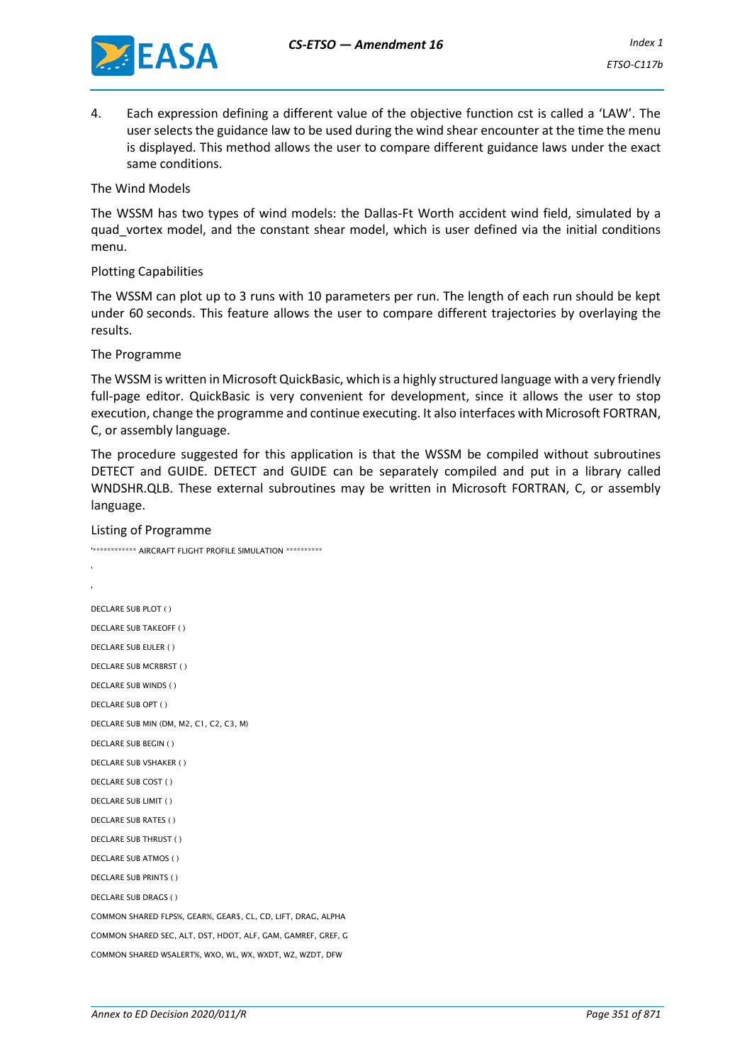4. Each expression defining a different value of the objective function cst is called a 'LAW'. The user selects the guidance law to be used during the wind shear encounter at the time the menu is displayed. This method allows the user to compare different guidance laws under the exact same conditions.

The Wind Models

The WSSM has two types of wind models: the Dallas-Ft Worth accident wind field, simulated by a quad_vortex model, and the constant shear model, which is user defined via the initial conditions menu.

Plotting Capabilities

The WSSM can plot up to 3 runs with 10 parameters per run. The length of each run should be kept under 60 seconds. This feature allows the user to compare different trajectories by overlaying the results.

The Programme

The WSSM is written in Microsoft QuickBasic, which is a highly structured language with a very friendly full-page editor. QuickBasic is very convenient for development, since it allows the user to stop execution, change the programme and continue executing. It also interfaces with Microsoft FORTRAN, C, or assembly language.

The procedure suggested for this application is that the WSSM be compiled without subroutines DETECT and GUIDE. DETECT and GUIDE can be separately compiled and put in a library called WNDSHR.QLB. These external subroutines may be written in Microsoft FORTRAN, C, or assembly language.

Listing of Programme

```
'************ AIRCRAFT FLIGHT PROFILE SIMULATION **********
'
'
DECLARE SUB PLOT ( )
DECLARE SUB TAKEOFF ( )
DECLARE SUB EULER ( )
DECLARE SUB MCRBRST ( )
DECLARE SUB WINDS ( )
DECLARE SUB OPT ( )
DECLARE SUB MIN (DM, M2, C1, C2, C3, M)
DECLARE SUB BEGIN ( )
DECLARE SUB VSHAKER ( )
DECLARE SUB COST ( )
DECLARE SUB LIMIT ( )
DECLARE SUB RATES ( )
DECLARE SUB THRUST ( )
DECLARE SUB ATMOS ( )
DECLARE SUB PRINTS ( )
DECLARE SUB DRAGS ( )
COMMON SHARED FLPS%, GEAR%, GEAR$, CL, CD, LIFT, DRAG, ALPHA
COMMON SHARED SEC, ALT, DST, HDOT, ALF, GAM, GAMREF, GREF, G
COMMON SHARED WSALERT%, WXO, WL, WX, WXDT, WZ, WZDT, DFW
```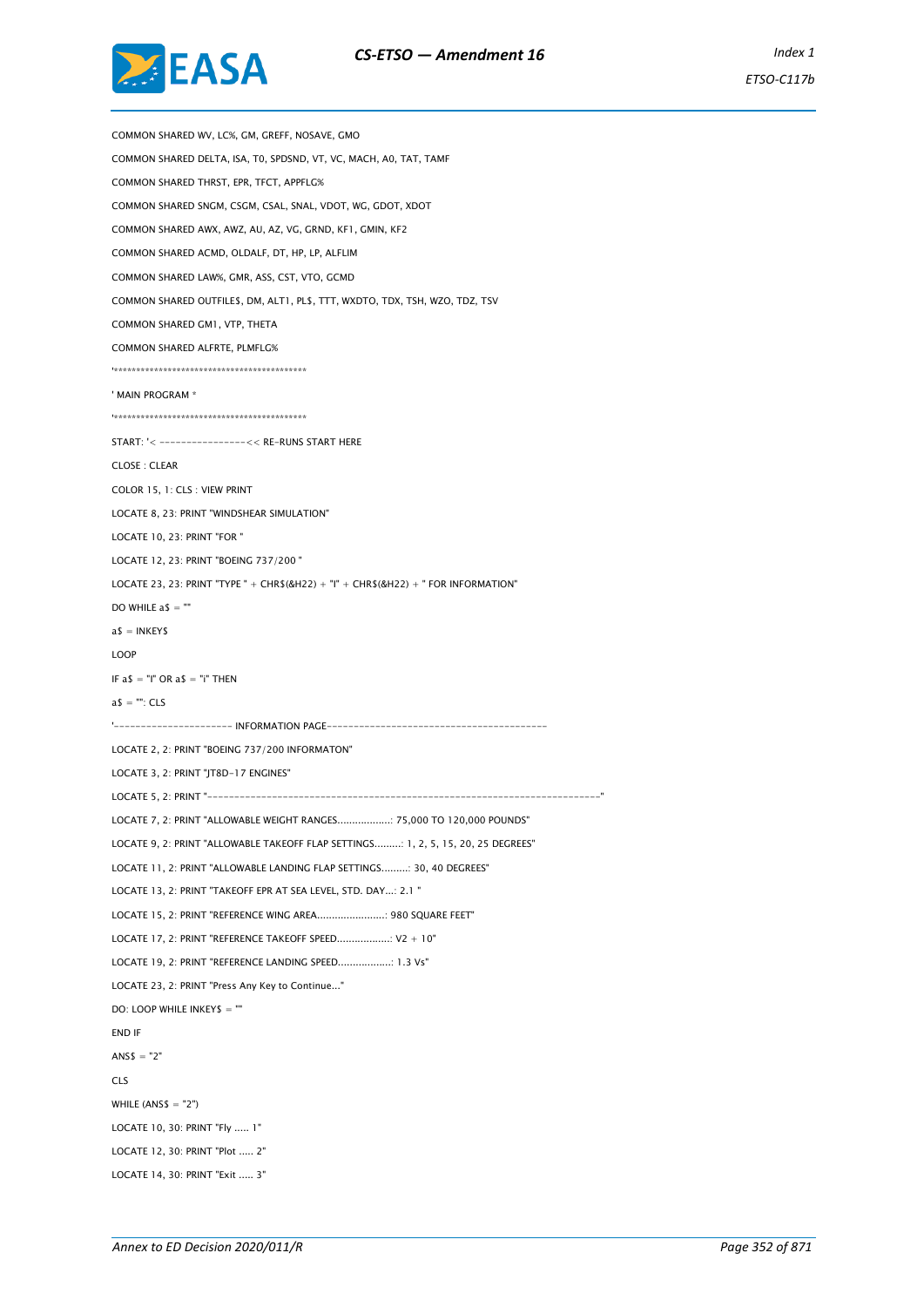```
COMMON SHARED WV, LC%, GM, GREFF, NOSAVE, GMO
COMMON SHARED DELTA, ISA, T0, SPDSND, VT, VC, MACH, A0, TAT, TAMF
COMMON SHARED THRST, EPR, TFCT, APPFLG%
COMMON SHARED SNGM, CSGM, CSAL, SNAL, VDOT, WG, GDOT, XDOT
COMMON SHARED AWX, AWZ, AU, AZ, VG, GRND, KF1, GMIN, KF2
COMMON SHARED ACMD, OLDALF, DT, HP, LP, ALFLIM
COMMON SHARED LAW%, GMR, ASS, CST, VTO, GCMD
COMMON SHARED OUTFILE$, DM, ALT1, PL$, TTT, WXDTO, TDX, TSH, WZO, TDZ, TSV
COMMON SHARED GM1, VTP, THETA
COMMON SHARED ALFRTE, PLMFLG%
'*******************************************
' MAIN PROGRAM *
'*******************************************
START: '< ----------------<< RE-RUNS START HERE
CLOSE : CLEAR
COLOR 15, 1: CLS : VIEW PRINT
LOCATE 8, 23: PRINT "WINDSHEAR SIMULATION"
LOCATE 10, 23: PRINT "FOR "
LOCATE 12, 23: PRINT "BOEING 737/200 "
LOCATE 23, 23: PRINT "TYPE " + CHR$(&H22) + "I" + CHR$(&H22) + " FOR INFORMATION"
DO WHILE a$ = ""
a$ = INKEY$
LOOP
IF a$ = "I" OR a$ = "i" THEN
a$ = "": CLS
'--------------------- INFORMATION PAGE----------------------------------------
LOCATE 2, 2: PRINT "BOEING 737/200 INFORMATON"
LOCATE 3, 2: PRINT "JT8D-17 ENGINES"
LOCATE 5, 2: PRINT "----------------------------------------------------------------------"
LOCATE 7, 2: PRINT "ALLOWABLE WEIGHT RANGES..................: 75,000 TO 120,000 POUNDS"
LOCATE 9, 2: PRINT "ALLOWABLE TAKEOFF FLAP SETTINGS.........: 1, 2, 5, 15, 20, 25 DEGREES"
LOCATE 11, 2: PRINT "ALLOWABLE LANDING FLAP SETTINGS.........: 30, 40 DEGREES"
LOCATE 13, 2: PRINT "TAKEOFF EPR AT SEA LEVEL, STD. DAY...: 2.1 "
LOCATE 15, 2: PRINT "REFERENCE WING AREA.......................: 980 SQUARE FEET"
LOCATE 17, 2: PRINT "REFERENCE TAKEOFF SPEED..................: V2 + 10"
LOCATE 19, 2: PRINT "REFERENCE LANDING SPEED..................: 1.3 Vs"
LOCATE 23, 2: PRINT "Press Any Key to Continue..."
DO: LOOP WHILE INKEY$ = ""
END IF
ANS$ = "2"
CLS
WHILE (ANS$ = "2")
LOCATE 10, 30: PRINT "Fly ..... 1"
LOCATE 12, 30: PRINT "Plot ..... 2"
LOCATE 14, 30: PRINT "Exit ..... 3"
```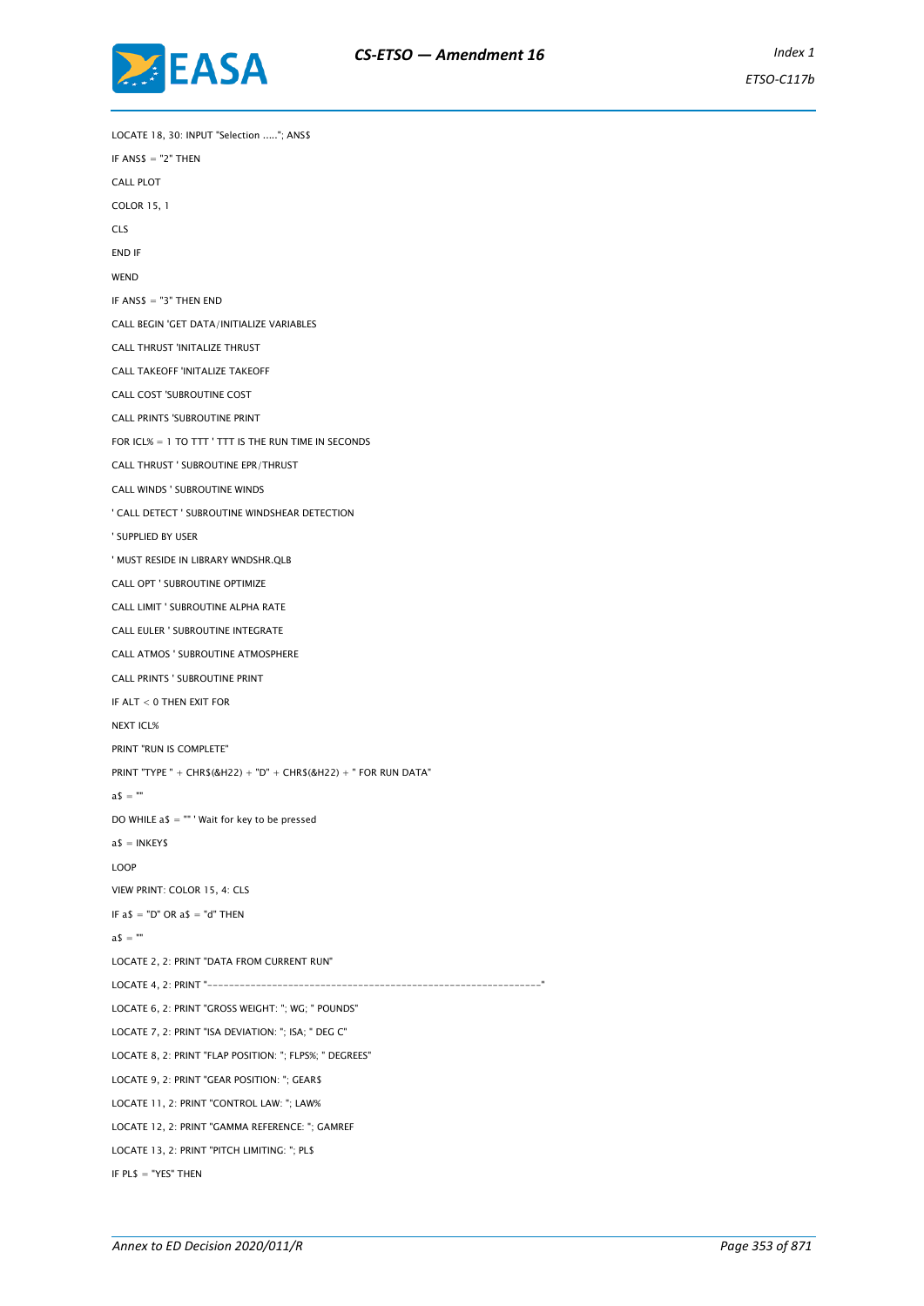```
LOCATE 18, 30: INPUT "Selection ....."; ANS$
IF ANS$ = "2" THEN
CALL PLOT
COLOR 15, 1
CLS
END IF
WEND
IF ANS$ = "3" THEN END
CALL BEGIN 'GET DATA/INITIALIZE VARIABLES
CALL THRUST 'INITALIZE THRUST
CALL TAKEOFF 'INITALIZE TAKEOFF
CALL COST 'SUBROUTINE COST
CALL PRINTS 'SUBROUTINE PRINT
FOR ICL% = 1 TO TTT ' TTT IS THE RUN TIME IN SECONDS
CALL THRUST ' SUBROUTINE EPR/THRUST
CALL WINDS ' SUBROUTINE WINDS
' CALL DETECT ' SUBROUTINE WINDSHEAR DETECTION
' SUPPLIED BY USER
' MUST RESIDE IN LIBRARY WNDSHR.QLB
CALL OPT ' SUBROUTINE OPTIMIZE
CALL LIMIT ' SUBROUTINE ALPHA RATE
CALL EULER ' SUBROUTINE INTEGRATE
CALL ATMOS ' SUBROUTINE ATMOSPHERE
CALL PRINTS ' SUBROUTINE PRINT
IF ALT < 0 THEN EXIT FOR
NEXT ICL%
PRINT "RUN IS COMPLETE"
PRINT "TYPE " + CHR$(&H22) + "D" + CHR$(&H22) + " FOR RUN DATA"
a$ = ""
DO WHILE a$ = "" ' Wait for key to be pressed
a$ = INKEY$
LOOP
VIEW PRINT: COLOR 15, 4: CLS
IF a$ = "D" OR a$ = "d" THEN
a$ = ""
LOCATE 2, 2: PRINT "DATA FROM CURRENT RUN"
LOCATE 4, 2: PRINT "------------------------------------------------------------"
LOCATE 6, 2: PRINT "GROSS WEIGHT: "; WG; " POUNDS"
LOCATE 7, 2: PRINT "ISA DEVIATION: "; ISA; " DEG C"
LOCATE 8, 2: PRINT "FLAP POSITION: "; FLPS%; " DEGREES"
LOCATE 9, 2: PRINT "GEAR POSITION: "; GEAR$
LOCATE 11, 2: PRINT "CONTROL LAW: "; LAW%
LOCATE 12, 2: PRINT "GAMMA REFERENCE: "; GAMREF
LOCATE 13, 2: PRINT "PITCH LIMITING: "; PL$
IF PL$ = "YES" THEN
```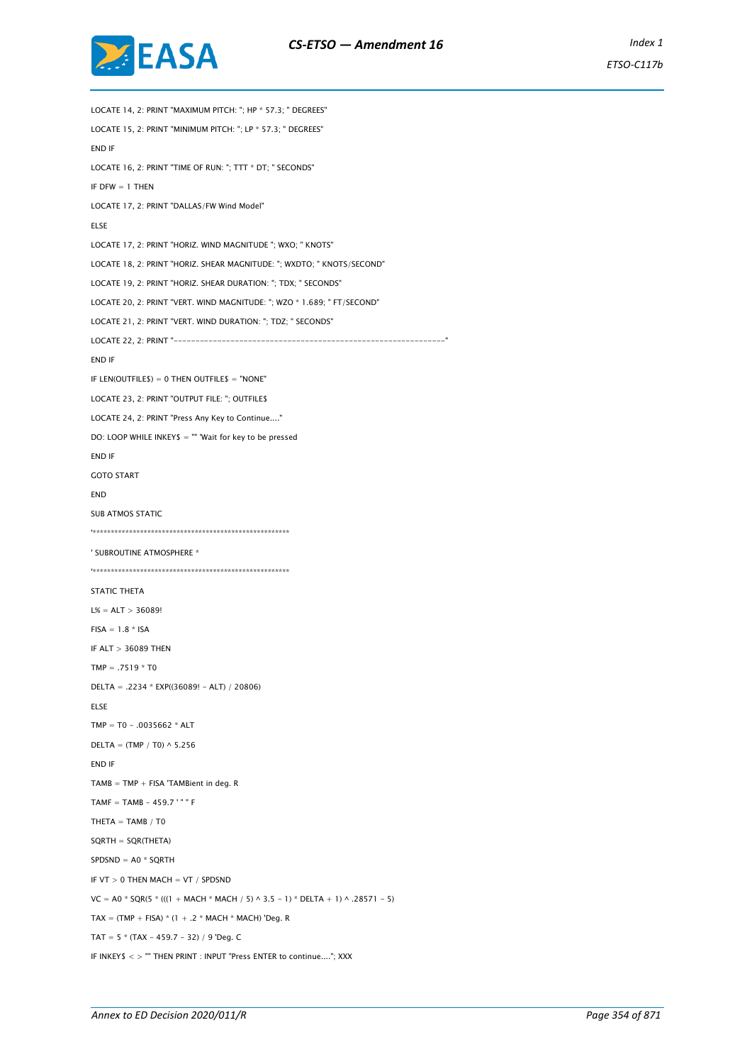```
LOCATE 14, 2: PRINT "MAXIMUM PITCH: "; HP * 57.3; " DEGREES"
LOCATE 15, 2: PRINT "MINIMUM PITCH: "; LP * 57.3; " DEGREES"
END IF
LOCATE 16, 2: PRINT "TIME OF RUN: "; TTT * DT; " SECONDS"
IF DFW = 1 THEN
LOCATE 17, 2: PRINT "DALLAS/FW Wind Model"
ELSE
LOCATE 17, 2: PRINT "HORIZ. WIND MAGNITUDE "; WXO; " KNOTS"
LOCATE 18, 2: PRINT "HORIZ. SHEAR MAGNITUDE: "; WXDTO; " KNOTS/SECOND"
LOCATE 19, 2: PRINT "HORIZ. SHEAR DURATION: "; TDX; " SECONDS"
LOCATE 20, 2: PRINT "VERT. WIND MAGNITUDE: "; WZO * 1.689; " FT/SECOND"
LOCATE 21, 2: PRINT "VERT. WIND DURATION: "; TDZ; " SECONDS"
LOCATE 22, 2: PRINT "------------------------------------------------------------"
END IF
IF LEN(OUTFILE$) = 0 THEN OUTFILE$ = "NONE"
LOCATE 23, 2: PRINT "OUTPUT FILE: "; OUTFILE$
LOCATE 24, 2: PRINT "Press Any Key to Continue...."
DO: LOOP WHILE INKEY$ = "" 'Wait for key to be pressed
END IF
GOTO START
END
SUB ATMOS STATIC
'*******************************************************
' SUBROUTINE ATMOSPHERE *
'*******************************************************
STATIC THETA
L% = ALT > 36089!
FISA = 1.8 * ISA
IF ALT > 36089 THEN
TMP = .7519 * T0
DELTA = .2234 * EXP((36089! - ALT) / 20806)
ELSE
TMP = T0 - .0035662 * ALT
DELTA = (TMP / T0) ^ 5.256
END IF
TAMB = TMP + FISA 'TAMBient in deg. R
TAMF = TAMB - 459.7 ' " " F
THETA = TAMB / T0
SQRTH = SQR(THETA)
SPDSND = A0 * SQRTH
IF VT > 0 THEN MACH = VT / SPDSND
VC = A0 * SQR(5 * (((1 + MACH * MACH / 5) ^ 3.5 - 1) * DELTA + 1) ^ .28571 - 5)
TAX = (TMP + FISA) * (1 + .2 * MACH * MACH) 'Deg. R
TAT = 5 * (TAX - 459.7 - 32) / 9 'Deg. C
IF INKEY$ < > "" THEN PRINT : INPUT "Press ENTER to continue...."; XXX
```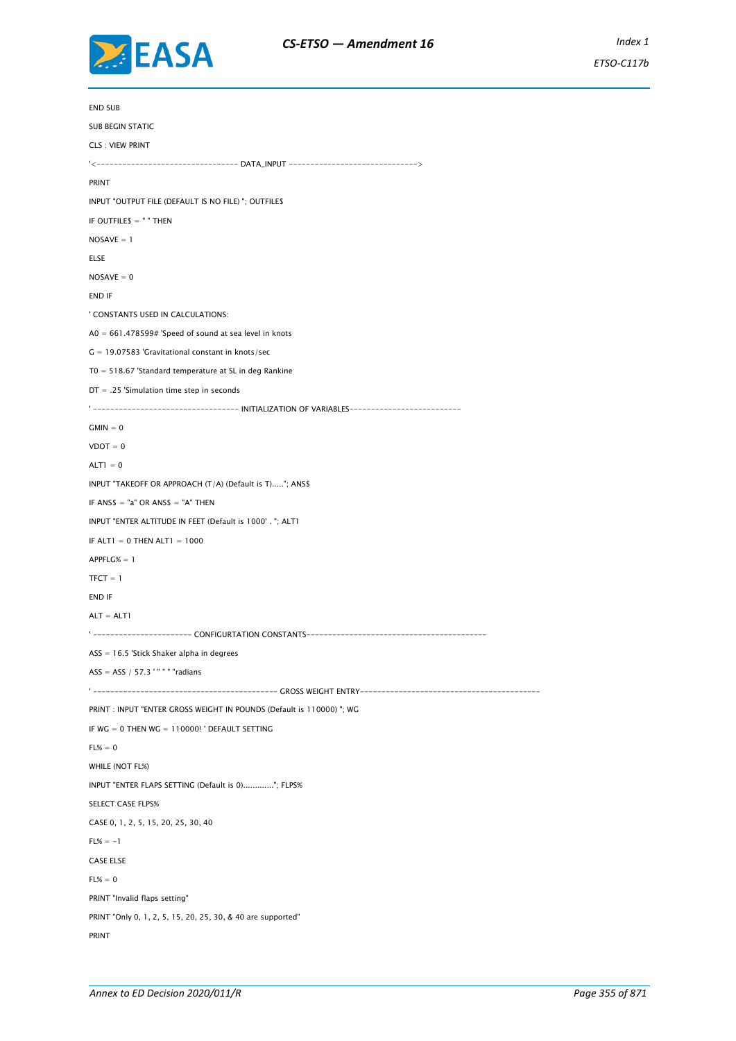```
END SUB
SUB BEGIN STATIC
CLS : VIEW PRINT
'<-------------------------------- DATA_INPUT ----------------------------->
PRINT
INPUT "OUTPUT FILE (DEFAULT IS NO FILE) "; OUTFILE$
IF OUTFILE$ = " " THEN
NOSAVE = 1
ELSE
NOSAVE = 0
END IF
' CONSTANTS USED IN CALCULATIONS:
A0 = 661.478599# 'Speed of sound at sea level in knots
G = 19.07583 'Gravitational constant in knots/sec
T0 = 518.67 'Standard temperature at SL in deg Rankine
DT = .25 'Simulation time step in seconds
' --------------------------------- INITIALIZATION OF VARIABLES-------------------------
GMIN = 0
VDOT = 0
ALT1 = 0
INPUT "TAKEOFF OR APPROACH (T/A) (Default is T)....."; ANS$
IF ANS$ = "a" OR ANS$ = "A" THEN
INPUT "ENTER ALTITUDE IN FEET (Default is 1000' . "; ALT1
IF ALT1 = 0 THEN ALT1 = 1000
APPFLG% = 1
TFCT = 1
END IF
ALT = ALT1
' ---------------------- CONFIGURTATION CONSTANTS----------------------------------------
ASS = 16.5 'Stick Shaker alpha in degrees
ASS = ASS / 57.3 ' " " " "radians
' ----------------------------------------- GROSS WEIGHT ENTRY-----------------------------------------
PRINT : INPUT "ENTER GROSS WEIGHT IN POUNDS (Default is 110000) "; WG
IF WG = 0 THEN WG = 110000! ' DEFAULT SETTING
FL% = 0
WHILE (NOT FL%)
INPUT "ENTER FLAPS SETTING (Default is 0)............"; FLPS%
SELECT CASE FLPS%
CASE 0, 1, 2, 5, 15, 20, 25, 30, 40
FL% = -1
CASE ELSE
FL% = 0
PRINT "Invalid flaps setting"
PRINT "Only 0, 1, 2, 5, 15, 20, 25, 30, & 40 are supported"
PRINT
```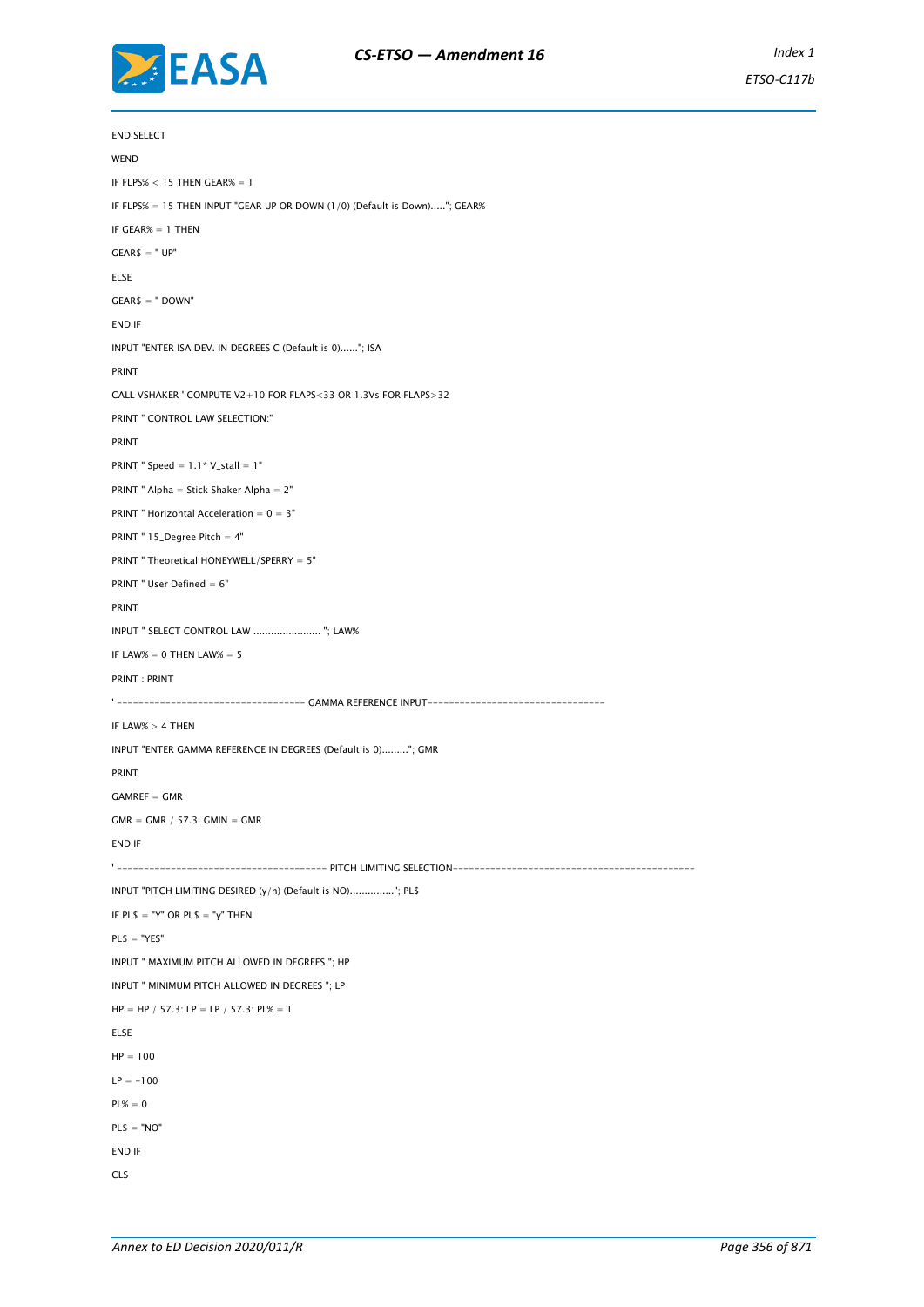```
END SELECT
WEND
IF FLPS% < 15 THEN GEAR% = 1
IF FLPS% = 15 THEN INPUT "GEAR UP OR DOWN (1/0) (Default is Down)....."; GEAR%
IF GEAR% = 1 THEN
GEAR$ = " UP"
ELSE
GEAR$ = " DOWN"
END IF
INPUT "ENTER ISA DEV. IN DEGREES C (Default is 0)......"; ISA
PRINT
CALL VSHAKER ' COMPUTE V2+10 FOR FLAPS<33 OR 1.3Vs FOR FLAPS>32
PRINT " CONTROL LAW SELECTION:"
PRINT
PRINT " Speed = 1.1* V_stall = 1"
PRINT " Alpha = Stick Shaker Alpha = 2"
PRINT " Horizontal Acceleration = 0 = 3"
PRINT " 15_Degree Pitch = 4"
PRINT " Theoretical HONEYWELL/SPERRY = 5"
PRINT " User Defined = 6"
PRINT
INPUT " SELECT CONTROL LAW ....................... "; LAW%
IF LAW% = 0 THEN LAW% = 5
PRINT : PRINT
' ---------------------------------- GAMMA REFERENCE INPUT---------------------------------
IF LAW% > 4 THEN
INPUT "ENTER GAMMA REFERENCE IN DEGREES (Default is 0)........."; GMR
PRINT
GAMREF = GMR
GMR = GMR / 57.3: GMIN = GMR
END IF
' -------------------------------------- PITCH LIMITING SELECTION--------------------------------------------
INPUT "PITCH LIMITING DESIRED (y/n) (Default is NO)..............."; PL$
IF PL$ = "Y" OR PL$ = "y" THEN
PL$ = "YES"
INPUT " MAXIMUM PITCH ALLOWED IN DEGREES "; HP
INPUT " MINIMUM PITCH ALLOWED IN DEGREES "; LP
HP = HP / 57.3: LP = LP / 57.3: PL% = 1
ELSE
HP = 100
LP = -100
PL% = 0
PL$ = "NO"
END IF
CLS
```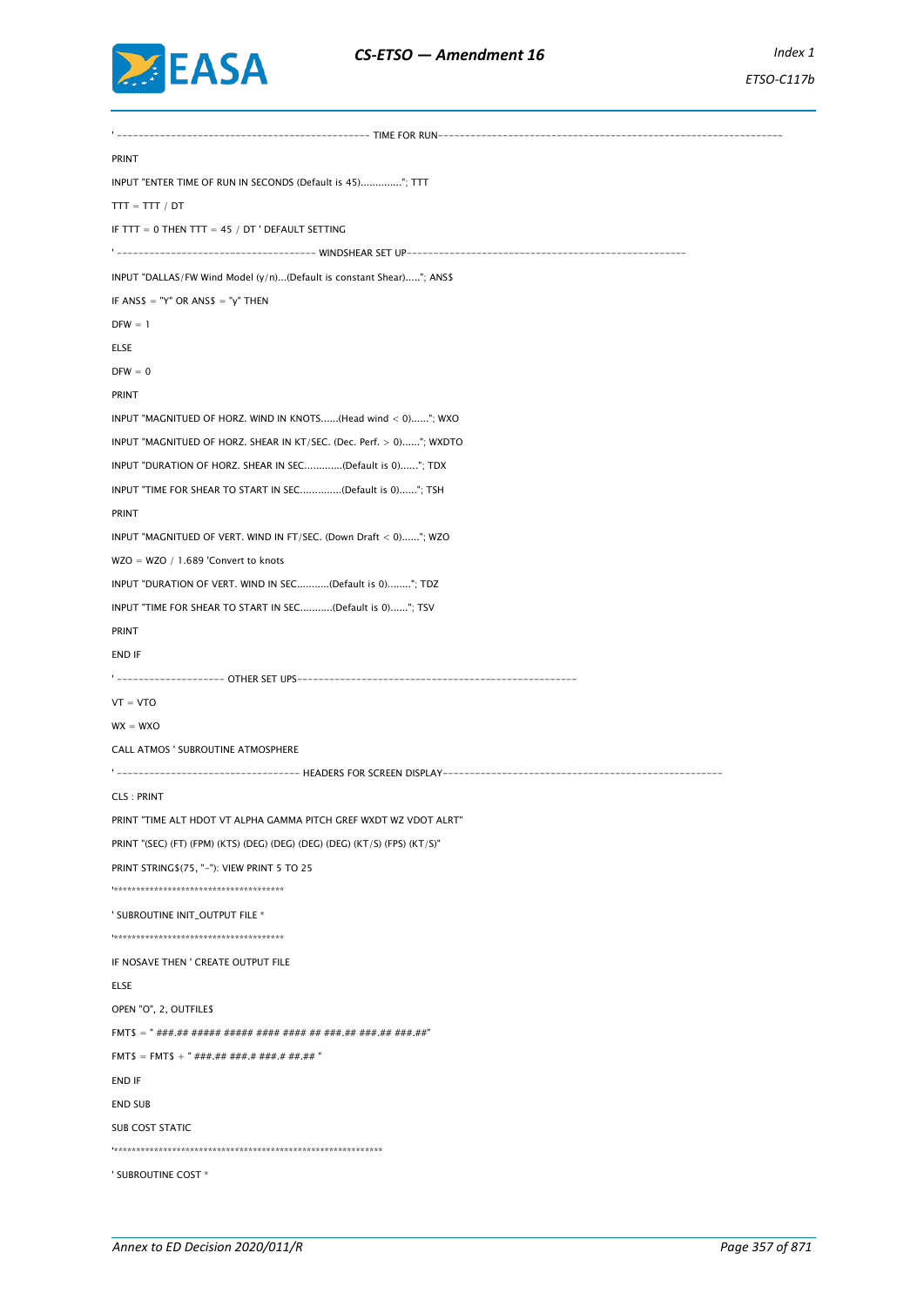```
' ---------------------------------------------- TIME FOR RUN-------------------------------------------------------------
PRINT
INPUT "ENTER TIME OF RUN IN SECONDS (Default is 45).............."; TTT
TTT = TTT / DT
IF TTT = 0 THEN TTT = 45 / DT ' DEFAULT SETTING
' ------------------------------------ WINDSHEAR SET UP---------------------------------------------------
INPUT "DALLAS/FW Wind Model (y/n)...(Default is constant Shear)....."; ANS$
IF ANS$ = "Y" OR ANS$ = "y" THEN
DFW = 1
ELSE
DFW = 0
PRINT
INPUT "MAGNITUED OF HORZ. WIND IN KNOTS......(Head wind < 0)......"; WXO
INPUT "MAGNITUED OF HORZ. SHEAR IN KT/SEC. (Dec. Perf. > 0)......"; WXDTO
INPUT "DURATION OF HORZ. SHEAR IN SEC............(Default is 0)......"; TDX
INPUT "TIME FOR SHEAR TO START IN SEC..............(Default is 0)......"; TSH
PRINT
INPUT "MAGNITUED OF VERT. WIND IN FT/SEC. (Down Draft < 0)......"; WZO
WZO = WZO / 1.689 'Convert to knots
INPUT "DURATION OF VERT. WIND IN SEC...........(Default is 0)........"; TDZ
INPUT "TIME FOR SHEAR TO START IN SEC...........(Default is 0)......"; TSV
PRINT
END IF
' ------------------- OTHER SET UPS---------------------------------------------------
VT = VTO
WX = WXO
CALL ATMOS ' SUBROUTINE ATMOSPHERE
' --------------------------------- HEADERS FOR SCREEN DISPLAY---------------------------------------------------
CLS : PRINT
PRINT "TIME ALT HDOT VT ALPHA GAMMA PITCH GREF WXDT WZ VDOT ALRT"
PRINT "(SEC) (FT) (FPM) (KTS) (DEG) (DEG) (DEG) (DEG) (KT/S) (FPS) (KT/S)"
PRINT STRING$(75, "-"): VIEW PRINT 5 TO 25
'****************************************
' SUBROUTINE INIT_OUTPUT FILE *
'****************************************
IF NOSAVE THEN ' CREATE OUTPUT FILE
ELSE
OPEN "O", 2, OUTFILE$
FMT$ = " ###.## ##### ##### #### #### ## ###.## ###.## ###.##"
FMT$ = FMT$ + " ###.## ###.# ###.# ##.## "
END IF
END SUB
SUB COST STATIC
'*************************************************************
' SUBROUTINE COST *
```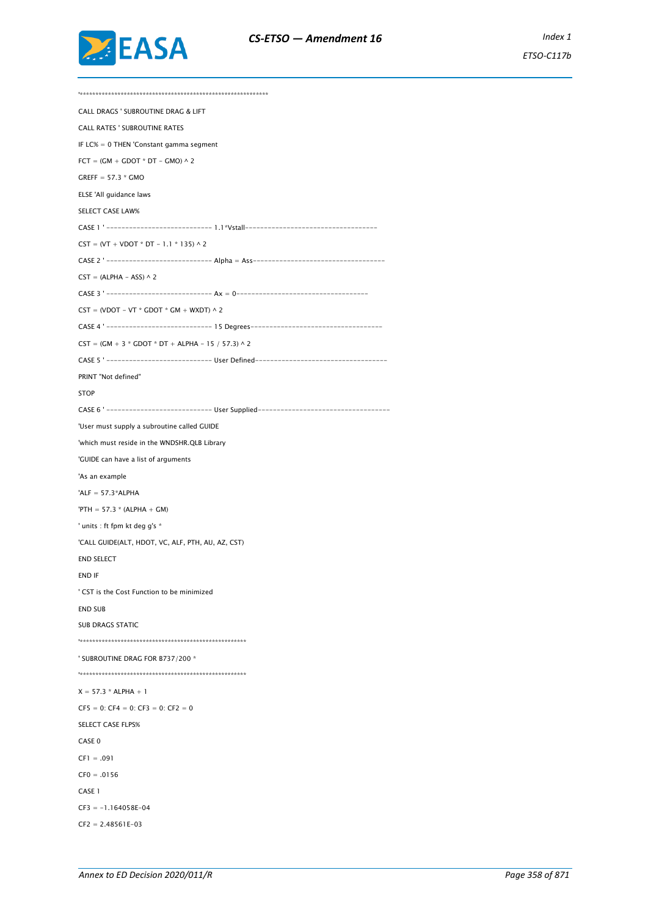```
'**************************************************************
CALL DRAGS ' SUBROUTINE DRAG & LIFT
CALL RATES ' SUBROUTINE RATES
IF LC% = 0 THEN 'Constant gamma segment
FCT = (GM + GDOT * DT - GMO) ^ 2
GREFF = 57.3 * GMO
ELSE 'All guidance laws
SELECT CASE LAW%
CASE 1 ' ---------------------------- 1.1*Vstall-----------------------------------
CST = (VT + VDOT * DT - 1.1 * 135) ^ 2
CASE 2 ' ---------------------------- Alpha = Ass-----------------------------------
CST = (ALPHA - ASS) ^ 2
CASE 3 ' ---------------------------- Ax = 0-----------------------------------
CST = (VDOT - VT * GDOT * GM + WXDT) ^ 2
CASE 4 ' ---------------------------- 15 Degrees-----------------------------------
CST = (GM + 3 * GDOT * DT + ALPHA - 15 / 57.3) ^ 2
CASE 5 ' ---------------------------- User Defined-----------------------------------
PRINT "Not defined"
STOP
CASE 6 ' ---------------------------- User Supplied-----------------------------------
'User must supply a subroutine called GUIDE
'which must reside in the WNDSHR.QLB Library
'GUIDE can have a list of arguments
'As an example
'ALF = 57.3*ALPHA
'PTH = 57.3 * (ALPHA + GM)
' units : ft fpm kt deg g's *
'CALL GUIDE(ALT, HDOT, VC, ALF, PTH, AU, AZ, CST)
END SELECT
END IF
' CST is the Cost Function to be minimized
END SUB
SUB DRAGS STATIC
'*****************************************************
' SUBROUTINE DRAG FOR B737/200 *
'*****************************************************
X = 57.3 * ALPHA + 1
CF5 = 0: CF4 = 0: CF3 = 0: CF2 = 0
SELECT CASE FLPS%
CASE 0
CF1 = .091
CF0 = .0156
CASE 1
CF3 = -1.164058E-04
CF2 = 2.48561E-03
```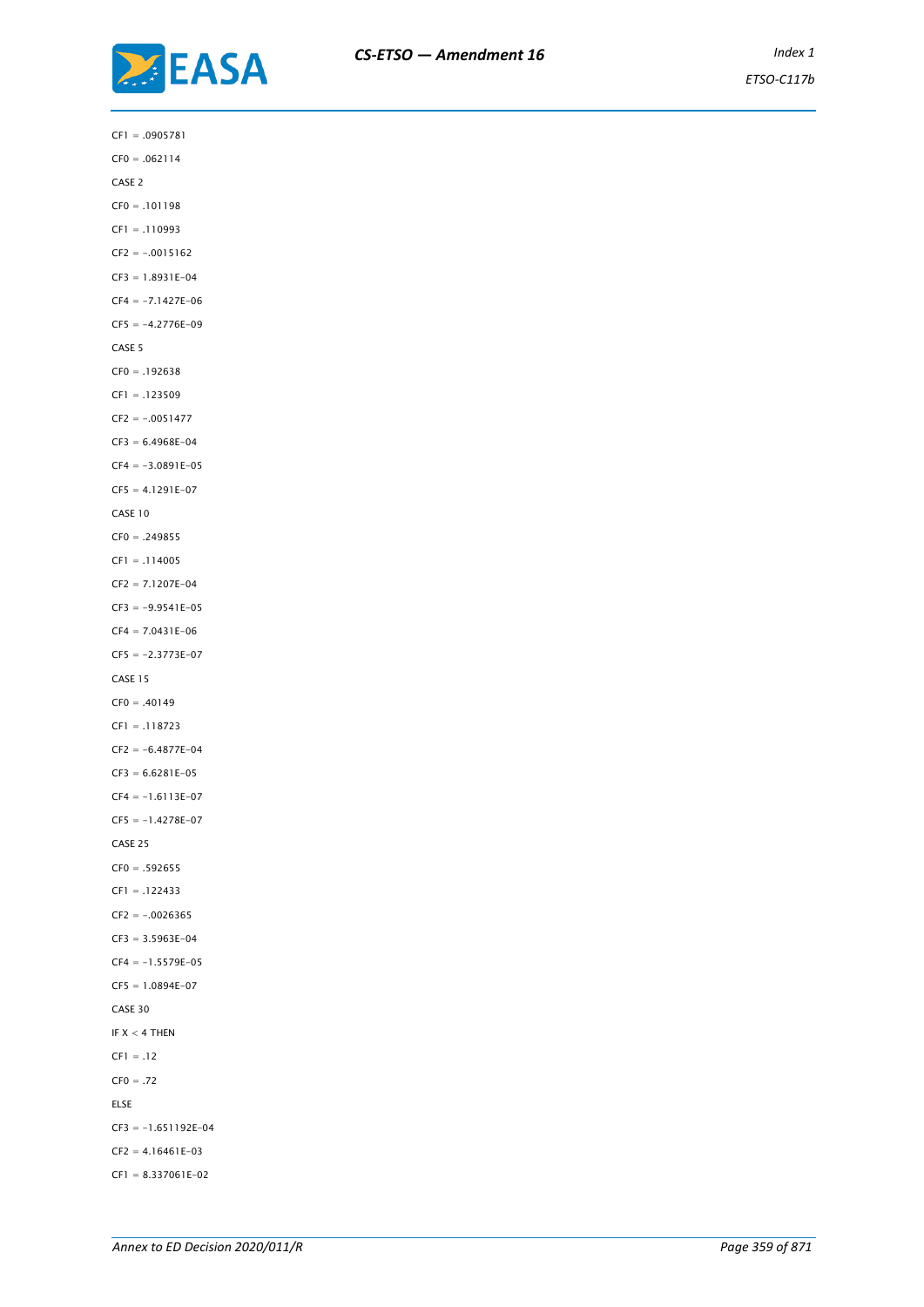CF1 = .0905781

CF0 = .062114

CASE 2

CF0 = .101198

CF1 = .110993

CF2 = −.0015162

CF3 = 1.8931E−04

CF4 = −7.1427E−06

CF5 = −4.2776E−09

CASE 5

CF0 = .192638

CF1 = .123509

CF2 = −.0051477

CF3 = 6.4968E−04

CF4 = −3.0891E−05

CF5 = 4.1291E−07

CASE 10

CF0 = .249855

CF1 = .114005

CF2 = 7.1207E−04

CF3 = −9.9541E−05

CF4 = 7.0431E−06

CF5 = −2.3773E−07

CASE 15

CF0 = .40149

CF1 = .118723

CF2 = −6.4877E−04

CF3 = 6.6281E−05

CF4 = −1.6113E−07

CF5 = −1.4278E−07

CASE 25

CF0 = .592655

CF1 = .122433

CF2 = −.0026365

CF3 = 3.5963E−04

CF4 = −1.5579E−05

CF5 = 1.0894E−07

CASE 30

IF X < 4 THEN

CF1 = .12

CF0 = .72

ELSE

CF3 = −1.651192E−04

CF2 = 4.16461E−03

CF1 = 8.337061E−02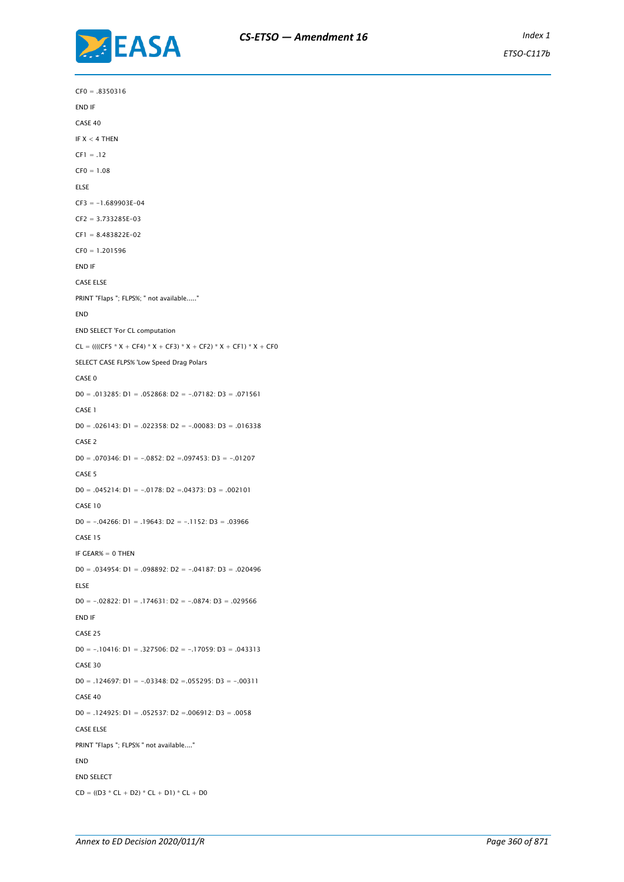```
CF0 = .8350316
END IF
CASE 40
IF X < 4 THEN
CF1 = .12
CF0 = 1.08
ELSE
CF3 = -1.689903E-04
CF2 = 3.733285E-03
CF1 = 8.483822E-02
CF0 = 1.201596
END IF
CASE ELSE
PRINT "Flaps "; FLPS%; " not available....."
END
END SELECT 'For CL computation
CL = ((((CF5 * X + CF4) * X + CF3) * X + CF2) * X + CF1) * X + CF0
SELECT CASE FLPS% 'Low Speed Drag Polars
CASE 0
D0 = .013285: D1 = .052868: D2 = -.07182: D3 = .071561
CASE 1
D0 = .026143: D1 = .022358: D2 = -.00083: D3 = .016338
CASE 2
D0 = .070346: D1 = -.0852: D2 =.097453: D3 = -.01207
CASE 5
D0 = .045214: D1 = -.0178: D2 =.04373: D3 = .002101
CASE 10
D0 = -.04266: D1 = .19643: D2 = -.1152: D3 = .03966
CASE 15
IF GEAR% = 0 THEN
D0 = .034954: D1 = .098892: D2 = -.04187: D3 = .020496
ELSE
D0 = -.02822: D1 = .174631: D2 = -.0874: D3 = .029566
END IF
CASE 25
D0 = -.10416: D1 = .327506: D2 = -.17059: D3 = .043313
CASE 30
D0 = .124697: D1 = -.03348: D2 =.055295: D3 = -.00311
CASE 40
D0 = .124925: D1 = .052537: D2 =.006912: D3 = .0058
CASE ELSE
PRINT "Flaps "; FLPS% " not available...."
END
END SELECT
CD = ((D3 * CL + D2) * CL + D1) * CL + D0
```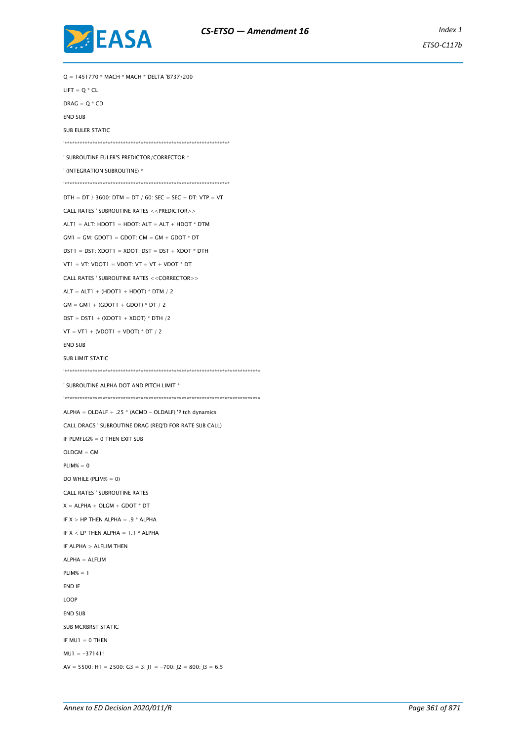```
Q = 1451770 * MACH * MACH * DELTA 'B737/200

LIFT = Q * CL

DRAG = Q * CD

END SUB

SUB EULER STATIC

'*****************************************************************

' SUBROUTINE EULER'S PREDICTOR/CORRECTOR *

' (INTEGRATION SUBROUTINE) *

'*****************************************************************

DTH = DT / 3600: DTM = DT / 60: SEC = SEC + DT: VTP = VT

CALL RATES ' SUBROUTINE RATES <<PREDICTOR>>

ALT1 = ALT: HDOT1 = HDOT: ALT = ALT + HDOT * DTM

GM1 = GM: GDOT1 = GDOT: GM = GM + GDOT * DT

DST1 = DST: XDOT1 = XDOT: DST = DST + XDOT * DTH

VT1 = VT: VDOT1 = VDOT: VT = VT + VDOT * DT

CALL RATES ' SUBROUTINE RATES <<CORRECTOR>>

ALT = ALT1 + (HDOT1 + HDOT) * DTM / 2

GM = GM1 + (GDOT1 + GDOT) * DT / 2

DST = DST1 + (XDOT1 + XDOT) * DTH /2

VT = VT1 + (VDOT1 + VDOT) * DT / 2

END SUB

SUB LIMIT STATIC

'*****************************************************************************

' SUBROUTINE ALPHA DOT AND PITCH LIMIT *

'*****************************************************************************

ALPHA = OLDALF + .25 * (ACMD - OLDALF) 'Pitch dynamics

CALL DRAGS ' SUBROUTINE DRAG (REQ'D FOR RATE SUB CALL)

IF PLMFLG% = 0 THEN EXIT SUB

OLDGM = GM

PLIM% = 0

DO WHILE (PLIM% = 0)

CALL RATES ' SUBROUTINE RATES

X = ALPHA + OLGM + GDOT * DT

IF X > HP THEN ALPHA = .9 * ALPHA

IF X < LP THEN ALPHA = 1.1 * ALPHA

IF ALPHA > ALFLIM THEN

ALPHA = ALFLIM

PLIM% = 1

END IF

LOOP

END SUB

SUB MCRBRST STATIC

IF MU1 = 0 THEN

MU1 = -37141!

AV = 5500: H1 = 2500: G3 = 3: J1 = -700: J2 = 800: J3 = 6.5
```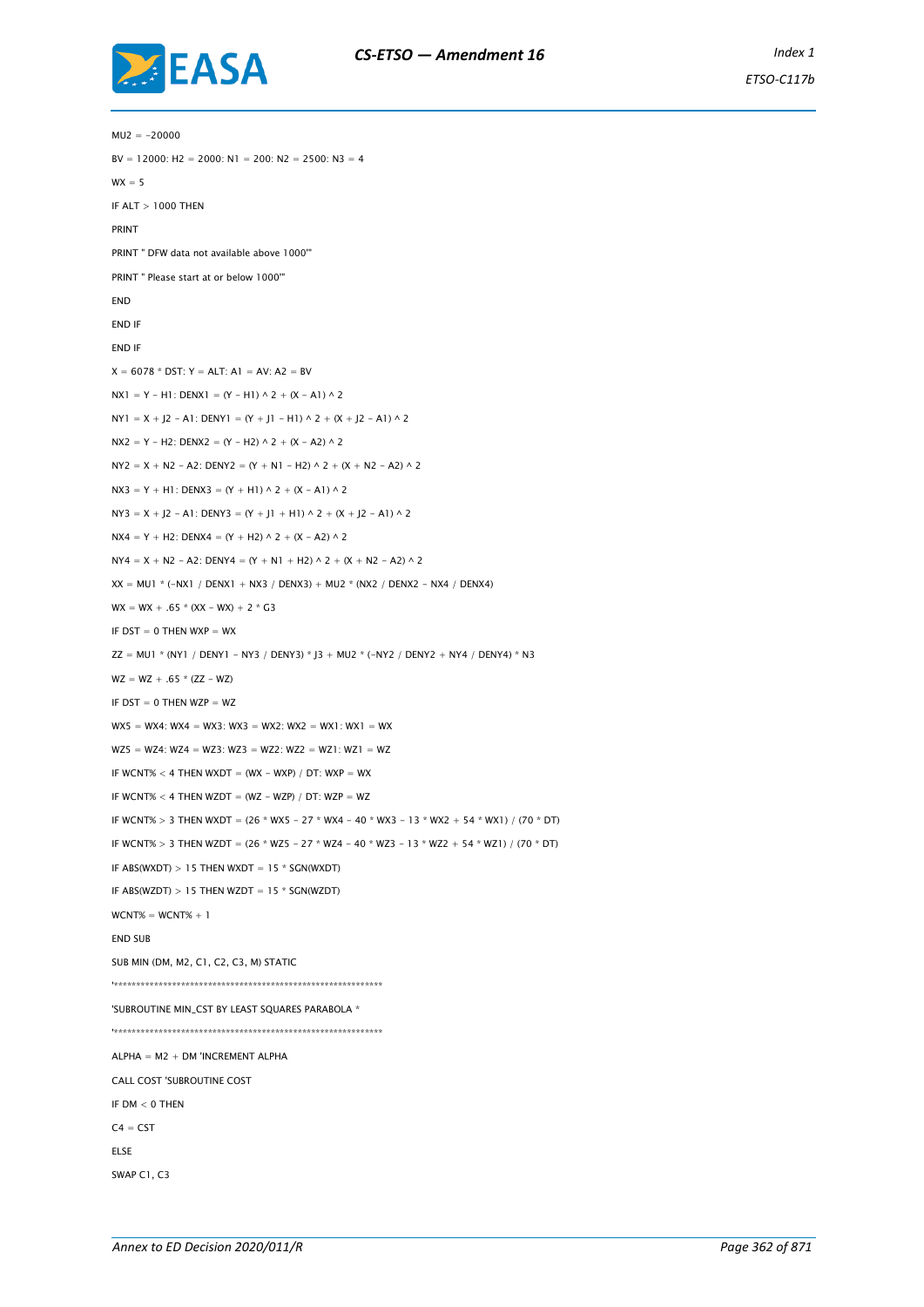```
MU2 = -20000
BV = 12000: H2 = 2000: N1 = 200: N2 = 2500: N3 = 4
WX = 5
IF ALT > 1000 THEN
PRINT
PRINT " DFW data not available above 1000'"
PRINT " Please start at or below 1000'"
END
END IF
END IF
X = 6078 * DST: Y = ALT: A1 = AV: A2 = BV
NX1 = Y - H1: DENX1 = (Y - H1) ^ 2 + (X - A1) ^ 2
NY1 = X + J2 - A1: DENY1 = (Y + J1 - H1) ^ 2 + (X + J2 - A1) ^ 2
NX2 = Y - H2: DENX2 = (Y - H2) ^ 2 + (X - A2) ^ 2
NY2 = X + N2 - A2: DENY2 = (Y + N1 - H2) ^ 2 + (X + N2 - A2) ^ 2
NX3 = Y + H1: DENX3 = (Y + H1) ^ 2 + (X - A1) ^ 2
NY3 = X + J2 - A1: DENY3 = (Y + J1 + H1) ^ 2 + (X + J2 - A1) ^ 2
NX4 = Y + H2: DENX4 = (Y + H2) ^ 2 + (X - A2) ^ 2
NY4 = X + N2 - A2: DENY4 = (Y + N1 + H2) ^ 2 + (X + N2 - A2) ^ 2
XX = MU1 * (-NX1 / DENX1 + NX3 / DENX3) + MU2 * (NX2 / DENX2 - NX4 / DENX4)
WX = WX + .65 * (XX - WX) + 2 * G3
IF DST = 0 THEN WXP = WX
ZZ = MU1 * (NY1 / DENY1 - NY3 / DENY3) * J3 + MU2 * (-NY2 / DENY2 + NY4 / DENY4) * N3
WZ = WZ + .65 * (ZZ - WZ)
IF DST = 0 THEN WZP = WZ
WX5 = WX4: WX4 = WX3: WX3 = WX2: WX2 = WX1: WX1 = WX
WZ5 = WZ4: WZ4 = WZ3: WZ3 = WZ2: WZ2 = WZ1: WZ1 = WZ
IF WCNT% < 4 THEN WXDT = (WX - WXP) / DT: WXP = WX
IF WCNT% < 4 THEN WZDT = (WZ - WZP) / DT: WZP = WZ
IF WCNT% > 3 THEN WXDT = (26 * WX5 - 27 * WX4 - 40 * WX3 - 13 * WX2 + 54 * WX1) / (70 * DT)
IF WCNT% > 3 THEN WZDT = (26 * WZ5 - 27 * WZ4 - 40 * WZ3 - 13 * WZ2 + 54 * WZ1) / (70 * DT)
IF ABS(WXDT) > 15 THEN WXDT = 15 * SGN(WXDT)
IF ABS(WZDT) > 15 THEN WZDT = 15 * SGN(WZDT)
WCNT% = WCNT% + 1
END SUB
SUB MIN (DM, M2, C1, C2, C3, M) STATIC
'*************************************************************
'SUBROUTINE MIN_CST BY LEAST SQUARES PARABOLA *
'*************************************************************
ALPHA = M2 + DM 'INCREMENT ALPHA
CALL COST 'SUBROUTINE COST
IF DM < 0 THEN
C4 = CST
ELSE
SWAP C1, C3
```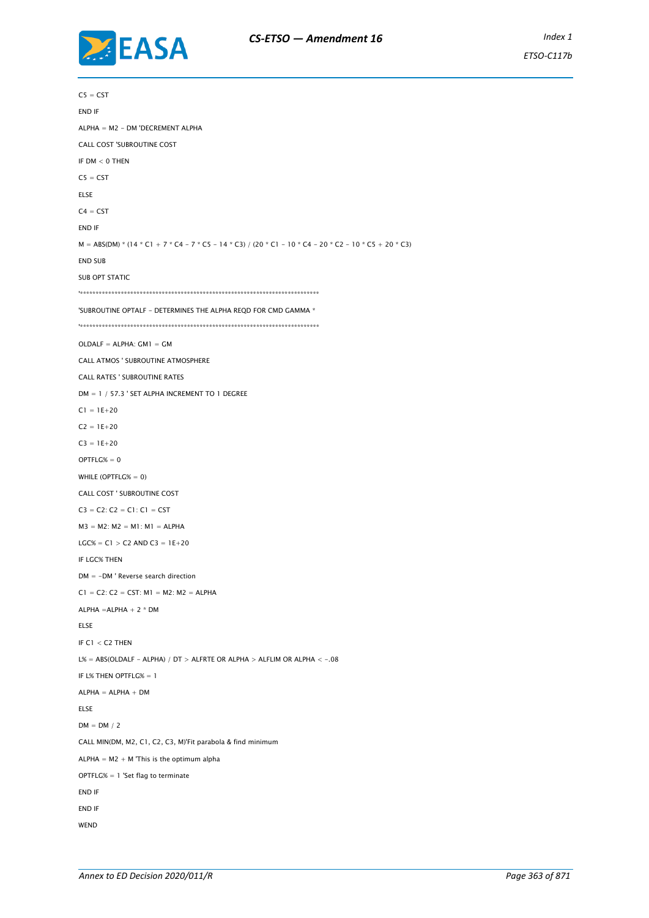```
C5 = CST
END IF
ALPHA = M2 - DM 'DECREMENT ALPHA
CALL COST 'SUBROUTINE COST
IF DM < 0 THEN
C5 = CST
ELSE
C4 = CST
END IF
M = ABS(DM) * (14 * C1 + 7 * C4 - 7 * C5 - 14 * C3) / (20 * C1 - 10 * C4 - 20 * C2 - 10 * C5 + 20 * C3)
END SUB
SUB OPT STATIC
'*****************************************************************************
'SUBROUTINE OPTALF - DETERMINES THE ALPHA REQD FOR CMD GAMMA *
'*****************************************************************************
OLDALF = ALPHA: GM1 = GM
CALL ATMOS ' SUBROUTINE ATMOSPHERE
CALL RATES ' SUBROUTINE RATES
DM = 1 / 57.3 ' SET ALPHA INCREMENT TO 1 DEGREE
C1 = 1E+20
C2 = 1E+20
C3 = 1E+20
OPTFLG% = 0
WHILE (OPTFLG% = 0)
CALL COST ' SUBROUTINE COST
C3 = C2: C2 = C1: C1 = CST
M3 = M2: M2 = M1: M1 = ALPHA
LGC% = C1 > C2 AND C3 = 1E+20
IF LGC% THEN
DM = -DM ' Reverse search direction
C1 = C2: C2 = CST: M1 = M2: M2 = ALPHA
ALPHA =ALPHA + 2 * DM
ELSE
IF C1 < C2 THEN
L% = ABS(OLDALF - ALPHA) / DT > ALFRTE OR ALPHA > ALFLIM OR ALPHA < -.08
IF L% THEN OPTFLG% = 1
ALPHA = ALPHA + DM
ELSE
DM = DM / 2
CALL MIN(DM, M2, C1, C2, C3, M)'Fit parabola & find minimum
ALPHA = M2 + M 'This is the optimum alpha
OPTFLG% = 1 'Set flag to terminate
END IF
END IF
WEND
```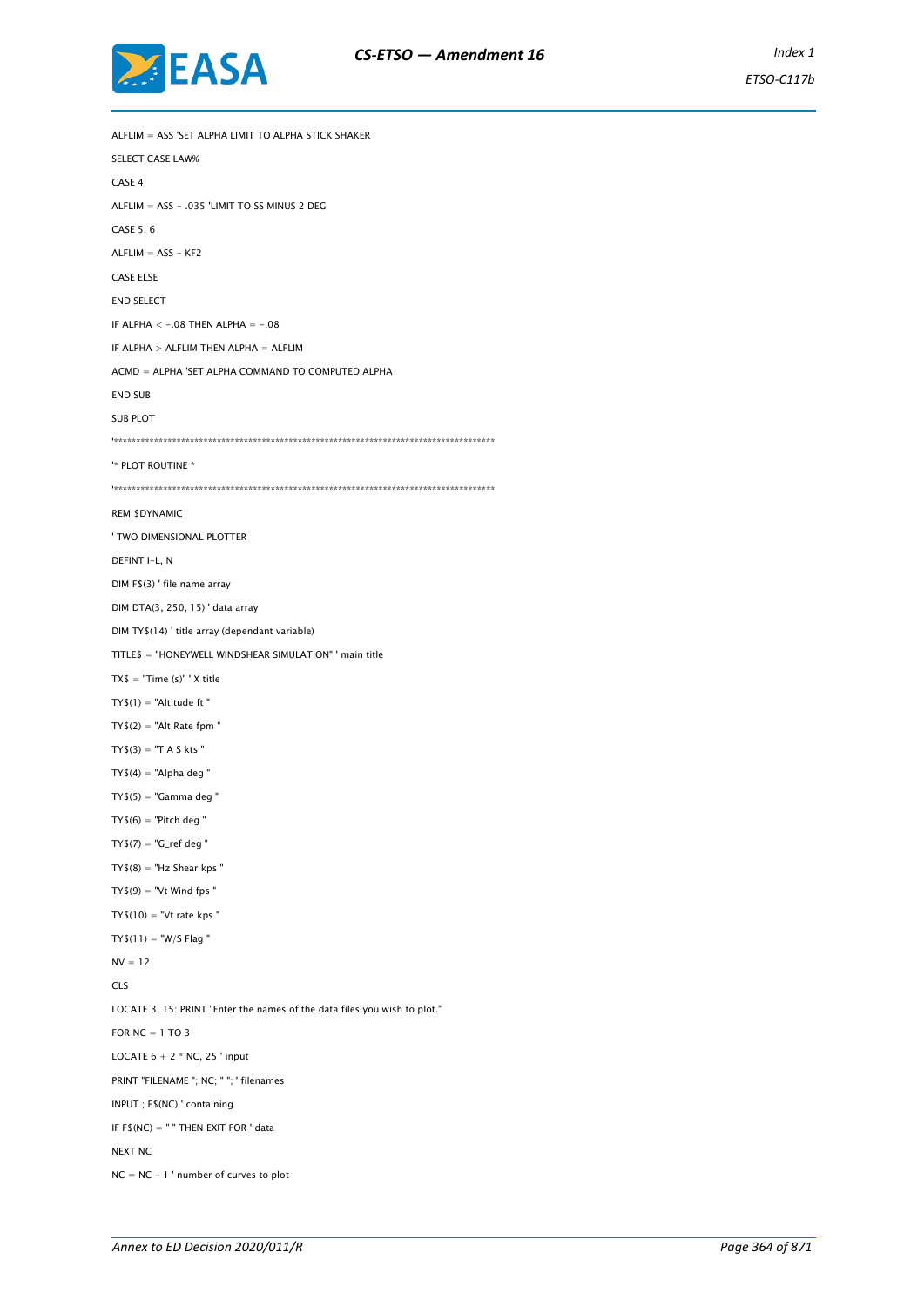```
ALFLIM = ASS 'SET ALPHA LIMIT TO ALPHA STICK SHAKER
SELECT CASE LAW%
CASE 4
ALFLIM = ASS - .035 'LIMIT TO SS MINUS 2 DEG
CASE 5, 6
ALFLIM = ASS - KF2
CASE ELSE
END SELECT
IF ALPHA < -.08 THEN ALPHA = -.08
IF ALPHA > ALFLIM THEN ALPHA = ALFLIM
ACMD = ALPHA 'SET ALPHA COMMAND TO COMPUTED ALPHA
END SUB
SUB PLOT
'*************************************************************************************
'* PLOT ROUTINE *
'*************************************************************************************
REM $DYNAMIC
' TWO DIMENSIONAL PLOTTER
DEFINT I-L, N
DIM F$(3) ' file name array
DIM DTA(3, 250, 15) ' data array
DIM TY$(14) ' title array (dependant variable)
TITLE$ = "HONEYWELL WINDSHEAR SIMULATION" ' main title
TX$ = "Time (s)" ' X title
TY$(1) = "Altitude ft "
TY$(2) = "Alt Rate fpm "
TY$(3) = "T A S kts "
TY$(4) = "Alpha deg "
TY$(5) = "Gamma deg "
TY$(6) = "Pitch deg "
TY$(7) = "G_ref deg "
TY$(8) = "Hz Shear kps "
TY$(9) = "Vt Wind fps "
TY$(10) = "Vt rate kps "
TY$(11) = "W/S Flag "
NV = 12
CLS
LOCATE 3, 15: PRINT "Enter the names of the data files you wish to plot."
FOR NC = 1 TO 3
LOCATE 6 + 2 * NC, 25 ' input
PRINT "FILENAME "; NC; " "; ' filenames
INPUT ; F$(NC) ' containing
IF F$(NC) = " " THEN EXIT FOR ' data
NEXT NC
NC = NC - 1 ' number of curves to plot
```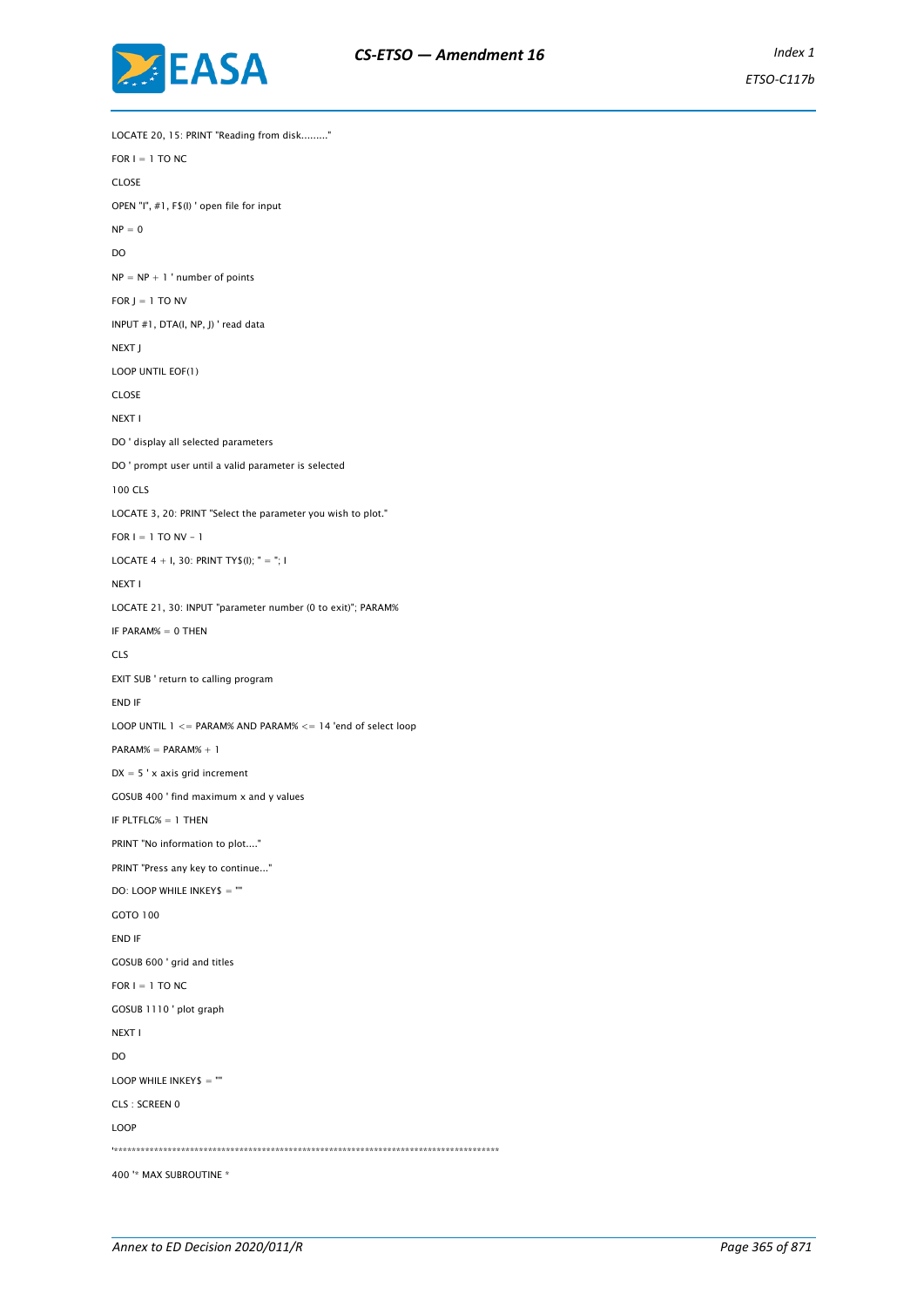```
LOCATE 20, 15: PRINT "Reading from disk........."
FOR I = 1 TO NC
CLOSE
OPEN "I", #1, F$(I) ' open file for input
NP = 0
DO
NP = NP + 1 ' number of points
FOR J = 1 TO NV
INPUT #1, DTA(I, NP, J) ' read data
NEXT J
LOOP UNTIL EOF(1)
CLOSE
NEXT I
DO ' display all selected parameters
DO ' prompt user until a valid parameter is selected
100 CLS
LOCATE 3, 20: PRINT "Select the parameter you wish to plot."
FOR I = 1 TO NV - 1
LOCATE 4 + I, 30: PRINT TY$(I); " = "; I
NEXT I
LOCATE 21, 30: INPUT "parameter number (0 to exit)"; PARAM%
IF PARAM% = 0 THEN
CLS
EXIT SUB ' return to calling program
END IF
LOOP UNTIL 1 <= PARAM% AND PARAM% <= 14 'end of select loop
PARAM% = PARAM% + 1
DX = 5 ' x axis grid increment
GOSUB 400 ' find maximum x and y values
IF PLTFLG% = 1 THEN
PRINT "No information to plot...."
PRINT "Press any key to continue..."
DO: LOOP WHILE INKEY$ = ""
GOTO 100
END IF
GOSUB 600 ' grid and titles
FOR I = 1 TO NC
GOSUB 1110 ' plot graph
NEXT I
DO
LOOP WHILE INKEY$ = ""
CLS : SCREEN 0
LOOP
'*************************************************************************************
400 '* MAX SUBROUTINE *
```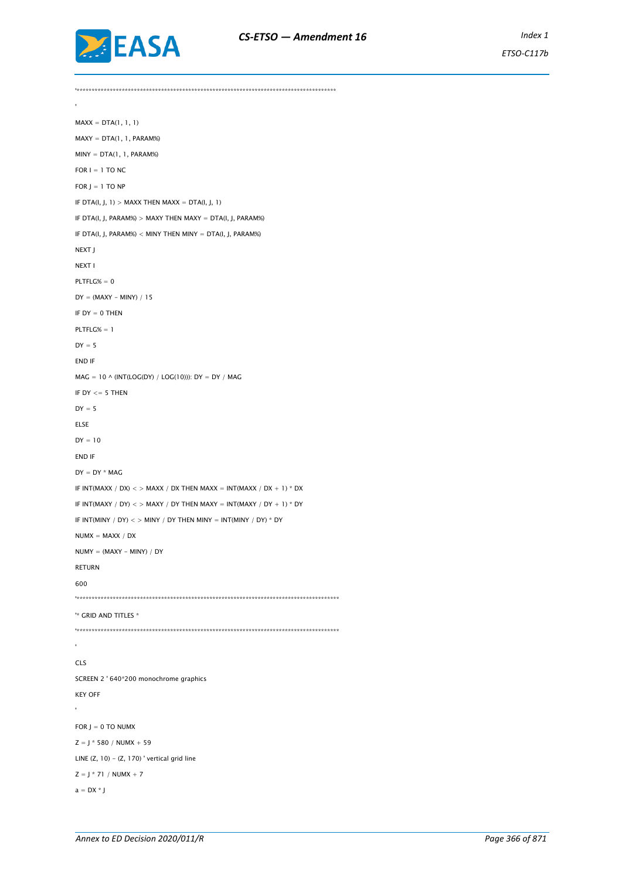```
'****************************************************************************************
'
MAXX = DTA(1, 1, 1)
MAXY = DTA(1, 1, PARAM%)
MINY = DTA(1, 1, PARAM%)
FOR I = 1 TO NC
FOR J = 1 TO NP
IF DTA(I, J, 1) > MAXX THEN MAXX = DTA(I, J, 1)
IF DTA(I, J, PARAM%) > MAXY THEN MAXY = DTA(I, J, PARAM%)
IF DTA(I, J, PARAM%) < MINY THEN MINY = DTA(I, J, PARAM%)
NEXT J
NEXT I
PLTFLG% = 0
DY = (MAXY - MINY) / 15
IF DY = 0 THEN
PLTFLG% = 1
DY = 5
END IF
MAG = 10 ^ (INT(LOG(DY) / LOG(10))): DY = DY / MAG
IF DY <= 5 THEN
DY = 5
ELSE
DY = 10
END IF
DY = DY * MAG
IF INT(MAXX / DX) < > MAXX / DX THEN MAXX = INT(MAXX / DX + 1) * DX
IF INT(MAXY / DY) < > MAXY / DY THEN MAXY = INT(MAXY / DY + 1) * DY
IF INT(MINY / DY) < > MINY / DY THEN MINY = INT(MINY / DY) * DY
NUMX = MAXX / DX
NUMY = (MAXY - MINY) / DY
RETURN
600
'****************************************************************************************
'* GRID AND TITLES *
'****************************************************************************************
'
CLS
SCREEN 2 ' 640*200 monochrome graphics
KEY OFF
'
FOR J = 0 TO NUMX
Z = J * 580 / NUMX + 59
LINE (Z, 10) - (Z, 170) ' vertical grid line
Z = J * 71 / NUMX + 7
a = DX * J
```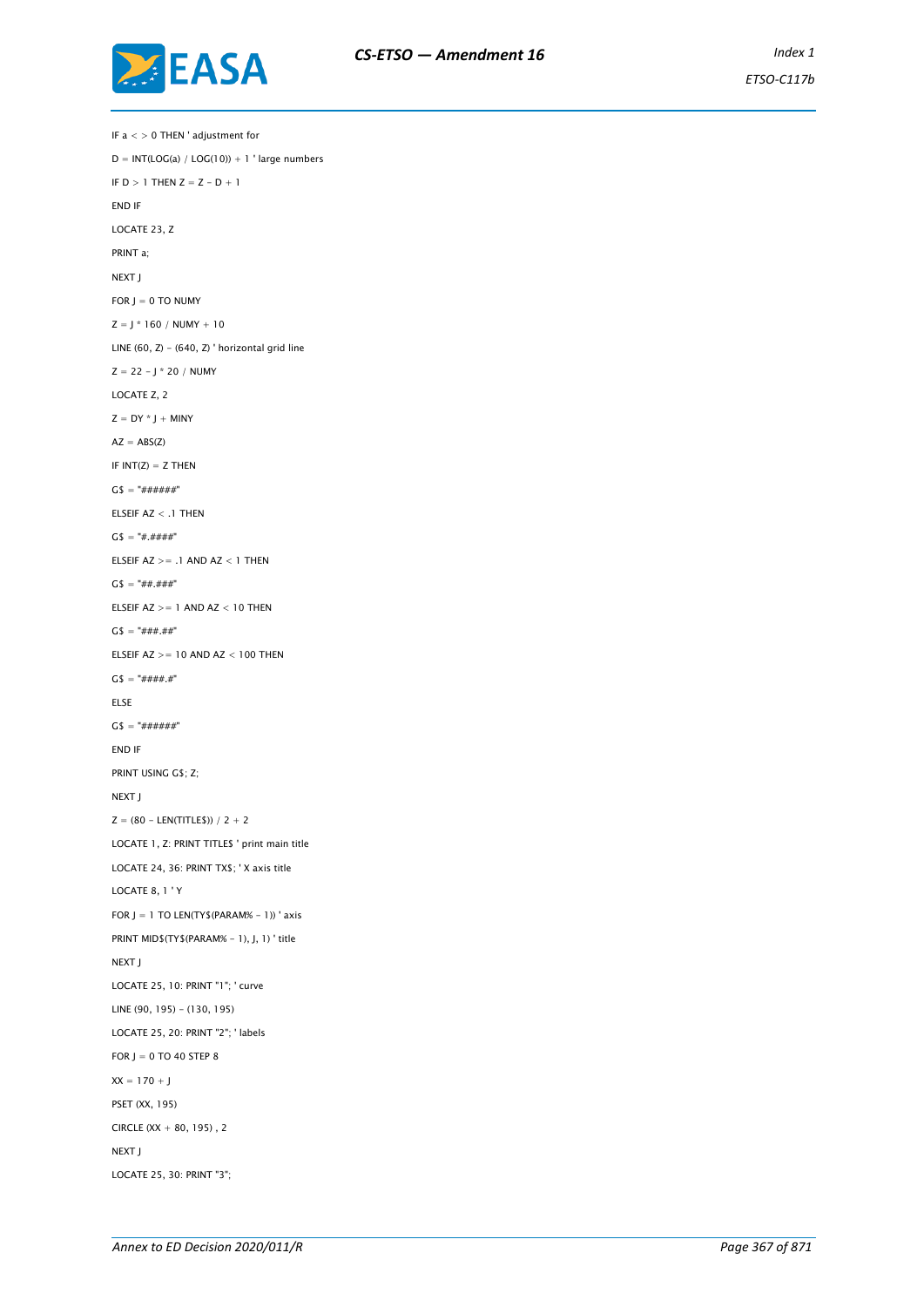```
IF a < > 0 THEN ' adjustment for
D = INT(LOG(a) / LOG(10)) + 1 ' large numbers
IF D > 1 THEN Z = Z - D + 1
END IF
LOCATE 23, Z
PRINT a;
NEXT J
FOR J = 0 TO NUMY
Z = J * 160 / NUMY + 10
LINE (60, Z) - (640, Z) ' horizontal grid line
Z = 22 - J * 20 / NUMY
LOCATE Z, 2
Z = DY * J + MINY
AZ = ABS(Z)
IF INT(Z) = Z THEN
G$ = "######"
ELSEIF AZ < .1 THEN
G$ = "#.####"
ELSEIF AZ >= .1 AND AZ < 1 THEN
G$ = "##.###"
ELSEIF AZ >= 1 AND AZ < 10 THEN
G$ = "###.##"
ELSEIF AZ >= 10 AND AZ < 100 THEN
G$ = "####.#"
ELSE
G$ = "######"
END IF
PRINT USING G$; Z;
NEXT J
Z = (80 - LEN(TITLE$)) / 2 + 2
LOCATE 1, Z: PRINT TITLE$ ' print main title
LOCATE 24, 36: PRINT TX$; ' X axis title
LOCATE 8, 1 ' Y
FOR J = 1 TO LEN(TY$(PARAM% - 1)) ' axis
PRINT MID$(TY$(PARAM% - 1), J, 1) ' title
NEXT J
LOCATE 25, 10: PRINT "1"; ' curve
LINE (90, 195) - (130, 195)
LOCATE 25, 20: PRINT "2"; ' labels
FOR J = 0 TO 40 STEP 8
XX = 170 + J
PSET (XX, 195)
CIRCLE (XX + 80, 195) , 2
NEXT J
LOCATE 25, 30: PRINT "3";
```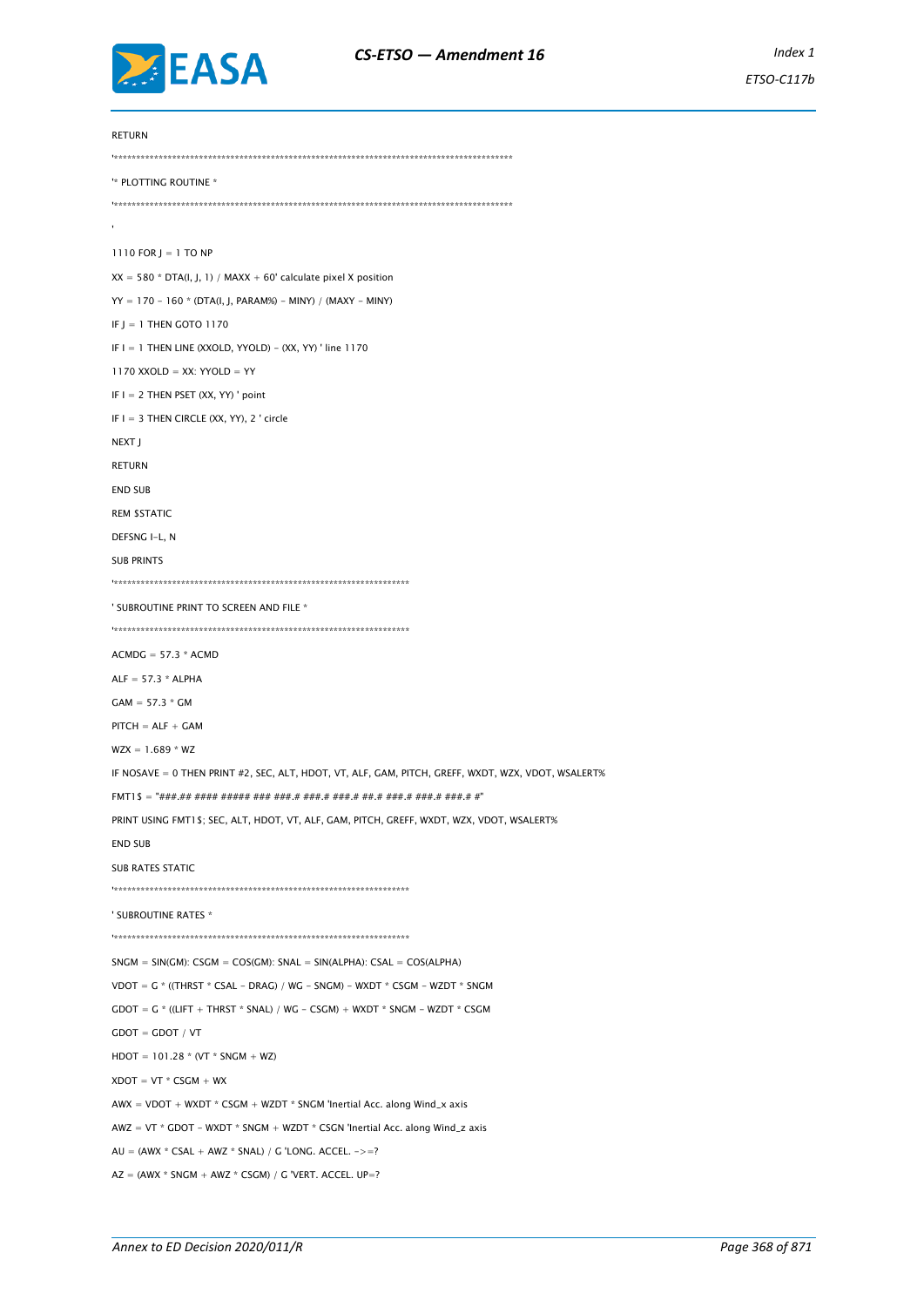```
RETURN
'*******************************************************************************************
'* PLOTTING ROUTINE *
'*******************************************************************************************
'
1110 FOR J = 1 TO NP
XX = 580 * DTA(I, J, 1) / MAXX + 60' calculate pixel X position
YY = 170 - 160 * (DTA(I, J, PARAM%) - MINY) / (MAXY - MINY)
IF J = 1 THEN GOTO 1170
IF I = 1 THEN LINE (XXOLD, YYOLD) - (XX, YY) ' line 1170
1170 XXOLD = XX: YYOLD = YY
IF I = 2 THEN PSET (XX, YY) ' point
IF I = 3 THEN CIRCLE (XX, YY), 2 ' circle
NEXT J
RETURN
END SUB
REM $STATIC
DEFSNG I-L, N
SUB PRINTS
'*********************************************************************
' SUBROUTINE PRINT TO SCREEN AND FILE *
'*********************************************************************
ACMDG = 57.3 * ACMD
ALF = 57.3 * ALPHA
GAM = 57.3 * GM
PITCH = ALF + GAM
WZX = 1.689 * WZ
IF NOSAVE = 0 THEN PRINT #2, SEC, ALT, HDOT, VT, ALF, GAM, PITCH, GREFF, WXDT, WZX, VDOT, WSALERT%
FMT1$ = "###.## #### ##### ### ###.# ###.# ###.# ##.# ###.# ###.# ###.# #"
PRINT USING FMT1$; SEC, ALT, HDOT, VT, ALF, GAM, PITCH, GREFF, WXDT, WZX, VDOT, WSALERT%
END SUB
SUB RATES STATIC
'*********************************************************************
' SUBROUTINE RATES *
'*********************************************************************
SNGM = SIN(GM): CSGM = COS(GM): SNAL = SIN(ALPHA): CSAL = COS(ALPHA)
VDOT = G * ((THRST * CSAL - DRAG) / WG - SNGM) - WXDT * CSGM - WZDT * SNGM
GDOT = G * ((LIFT + THRST * SNAL) / WG - CSGM) + WXDT * SNGM - WZDT * CSGM
GDOT = GDOT / VT
HDOT = 101.28 * (VT * SNGM + WZ)
XDOT = VT * CSGM + WX
AWX = VDOT + WXDT * CSGM + WZDT * SNGM 'Inertial Acc. along Wind_x axis
AWZ = VT * GDOT - WXDT * SNGM + WZDT * CSGN 'Inertial Acc. along Wind_z axis
AU = (AWX * CSAL + AWZ * SNAL) / G 'LONG. ACCEL. ->=?
AZ = (AWX * SNGM + AWZ * CSGM) / G 'VERT. ACCEL. UP=?
```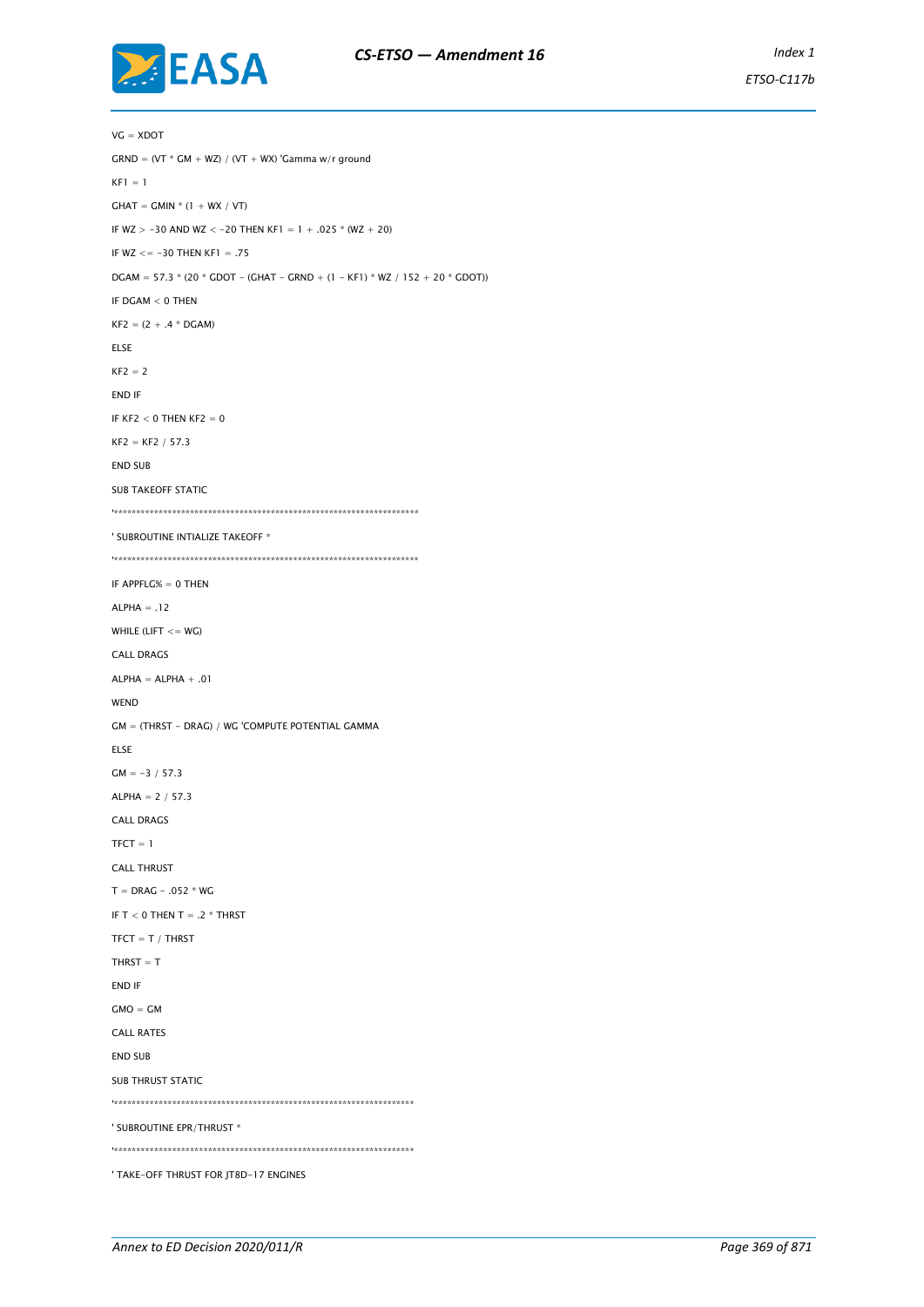```
VG = XDOT
GRND = (VT * GM + WZ) / (VT + WX) 'Gamma w/r ground
KF1 = 1
GHAT = GMIN * (1 + WX / VT)
IF WZ > -30 AND WZ < -20 THEN KF1 = 1 + .025 * (WZ + 20)
IF WZ <= -30 THEN KF1 = .75
DGAM = 57.3 * (20 * GDOT - (GHAT - GRND + (1 - KF1) * WZ / 152 + 20 * GDOT))
IF DGAM < 0 THEN
KF2 = (2 + .4 * DGAM)
ELSE
KF2 = 2
END IF
IF KF2 < 0 THEN KF2 = 0
KF2 = KF2 / 57.3
END SUB
SUB TAKEOFF STATIC
'*********************************************************************
' SUBROUTINE INTIALIZE TAKEOFF *
'*********************************************************************
IF APPFLG% = 0 THEN
ALPHA = .12
WHILE (LIFT <= WG)
CALL DRAGS
ALPHA = ALPHA + .01
WEND
GM = (THRST - DRAG) / WG 'COMPUTE POTENTIAL GAMMA
ELSE
GM = -3 / 57.3
ALPHA = 2 / 57.3
CALL DRAGS
TFCT = 1
CALL THRUST
T = DRAG - .052 * WG
IF T < 0 THEN T = .2 * THRST
TFCT = T / THRST
THRST = T
END IF
GMO = GM
CALL RATES
END SUB
SUB THRUST STATIC
'********************************************************************
' SUBROUTINE EPR/THRUST *
'********************************************************************
' TAKE-OFF THRUST FOR JT8D-17 ENGINES
```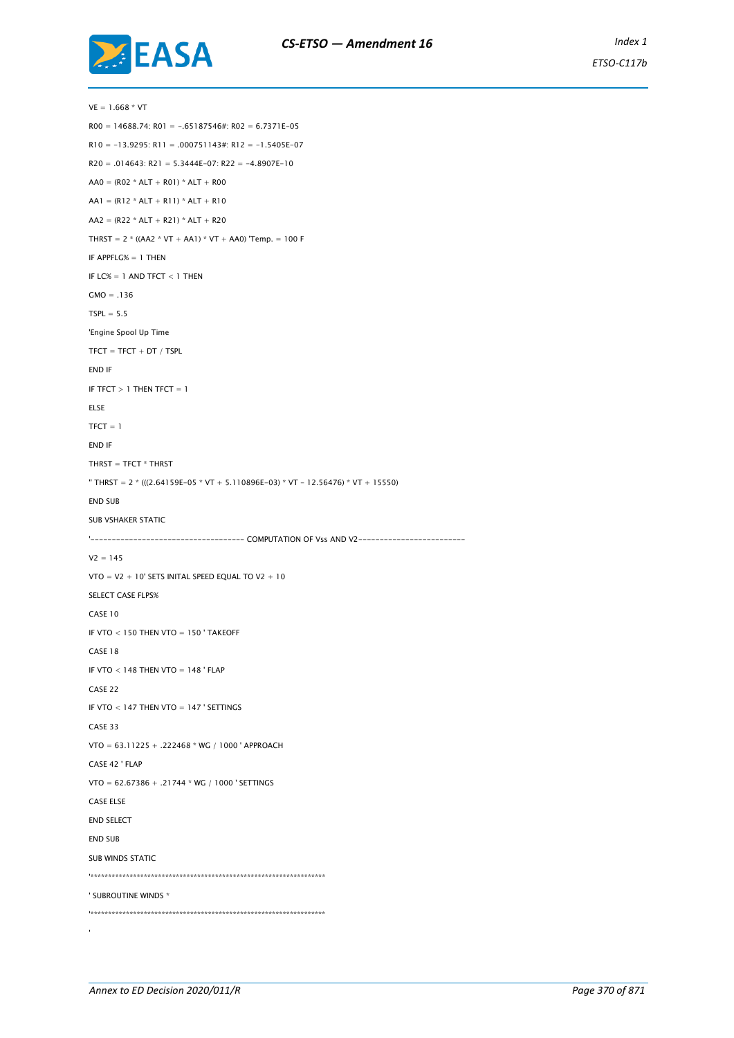```
VE = 1.668 * VT
R00 = 14688.74: R01 = -.65187546#: R02 = 6.7371E-05
R10 = -13.9295: R11 = .000751143#: R12 = -1.5405E-07
R20 = .014643: R21 = 5.3444E-07: R22 = -4.8907E-10
AA0 = (R02 * ALT + R01) * ALT + R00
AA1 = (R12 * ALT + R11) * ALT + R10
AA2 = (R22 * ALT + R21) * ALT + R20
THRST = 2 * ((AA2 * VT + AA1) * VT + AA0) 'Temp. = 100 F
IF APPFLG% = 1 THEN
IF LC% = 1 AND TFCT < 1 THEN
GMO = .136
TSPL = 5.5
'Engine Spool Up Time
TFCT = TFCT + DT / TSPL
END IF
IF TFCT > 1 THEN TFCT = 1
ELSE
TFCT = 1
END IF
THRST = TFCT * THRST
'' THRST = 2 * (((2.64159E-05 * VT + 5.110896E-03) * VT - 12.56476) * VT + 15550)
END SUB
SUB VSHAKER STATIC
'------------------------------------ COMPUTATION OF Vss AND V2-------------------------
V2 = 145
VTO = V2 + 10' SETS INITAL SPEED EQUAL TO V2 + 10
SELECT CASE FLPS%
CASE 10
IF VTO < 150 THEN VTO = 150 ' TAKEOFF
CASE 18
IF VTO < 148 THEN VTO = 148 ' FLAP
CASE 22
IF VTO < 147 THEN VTO = 147 ' SETTINGS
CASE 33
VTO = 63.11225 + .222468 * WG / 1000 ' APPROACH
CASE 42 ' FLAP
VTO = 62.67386 + .21744 * WG / 1000 ' SETTINGS
CASE ELSE
END SELECT
END SUB
SUB WINDS STATIC
'********************************************************************
' SUBROUTINE WINDS *
'********************************************************************
'
```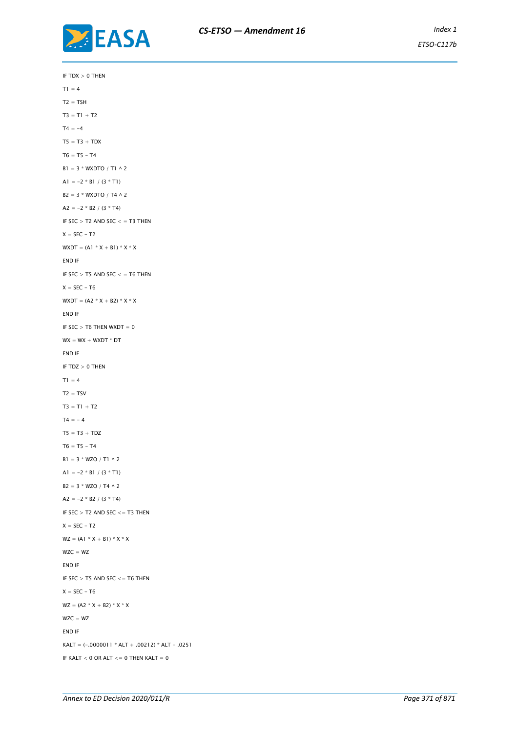```
IF TDX > 0 THEN

T1 = 4

T2 = TSH

T3 = T1 + T2

T4 = -4

T5 = T3 + TDX

T6 = T5 - T4

B1 = 3 * WXDTO / T1 ^ 2

A1 = -2 * B1 / (3 * T1)

B2 = 3 * WXDTO / T4 ^ 2

A2 = -2 * B2 / (3 * T4)

IF SEC > T2 AND SEC < = T3 THEN

X = SEC - T2

WXDT = (A1 * X + B1) * X * X

END IF

IF SEC > T5 AND SEC < = T6 THEN

X = SEC - T6

WXDT = (A2 * X + B2) * X * X

END IF

IF SEC > T6 THEN WXDT = 0

WX = WX + WXDT * DT

END IF

IF TDZ > 0 THEN

T1 = 4

T2 = TSV

T3 = T1 + T2

T4 = - 4

T5 = T3 + TDZ

T6 = T5 - T4

B1 = 3 * WZO / T1 ^ 2

A1 = -2 * B1 / (3 * T1)

B2 = 3 * WZO / T4 ^ 2

A2 = -2 * B2 / (3 * T4)

IF SEC > T2 AND SEC <= T3 THEN

X = SEC - T2

WZ = (A1 * X + B1) * X * X

WZC = WZ

END IF

IF SEC > T5 AND SEC <= T6 THEN

X = SEC - T6

WZ = (A2 * X + B2) * X * X

WZC = WZ

END IF

KALT = (-.0000011 * ALT + .00212) * ALT - .0251

IF KALT < 0 OR ALT <= 0 THEN KALT = 0
```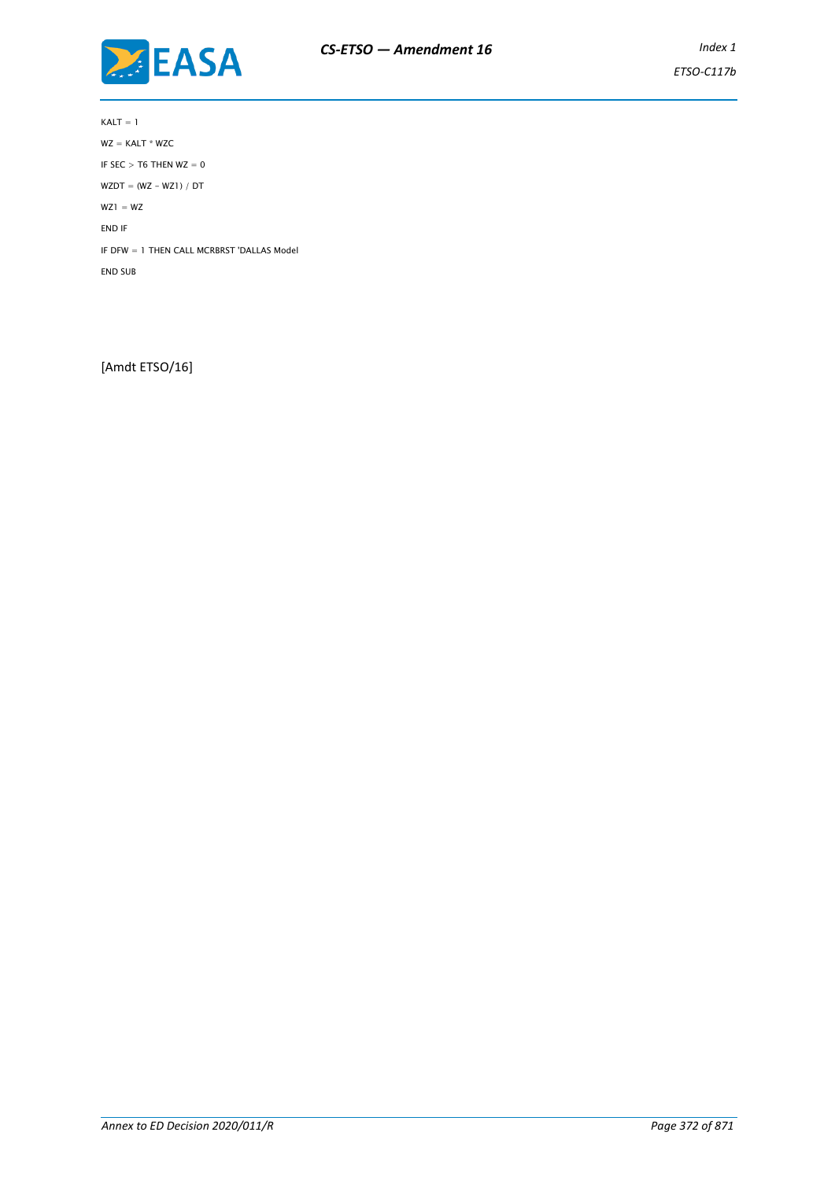```
KALT = 1
WZ = KALT * WZC
IF SEC > T6 THEN WZ = 0
WZDT = (WZ - WZ1) / DT
WZ1 = WZ
END IF
IF DFW = 1 THEN CALL MCRBRST 'DALLAS Model
END SUB
```

[Amdt ETSO/16]